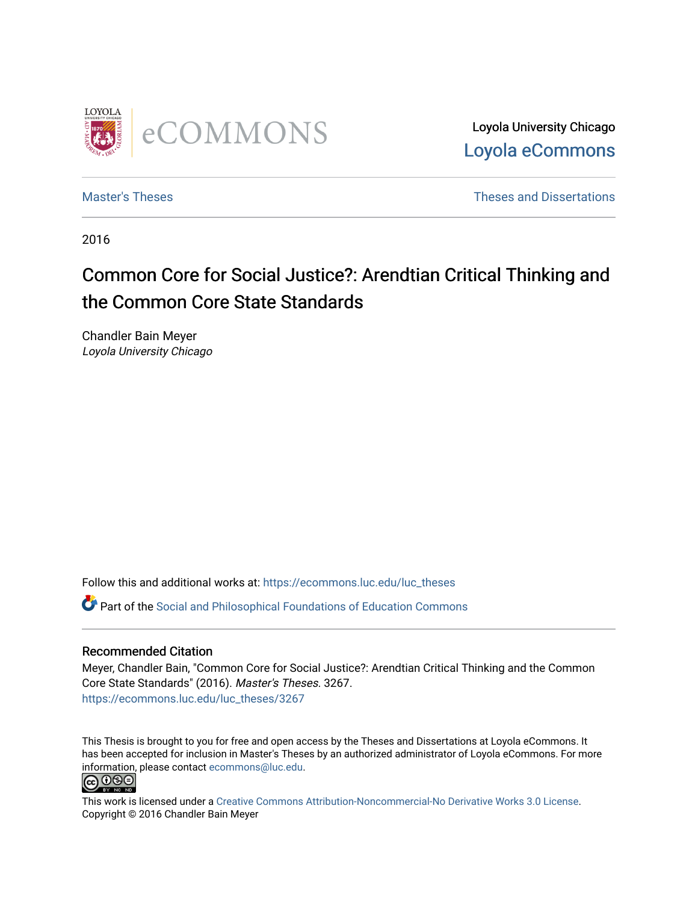Loyola University Chicago
Loyola eCommons

Master's Theses | Theses and Dissertations

2016

# Common Core for Social Justice?: Arendtian Critical Thinking and the Common Core State Standards

Chandler Bain Meyer
*Loyola University Chicago*

Follow this and additional works at: https://ecommons.luc.edu/luc_theses

Part of the Social and Philosophical Foundations of Education Commons

## Recommended Citation

Meyer, Chandler Bain, "Common Core for Social Justice?: Arendtian Critical Thinking and the Common Core State Standards" (2016). *Master's Theses*. 3267.
https://ecommons.luc.edu/luc_theses/3267

This Thesis is brought to you for free and open access by the Theses and Dissertations at Loyola eCommons. It has been accepted for inclusion in Master's Theses by an authorized administrator of Loyola eCommons. For more information, please contact ecommons@luc.edu.

This work is licensed under a Creative Commons Attribution-Noncommercial-No Derivative Works 3.0 License.
Copyright © 2016 Chandler Bain Meyer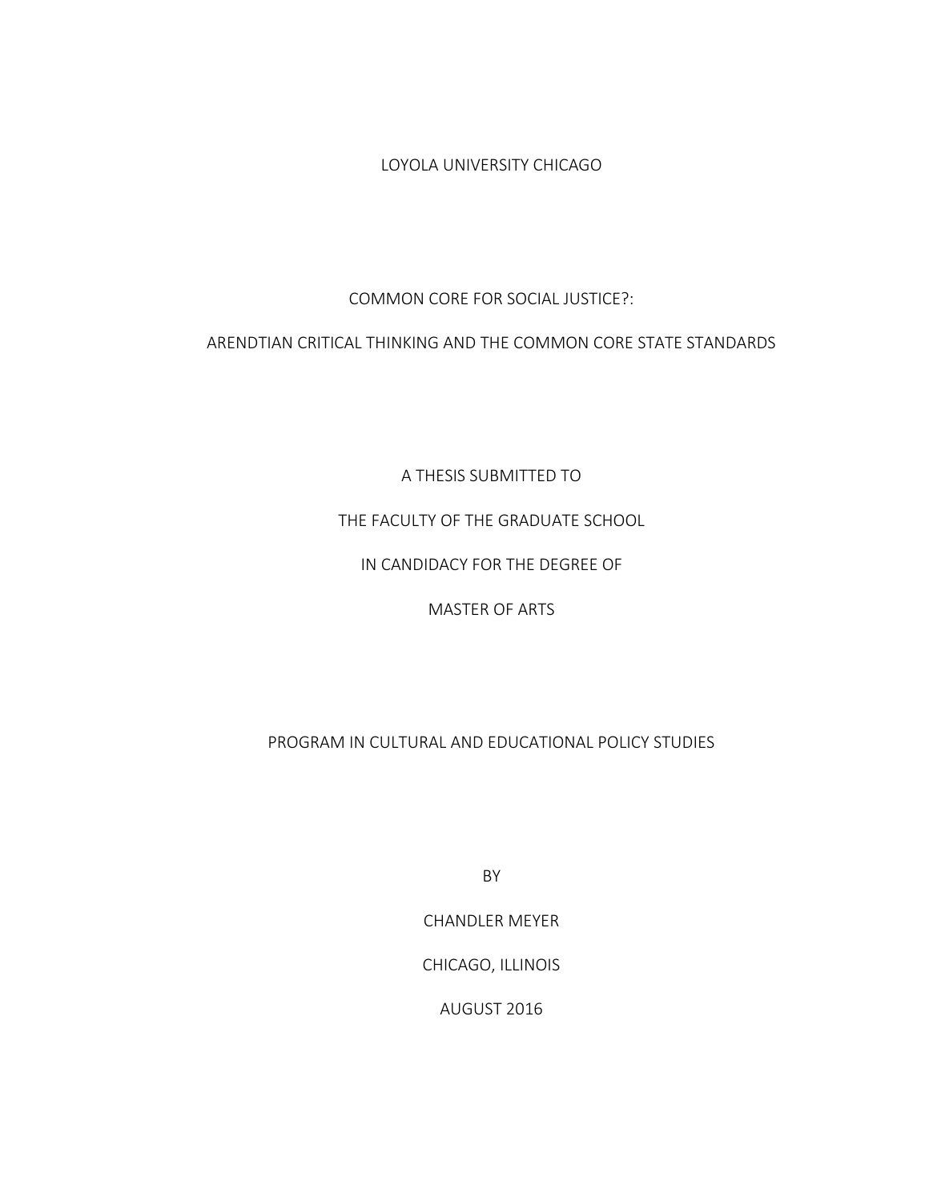LOYOLA UNIVERSITY CHICAGO

COMMON CORE FOR SOCIAL JUSTICE?:

ARENDTIAN CRITICAL THINKING AND THE COMMON CORE STATE STANDARDS

A THESIS SUBMITTED TO

THE FACULTY OF THE GRADUATE SCHOOL

IN CANDIDACY FOR THE DEGREE OF

MASTER OF ARTS

PROGRAM IN CULTURAL AND EDUCATIONAL POLICY STUDIES

BY

CHANDLER MEYER

CHICAGO, ILLINOIS

AUGUST 2016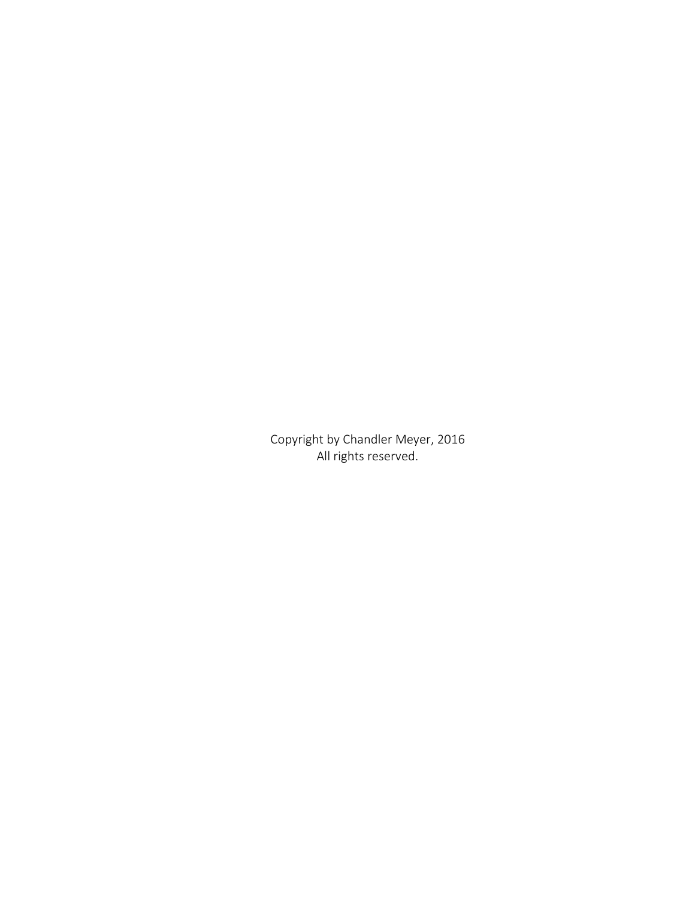Copyright by Chandler Meyer, 2016
All rights reserved.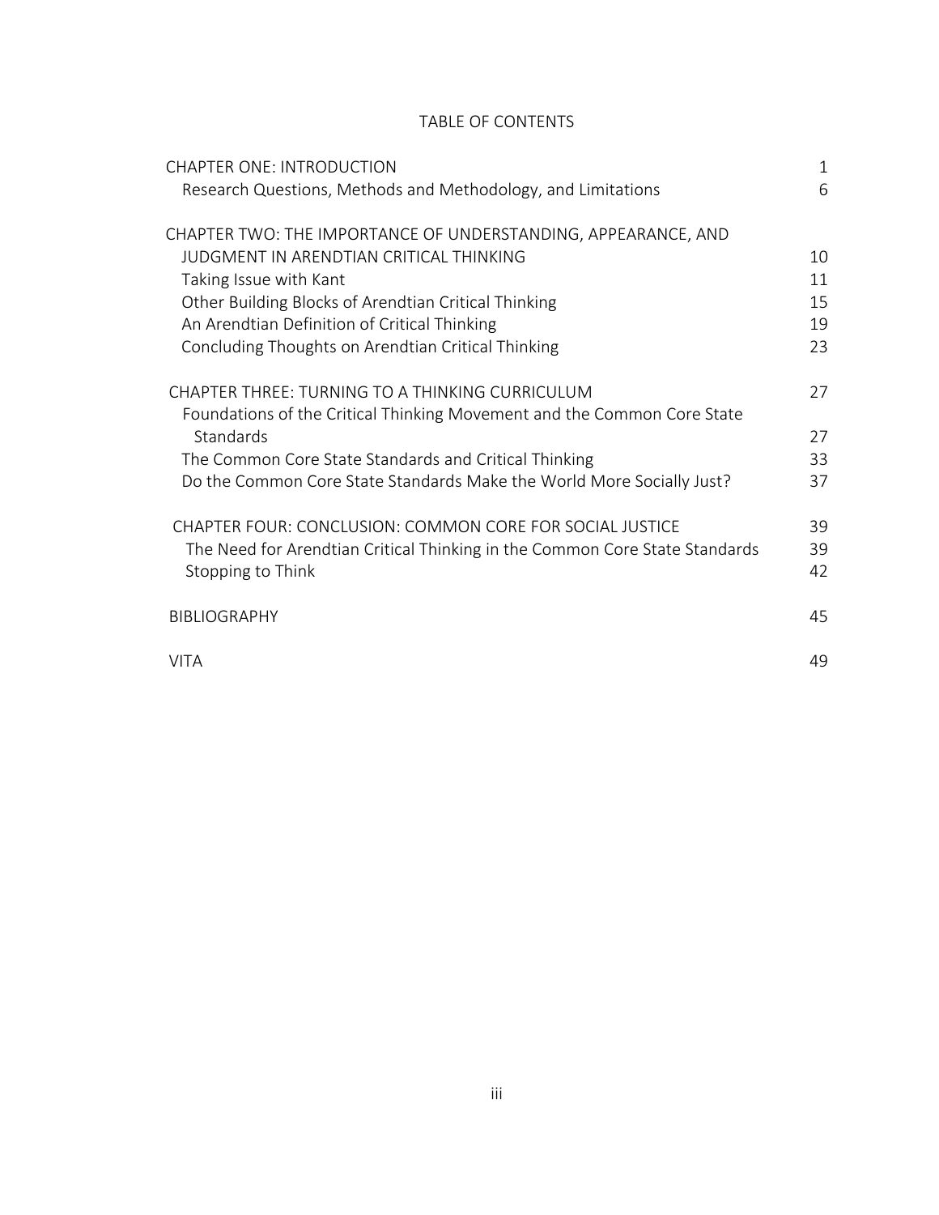# TABLE OF CONTENTS

| | |
|---|---|
| CHAPTER ONE: INTRODUCTION | 1 |
| Research Questions, Methods and Methodology, and Limitations | 6 |
| CHAPTER TWO: THE IMPORTANCE OF UNDERSTANDING, APPEARANCE, AND JUDGMENT IN ARENDTIAN CRITICAL THINKING | 10 |
| Taking Issue with Kant | 11 |
| Other Building Blocks of Arendtian Critical Thinking | 15 |
| An Arendtian Definition of Critical Thinking | 19 |
| Concluding Thoughts on Arendtian Critical Thinking | 23 |
| CHAPTER THREE: TURNING TO A THINKING CURRICULUM | 27 |
| Foundations of the Critical Thinking Movement and the Common Core State Standards | 27 |
| The Common Core State Standards and Critical Thinking | 33 |
| Do the Common Core State Standards Make the World More Socially Just? | 37 |
| CHAPTER FOUR: CONCLUSION: COMMON CORE FOR SOCIAL JUSTICE | 39 |
| The Need for Arendtian Critical Thinking in the Common Core State Standards | 39 |
| Stopping to Think | 42 |
| BIBLIOGRAPHY | 45 |
| VITA | 49 |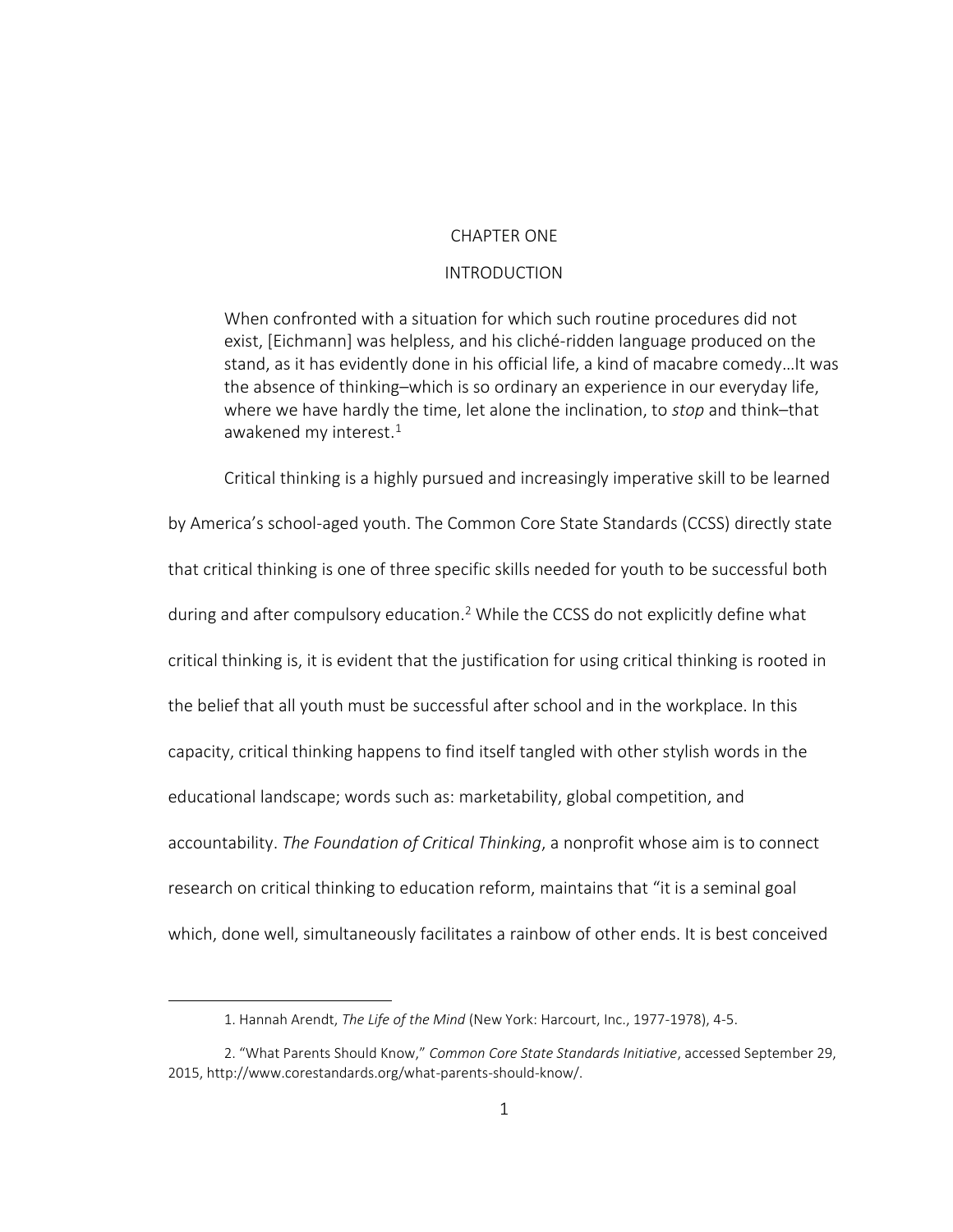# CHAPTER ONE

## INTRODUCTION

> When confronted with a situation for which such routine procedures did not exist, [Eichmann] was helpless, and his cliché-ridden language produced on the stand, as it has evidently done in his official life, a kind of macabre comedy…It was the absence of thinking–which is so ordinary an experience in our everyday life, where we have hardly the time, let alone the inclination, to *stop* and think–that awakened my interest.[1]

Critical thinking is a highly pursued and increasingly imperative skill to be learned by America's school-aged youth. The Common Core State Standards (CCSS) directly state that critical thinking is one of three specific skills needed for youth to be successful both during and after compulsory education.[2] While the CCSS do not explicitly define what critical thinking is, it is evident that the justification for using critical thinking is rooted in the belief that all youth must be successful after school and in the workplace. In this capacity, critical thinking happens to find itself tangled with other stylish words in the educational landscape; words such as: marketability, global competition, and accountability. *The Foundation of Critical Thinking*, a nonprofit whose aim is to connect research on critical thinking to education reform, maintains that "it is a seminal goal which, done well, simultaneously facilitates a rainbow of other ends. It is best conceived

---

1. Hannah Arendt, *The Life of the Mind* (New York: Harcourt, Inc., 1977-1978), 4-5.

2. "What Parents Should Know," *Common Core State Standards Initiative*, accessed September 29, 2015, http://www.corestandards.org/what-parents-should-know/.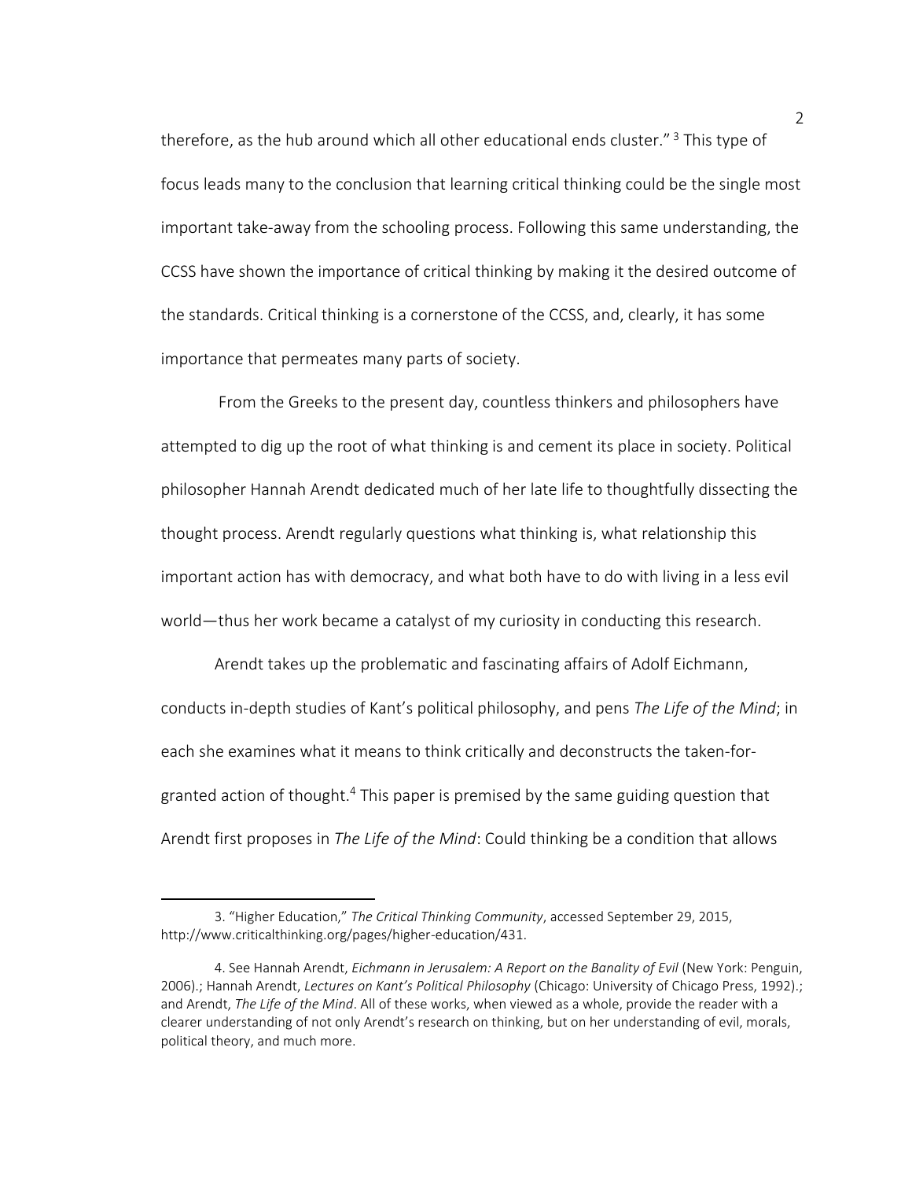therefore, as the hub around which all other educational ends cluster."[3] This type of focus leads many to the conclusion that learning critical thinking could be the single most important take-away from the schooling process. Following this same understanding, the CCSS have shown the importance of critical thinking by making it the desired outcome of the standards. Critical thinking is a cornerstone of the CCSS, and, clearly, it has some importance that permeates many parts of society.

From the Greeks to the present day, countless thinkers and philosophers have attempted to dig up the root of what thinking is and cement its place in society. Political philosopher Hannah Arendt dedicated much of her late life to thoughtfully dissecting the thought process. Arendt regularly questions what thinking is, what relationship this important action has with democracy, and what both have to do with living in a less evil world—thus her work became a catalyst of my curiosity in conducting this research.

Arendt takes up the problematic and fascinating affairs of Adolf Eichmann, conducts in-depth studies of Kant's political philosophy, and pens *The Life of the Mind*; in each she examines what it means to think critically and deconstructs the taken-for-granted action of thought.[4] This paper is premised by the same guiding question that Arendt first proposes in *The Life of the Mind*: Could thinking be a condition that allows

---

3. "Higher Education," *The Critical Thinking Community*, accessed September 29, 2015, http://www.criticalthinking.org/pages/higher-education/431.

4. See Hannah Arendt, *Eichmann in Jerusalem: A Report on the Banality of Evil* (New York: Penguin, 2006).; Hannah Arendt, *Lectures on Kant's Political Philosophy* (Chicago: University of Chicago Press, 1992).; and Arendt, *The Life of the Mind*. All of these works, when viewed as a whole, provide the reader with a clearer understanding of not only Arendt's research on thinking, but on her understanding of evil, morals, political theory, and much more.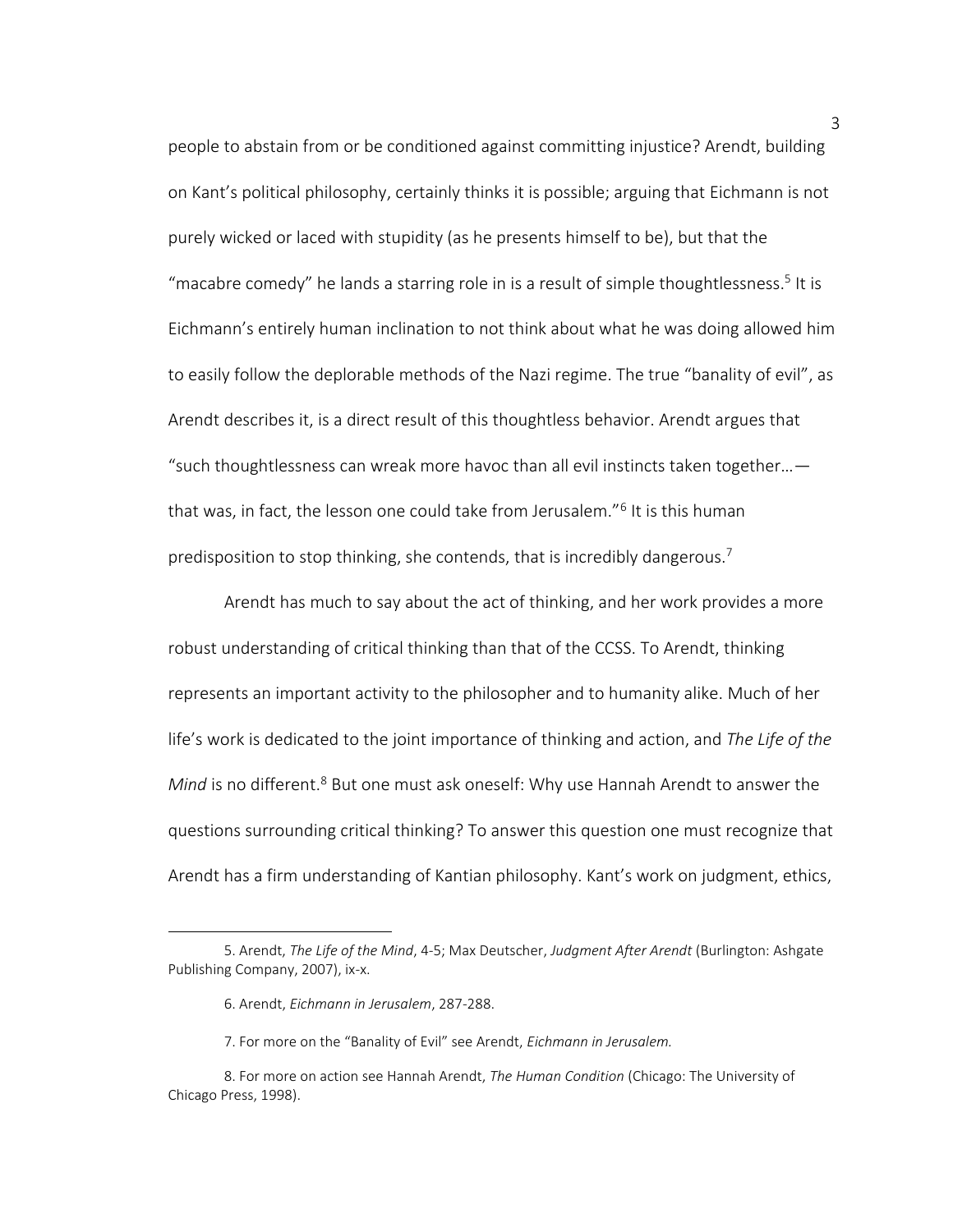people to abstain from or be conditioned against committing injustice? Arendt, building on Kant's political philosophy, certainly thinks it is possible; arguing that Eichmann is not purely wicked or laced with stupidity (as he presents himself to be), but that the "macabre comedy" he lands a starring role in is a result of simple thoughtlessness.[5] It is Eichmann's entirely human inclination to not think about what he was doing allowed him to easily follow the deplorable methods of the Nazi regime. The true "banality of evil", as Arendt describes it, is a direct result of this thoughtless behavior. Arendt argues that "such thoughtlessness can wreak more havoc than all evil instincts taken together…—that was, in fact, the lesson one could take from Jerusalem."[6] It is this human predisposition to stop thinking, she contends, that is incredibly dangerous.[7]

Arendt has much to say about the act of thinking, and her work provides a more robust understanding of critical thinking than that of the CCSS. To Arendt, thinking represents an important activity to the philosopher and to humanity alike. Much of her life's work is dedicated to the joint importance of thinking and action, and *The Life of the Mind* is no different.[8] But one must ask oneself: Why use Hannah Arendt to answer the questions surrounding critical thinking? To answer this question one must recognize that Arendt has a firm understanding of Kantian philosophy. Kant's work on judgment, ethics,

---

5. Arendt, *The Life of the Mind*, 4-5; Max Deutscher, *Judgment After Arendt* (Burlington: Ashgate Publishing Company, 2007), ix-x.

6. Arendt, *Eichmann in Jerusalem*, 287-288.

7. For more on the "Banality of Evil" see Arendt, *Eichmann in Jerusalem.*

8. For more on action see Hannah Arendt, *The Human Condition* (Chicago: The University of Chicago Press, 1998).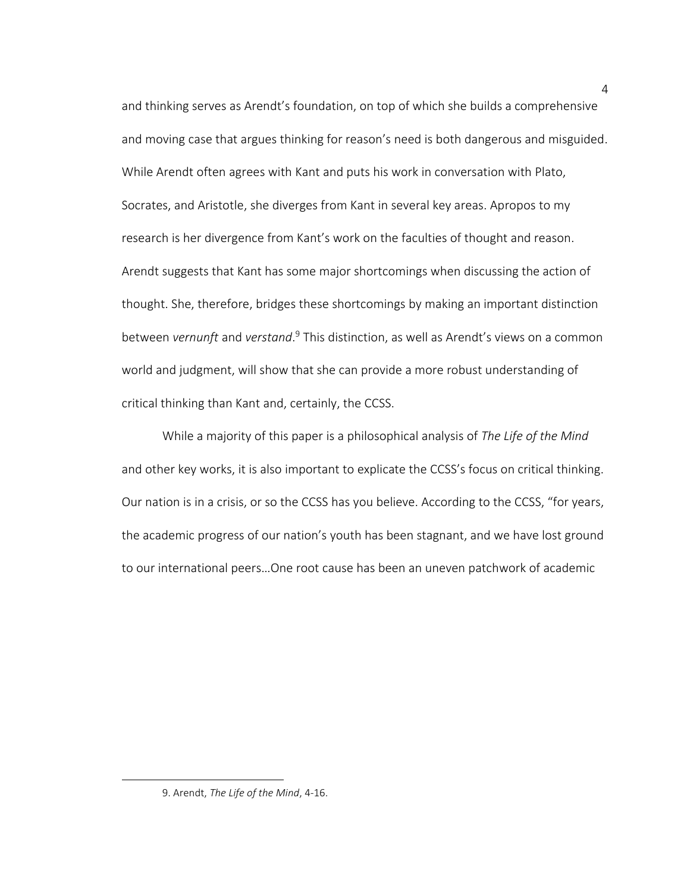and thinking serves as Arendt's foundation, on top of which she builds a comprehensive and moving case that argues thinking for reason's need is both dangerous and misguided. While Arendt often agrees with Kant and puts his work in conversation with Plato, Socrates, and Aristotle, she diverges from Kant in several key areas. Apropos to my research is her divergence from Kant's work on the faculties of thought and reason. Arendt suggests that Kant has some major shortcomings when discussing the action of thought. She, therefore, bridges these shortcomings by making an important distinction between *vernunft* and *verstand*.[9] This distinction, as well as Arendt's views on a common world and judgment, will show that she can provide a more robust understanding of critical thinking than Kant and, certainly, the CCSS.

While a majority of this paper is a philosophical analysis of *The Life of the Mind* and other key works, it is also important to explicate the CCSS's focus on critical thinking. Our nation is in a crisis, or so the CCSS has you believe. According to the CCSS, "for years, the academic progress of our nation's youth has been stagnant, and we have lost ground to our international peers…One root cause has been an uneven patchwork of academic

---

9. Arendt, *The Life of the Mind*, 4-16.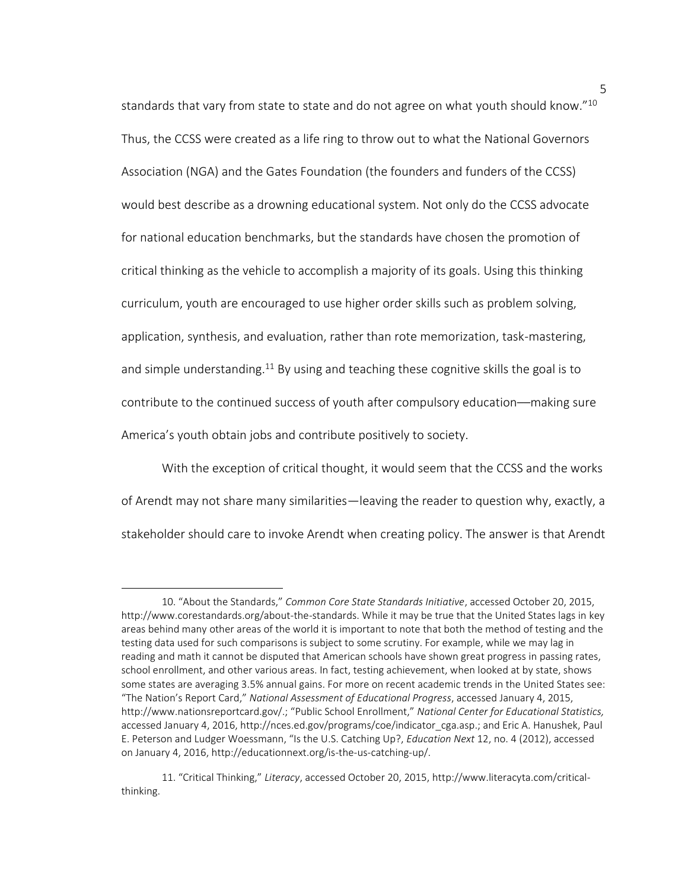standards that vary from state to state and do not agree on what youth should know."[10] Thus, the CCSS were created as a life ring to throw out to what the National Governors Association (NGA) and the Gates Foundation (the founders and funders of the CCSS) would best describe as a drowning educational system. Not only do the CCSS advocate for national education benchmarks, but the standards have chosen the promotion of critical thinking as the vehicle to accomplish a majority of its goals. Using this thinking curriculum, youth are encouraged to use higher order skills such as problem solving, application, synthesis, and evaluation, rather than rote memorization, task-mastering, and simple understanding.[11] By using and teaching these cognitive skills the goal is to contribute to the continued success of youth after compulsory education—making sure America's youth obtain jobs and contribute positively to society.

With the exception of critical thought, it would seem that the CCSS and the works of Arendt may not share many similarities—leaving the reader to question why, exactly, a stakeholder should care to invoke Arendt when creating policy. The answer is that Arendt

---

10. "About the Standards," *Common Core State Standards Initiative*, accessed October 20, 2015, http://www.corestandards.org/about-the-standards. While it may be true that the United States lags in key areas behind many other areas of the world it is important to note that both the method of testing and the testing data used for such comparisons is subject to some scrutiny. For example, while we may lag in reading and math it cannot be disputed that American schools have shown great progress in passing rates, school enrollment, and other various areas. In fact, testing achievement, when looked at by state, shows some states are averaging 3.5% annual gains. For more on recent academic trends in the United States see: "The Nation's Report Card," *National Assessment of Educational Progress*, accessed January 4, 2015, http://www.nationsreportcard.gov/.; "Public School Enrollment," *National Center for Educational Statistics,* accessed January 4, 2016, http://nces.ed.gov/programs/coe/indicator_cga.asp.; and Eric A. Hanushek, Paul E. Peterson and Ludger Woessmann, "Is the U.S. Catching Up?, *Education Next* 12, no. 4 (2012), accessed on January 4, 2016, http://educationnext.org/is-the-us-catching-up/.

11. "Critical Thinking," *Literacy*, accessed October 20, 2015, http://www.literacyta.com/critical-thinking.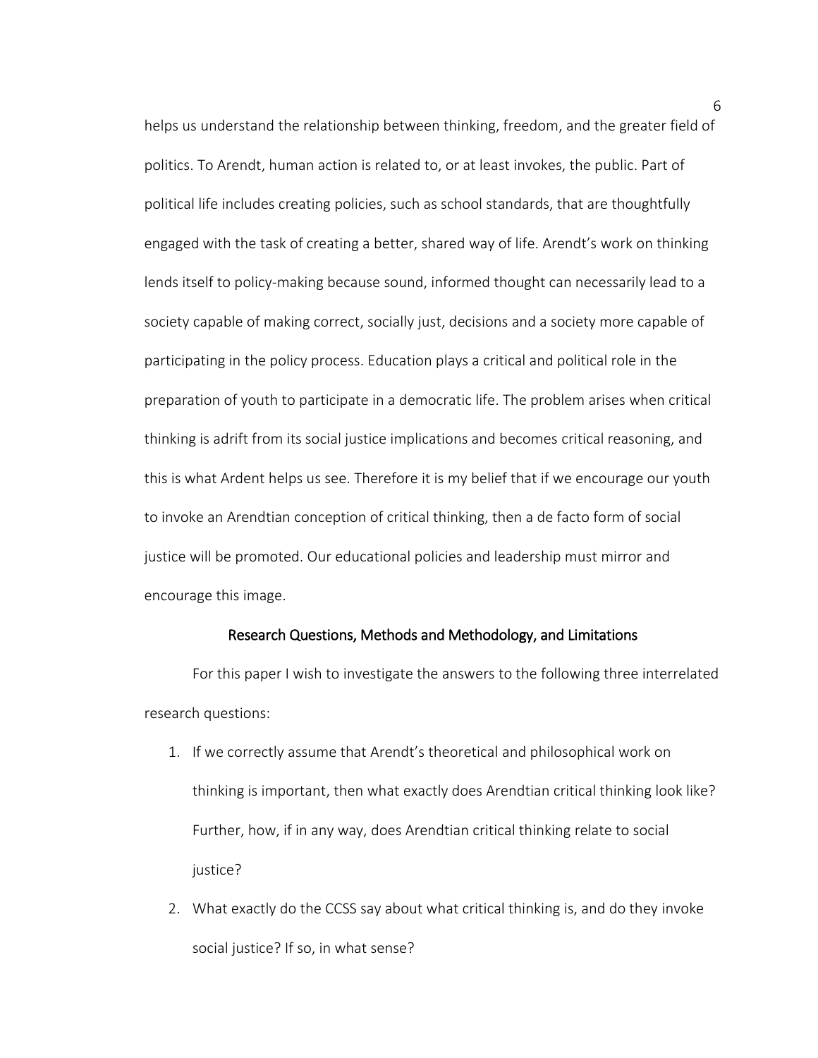helps us understand the relationship between thinking, freedom, and the greater field of politics. To Arendt, human action is related to, or at least invokes, the public. Part of political life includes creating policies, such as school standards, that are thoughtfully engaged with the task of creating a better, shared way of life. Arendt's work on thinking lends itself to policy-making because sound, informed thought can necessarily lead to a society capable of making correct, socially just, decisions and a society more capable of participating in the policy process. Education plays a critical and political role in the preparation of youth to participate in a democratic life. The problem arises when critical thinking is adrift from its social justice implications and becomes critical reasoning, and this is what Ardent helps us see. Therefore it is my belief that if we encourage our youth to invoke an Arendtian conception of critical thinking, then a de facto form of social justice will be promoted. Our educational policies and leadership must mirror and encourage this image.

## Research Questions, Methods and Methodology, and Limitations

For this paper I wish to investigate the answers to the following three interrelated research questions:

1. If we correctly assume that Arendt's theoretical and philosophical work on thinking is important, then what exactly does Arendtian critical thinking look like? Further, how, if in any way, does Arendtian critical thinking relate to social justice?
2. What exactly do the CCSS say about what critical thinking is, and do they invoke social justice? If so, in what sense?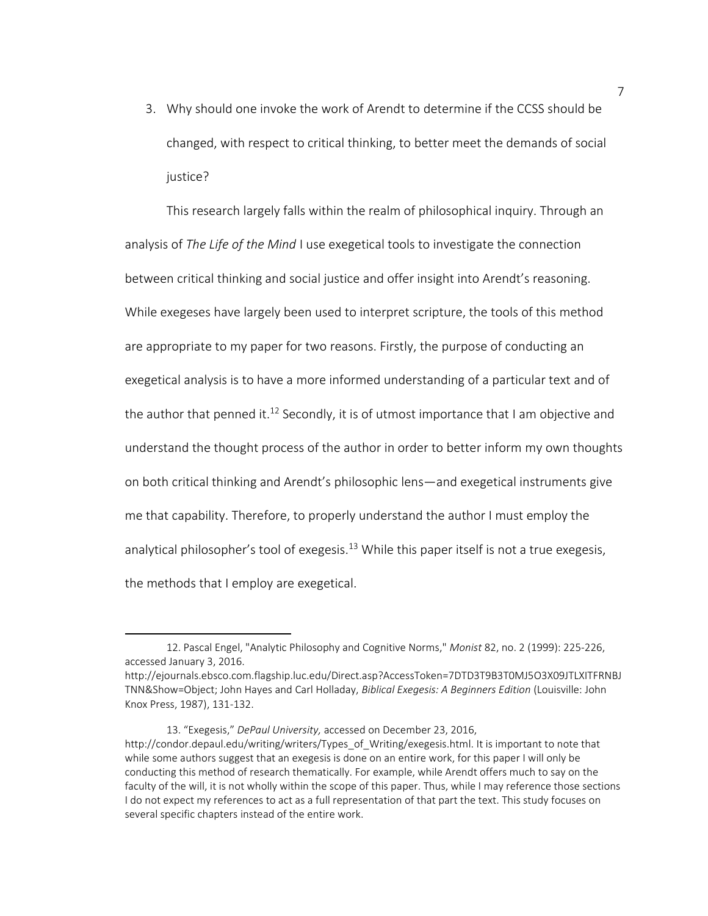3. Why should one invoke the work of Arendt to determine if the CCSS should be changed, with respect to critical thinking, to better meet the demands of social justice?

This research largely falls within the realm of philosophical inquiry. Through an analysis of *The Life of the Mind* I use exegetical tools to investigate the connection between critical thinking and social justice and offer insight into Arendt's reasoning. While exegeses have largely been used to interpret scripture, the tools of this method are appropriate to my paper for two reasons. Firstly, the purpose of conducting an exegetical analysis is to have a more informed understanding of a particular text and of the author that penned it.[12] Secondly, it is of utmost importance that I am objective and understand the thought process of the author in order to better inform my own thoughts on both critical thinking and Arendt's philosophic lens—and exegetical instruments give me that capability. Therefore, to properly understand the author I must employ the analytical philosopher's tool of exegesis.[13] While this paper itself is not a true exegesis, the methods that I employ are exegetical.

---

12. Pascal Engel, "Analytic Philosophy and Cognitive Norms," *Monist* 82, no. 2 (1999): 225-226, accessed January 3, 2016. http://ejournals.ebsco.com.flagship.luc.edu/Direct.asp?AccessToken=7DTD3T9B3T0MJ5O3X09JTLXITFRNBJTNN&Show=Object; John Hayes and Carl Holladay, *Biblical Exegesis: A Beginners Edition* (Louisville: John Knox Press, 1987), 131-132.

13. "Exegesis," *DePaul University,* accessed on December 23, 2016, http://condor.depaul.edu/writing/writers/Types_of_Writing/exegesis.html. It is important to note that while some authors suggest that an exegesis is done on an entire work, for this paper I will only be conducting this method of research thematically. For example, while Arendt offers much to say on the faculty of the will, it is not wholly within the scope of this paper. Thus, while I may reference those sections I do not expect my references to act as a full representation of that part the text. This study focuses on several specific chapters instead of the entire work.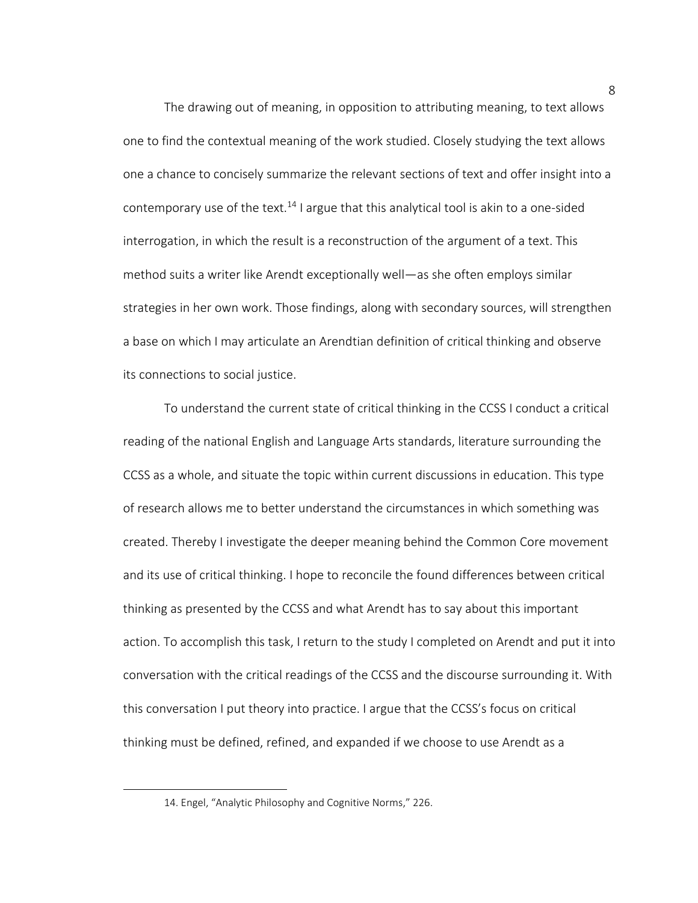The drawing out of meaning, in opposition to attributing meaning, to text allows one to find the contextual meaning of the work studied. Closely studying the text allows one a chance to concisely summarize the relevant sections of text and offer insight into a contemporary use of the text.[14] I argue that this analytical tool is akin to a one-sided interrogation, in which the result is a reconstruction of the argument of a text. This method suits a writer like Arendt exceptionally well—as she often employs similar strategies in her own work. Those findings, along with secondary sources, will strengthen a base on which I may articulate an Arendtian definition of critical thinking and observe its connections to social justice.

To understand the current state of critical thinking in the CCSS I conduct a critical reading of the national English and Language Arts standards, literature surrounding the CCSS as a whole, and situate the topic within current discussions in education. This type of research allows me to better understand the circumstances in which something was created. Thereby I investigate the deeper meaning behind the Common Core movement and its use of critical thinking. I hope to reconcile the found differences between critical thinking as presented by the CCSS and what Arendt has to say about this important action. To accomplish this task, I return to the study I completed on Arendt and put it into conversation with the critical readings of the CCSS and the discourse surrounding it. With this conversation I put theory into practice. I argue that the CCSS's focus on critical thinking must be defined, refined, and expanded if we choose to use Arendt as a

---

14. Engel, "Analytic Philosophy and Cognitive Norms," 226.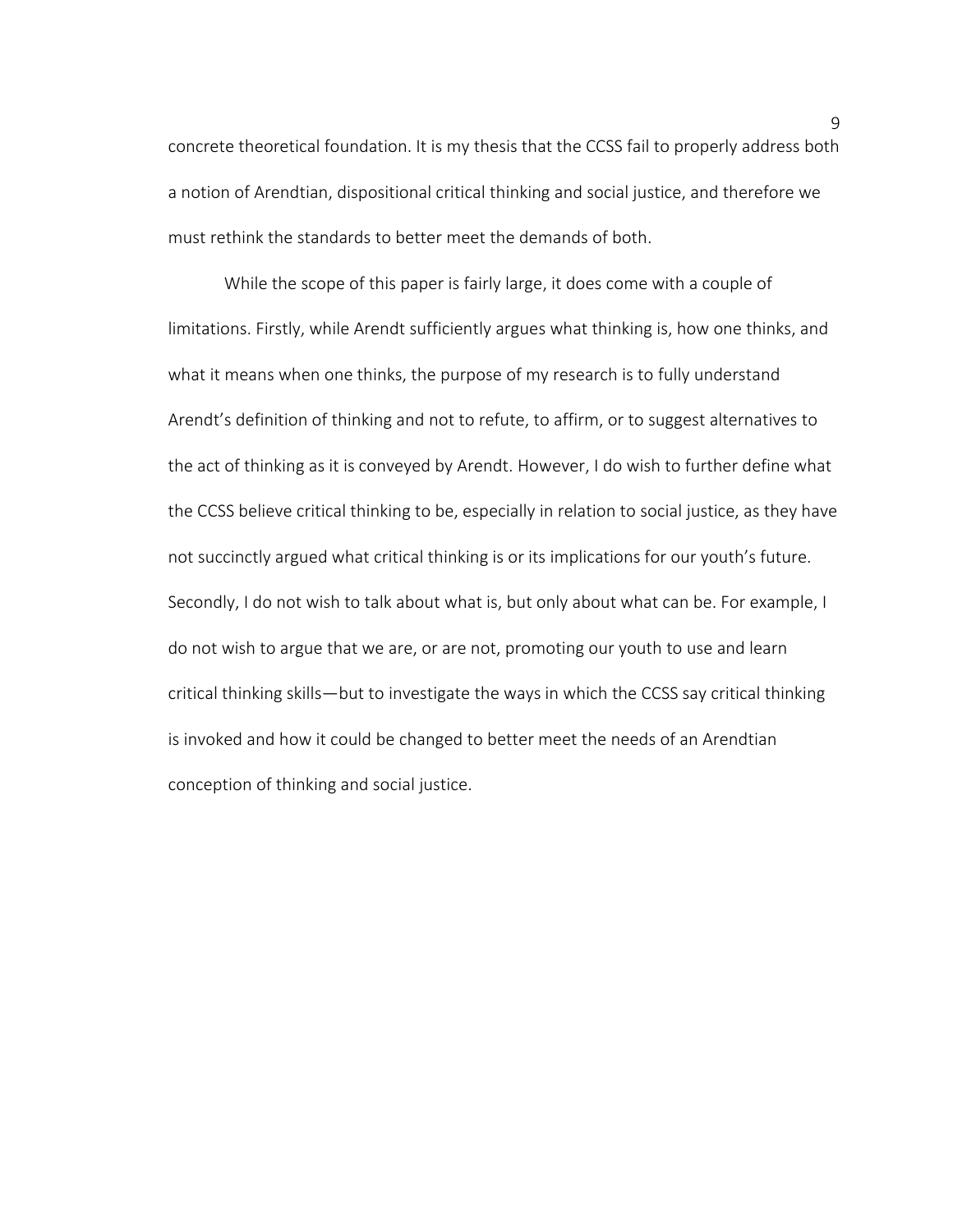concrete theoretical foundation. It is my thesis that the CCSS fail to properly address both a notion of Arendtian, dispositional critical thinking and social justice, and therefore we must rethink the standards to better meet the demands of both.

While the scope of this paper is fairly large, it does come with a couple of limitations. Firstly, while Arendt sufficiently argues what thinking is, how one thinks, and what it means when one thinks, the purpose of my research is to fully understand Arendt's definition of thinking and not to refute, to affirm, or to suggest alternatives to the act of thinking as it is conveyed by Arendt. However, I do wish to further define what the CCSS believe critical thinking to be, especially in relation to social justice, as they have not succinctly argued what critical thinking is or its implications for our youth's future. Secondly, I do not wish to talk about what is, but only about what can be. For example, I do not wish to argue that we are, or are not, promoting our youth to use and learn critical thinking skills—but to investigate the ways in which the CCSS say critical thinking is invoked and how it could be changed to better meet the needs of an Arendtian conception of thinking and social justice.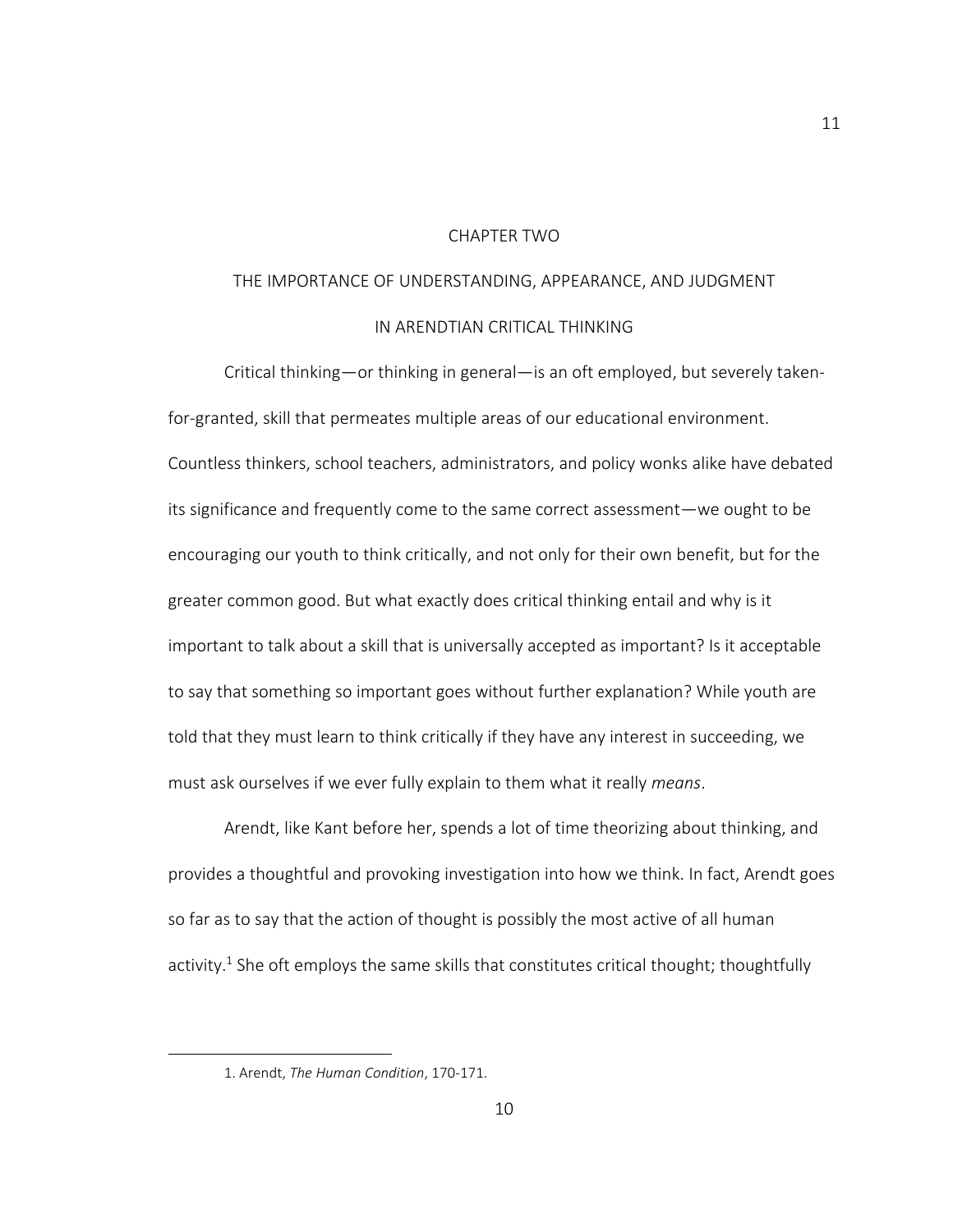# CHAPTER TWO

## THE IMPORTANCE OF UNDERSTANDING, APPEARANCE, AND JUDGMENT IN ARENDTIAN CRITICAL THINKING

Critical thinking—or thinking in general—is an oft employed, but severely taken-for-granted, skill that permeates multiple areas of our educational environment. Countless thinkers, school teachers, administrators, and policy wonks alike have debated its significance and frequently come to the same correct assessment—we ought to be encouraging our youth to think critically, and not only for their own benefit, but for the greater common good. But what exactly does critical thinking entail and why is it important to talk about a skill that is universally accepted as important? Is it acceptable to say that something so important goes without further explanation? While youth are told that they must learn to think critically if they have any interest in succeeding, we must ask ourselves if we ever fully explain to them what it really *means*.

Arendt, like Kant before her, spends a lot of time theorizing about thinking, and provides a thoughtful and provoking investigation into how we think. In fact, Arendt goes so far as to say that the action of thought is possibly the most active of all human activity.[1] She oft employs the same skills that constitutes critical thought; thoughtfully

1. Arendt, *The Human Condition*, 170-171.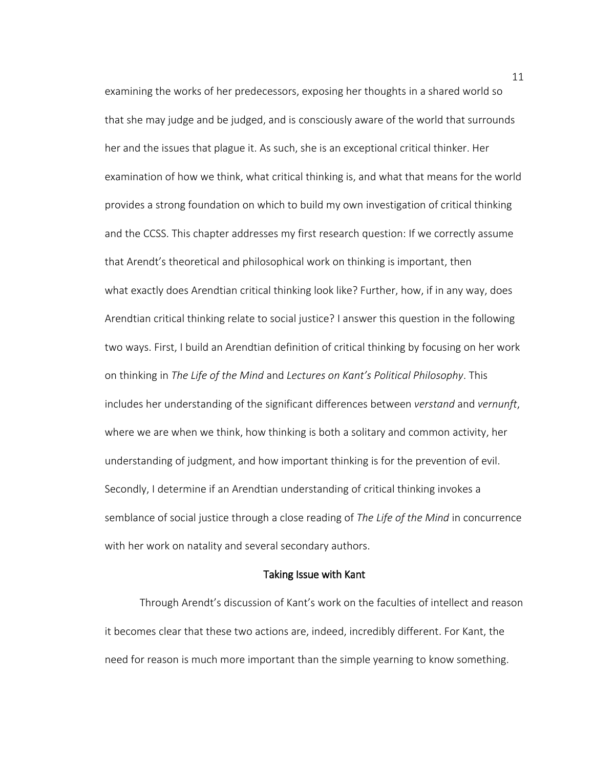examining the works of her predecessors, exposing her thoughts in a shared world so that she may judge and be judged, and is consciously aware of the world that surrounds her and the issues that plague it. As such, she is an exceptional critical thinker. Her examination of how we think, what critical thinking is, and what that means for the world provides a strong foundation on which to build my own investigation of critical thinking and the CCSS. This chapter addresses my first research question: If we correctly assume that Arendt's theoretical and philosophical work on thinking is important, then what exactly does Arendtian critical thinking look like? Further, how, if in any way, does Arendtian critical thinking relate to social justice? I answer this question in the following two ways. First, I build an Arendtian definition of critical thinking by focusing on her work on thinking in *The Life of the Mind* and *Lectures on Kant's Political Philosophy*. This includes her understanding of the significant differences between *verstand* and *vernunft*, where we are when we think, how thinking is both a solitary and common activity, her understanding of judgment, and how important thinking is for the prevention of evil. Secondly, I determine if an Arendtian understanding of critical thinking invokes a semblance of social justice through a close reading of *The Life of the Mind* in concurrence with her work on natality and several secondary authors.

## Taking Issue with Kant

Through Arendt's discussion of Kant's work on the faculties of intellect and reason it becomes clear that these two actions are, indeed, incredibly different. For Kant, the need for reason is much more important than the simple yearning to know something.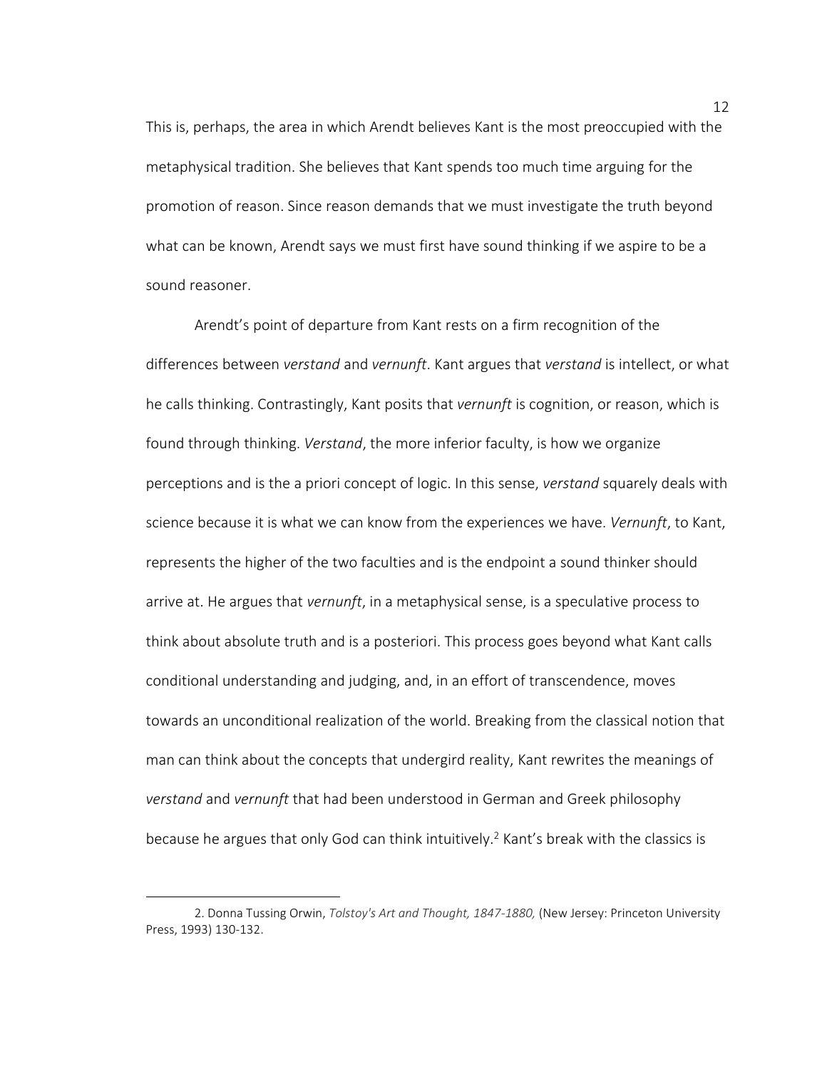This is, perhaps, the area in which Arendt believes Kant is the most preoccupied with the metaphysical tradition. She believes that Kant spends too much time arguing for the promotion of reason. Since reason demands that we must investigate the truth beyond what can be known, Arendt says we must first have sound thinking if we aspire to be a sound reasoner.

Arendt's point of departure from Kant rests on a firm recognition of the differences between *verstand* and *vernunft*. Kant argues that *verstand* is intellect, or what he calls thinking. Contrastingly, Kant posits that *vernunft* is cognition, or reason, which is found through thinking. *Verstand*, the more inferior faculty, is how we organize perceptions and is the a priori concept of logic. In this sense, *verstand* squarely deals with science because it is what we can know from the experiences we have. *Vernunft*, to Kant, represents the higher of the two faculties and is the endpoint a sound thinker should arrive at. He argues that *vernunft*, in a metaphysical sense, is a speculative process to think about absolute truth and is a posteriori. This process goes beyond what Kant calls conditional understanding and judging, and, in an effort of transcendence, moves towards an unconditional realization of the world. Breaking from the classical notion that man can think about the concepts that undergird reality, Kant rewrites the meanings of *verstand* and *vernunft* that had been understood in German and Greek philosophy because he argues that only God can think intuitively.[2] Kant's break with the classics is

---

2. Donna Tussing Orwin, *Tolstoy's Art and Thought, 1847-1880,* (New Jersey: Princeton University Press, 1993) 130-132.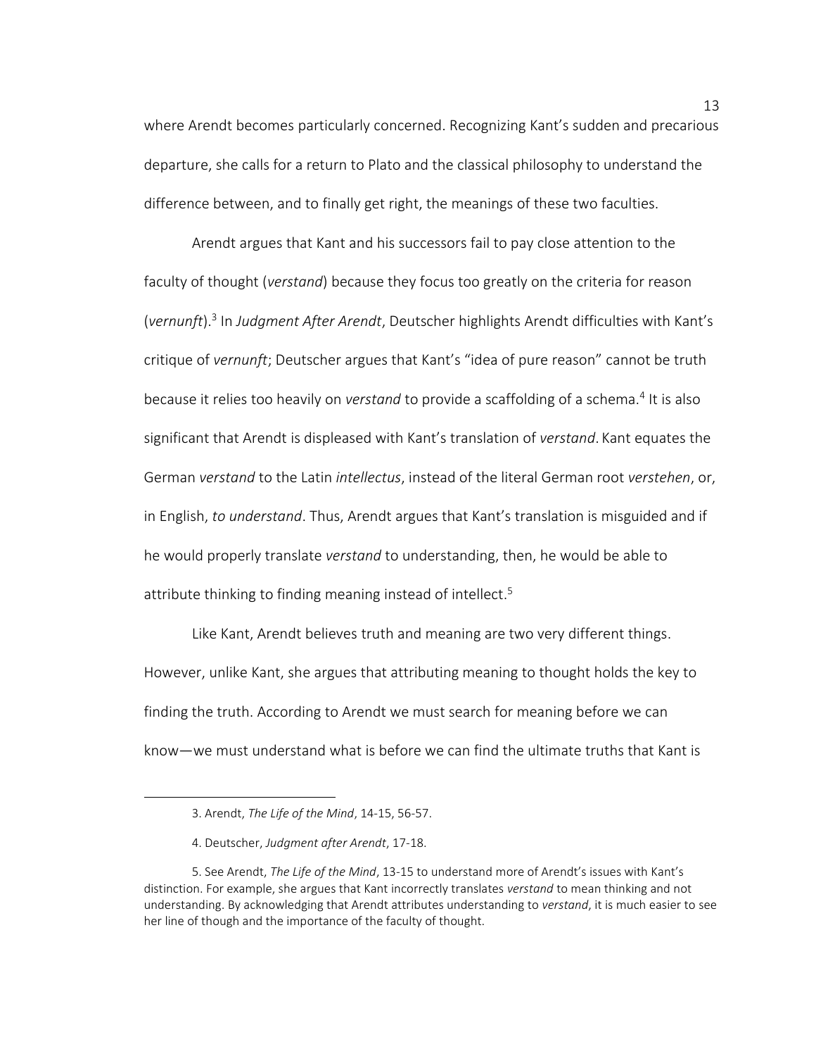where Arendt becomes particularly concerned. Recognizing Kant's sudden and precarious departure, she calls for a return to Plato and the classical philosophy to understand the difference between, and to finally get right, the meanings of these two faculties.

Arendt argues that Kant and his successors fail to pay close attention to the faculty of thought (*verstand*) because they focus too greatly on the criteria for reason (*vernunft*).[3] In *Judgment After Arendt*, Deutscher highlights Arendt difficulties with Kant's critique of *vernunft*; Deutscher argues that Kant's "idea of pure reason" cannot be truth because it relies too heavily on *verstand* to provide a scaffolding of a schema.[4] It is also significant that Arendt is displeased with Kant's translation of *verstand*. Kant equates the German *verstand* to the Latin *intellectus*, instead of the literal German root *verstehen*, or, in English, *to understand*. Thus, Arendt argues that Kant's translation is misguided and if he would properly translate *verstand* to understanding, then, he would be able to attribute thinking to finding meaning instead of intellect.[5]

Like Kant, Arendt believes truth and meaning are two very different things. However, unlike Kant, she argues that attributing meaning to thought holds the key to finding the truth. According to Arendt we must search for meaning before we can know—we must understand what is before we can find the ultimate truths that Kant is

---

3. Arendt, *The Life of the Mind*, 14-15, 56-57.

4. Deutscher, *Judgment after Arendt*, 17-18.

5. See Arendt, *The Life of the Mind*, 13-15 to understand more of Arendt's issues with Kant's distinction. For example, she argues that Kant incorrectly translates *verstand* to mean thinking and not understanding. By acknowledging that Arendt attributes understanding to *verstand*, it is much easier to see her line of though and the importance of the faculty of thought.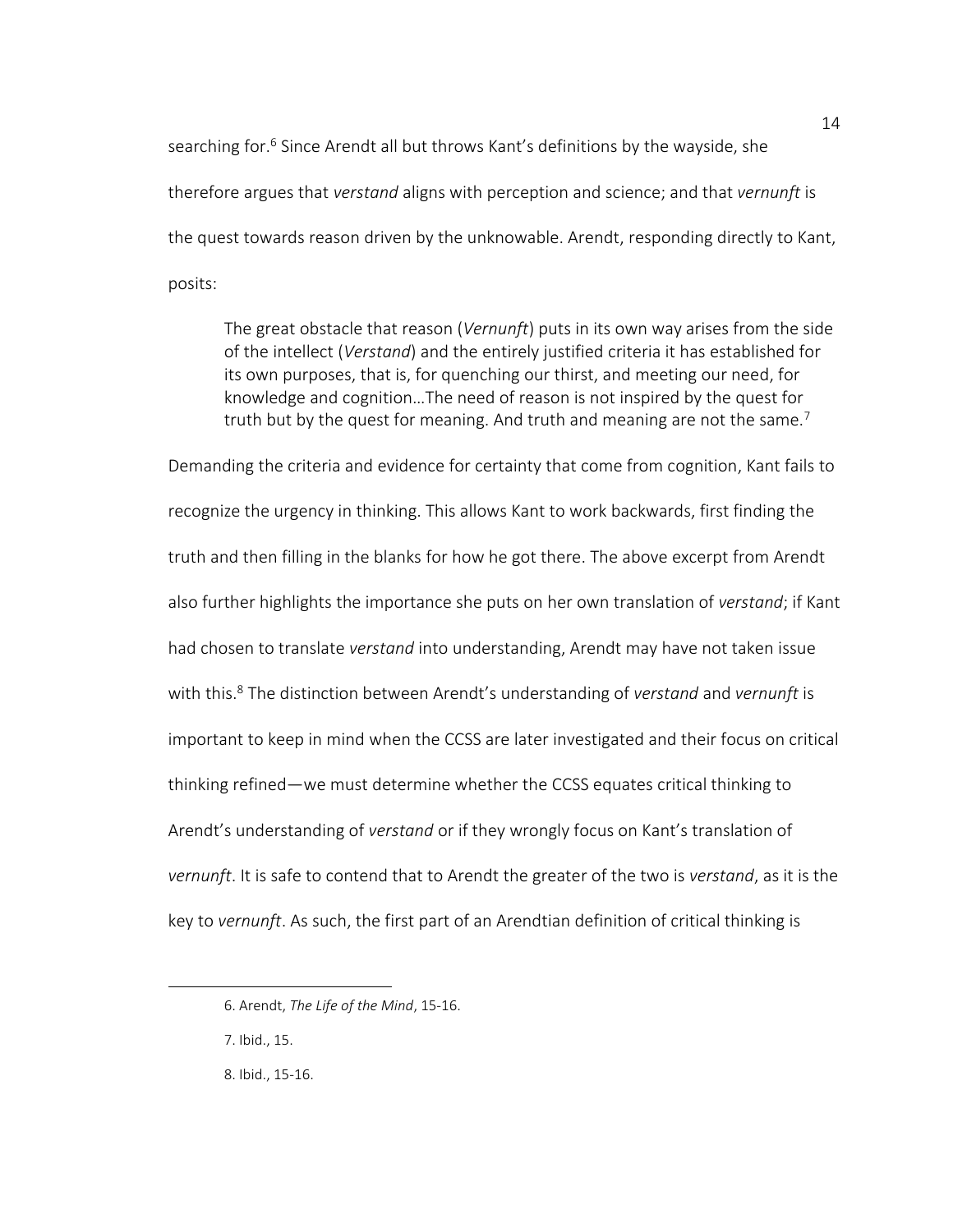searching for.[6] Since Arendt all but throws Kant's definitions by the wayside, she therefore argues that *verstand* aligns with perception and science; and that *vernunft* is the quest towards reason driven by the unknowable. Arendt, responding directly to Kant, posits:

> The great obstacle that reason (*Vernunft*) puts in its own way arises from the side of the intellect (*Verstand*) and the entirely justified criteria it has established for its own purposes, that is, for quenching our thirst, and meeting our need, for knowledge and cognition…The need of reason is not inspired by the quest for truth but by the quest for meaning. And truth and meaning are not the same.[7]

Demanding the criteria and evidence for certainty that come from cognition, Kant fails to recognize the urgency in thinking. This allows Kant to work backwards, first finding the truth and then filling in the blanks for how he got there. The above excerpt from Arendt also further highlights the importance she puts on her own translation of *verstand*; if Kant had chosen to translate *verstand* into understanding, Arendt may have not taken issue with this.[8] The distinction between Arendt's understanding of *verstand* and *vernunft* is important to keep in mind when the CCSS are later investigated and their focus on critical thinking refined—we must determine whether the CCSS equates critical thinking to Arendt's understanding of *verstand* or if they wrongly focus on Kant's translation of *vernunft*. It is safe to contend that to Arendt the greater of the two is *verstand*, as it is the key to *vernunft*. As such, the first part of an Arendtian definition of critical thinking is

---

6. Arendt, *The Life of the Mind*, 15-16.

7. Ibid., 15.

8. Ibid., 15-16.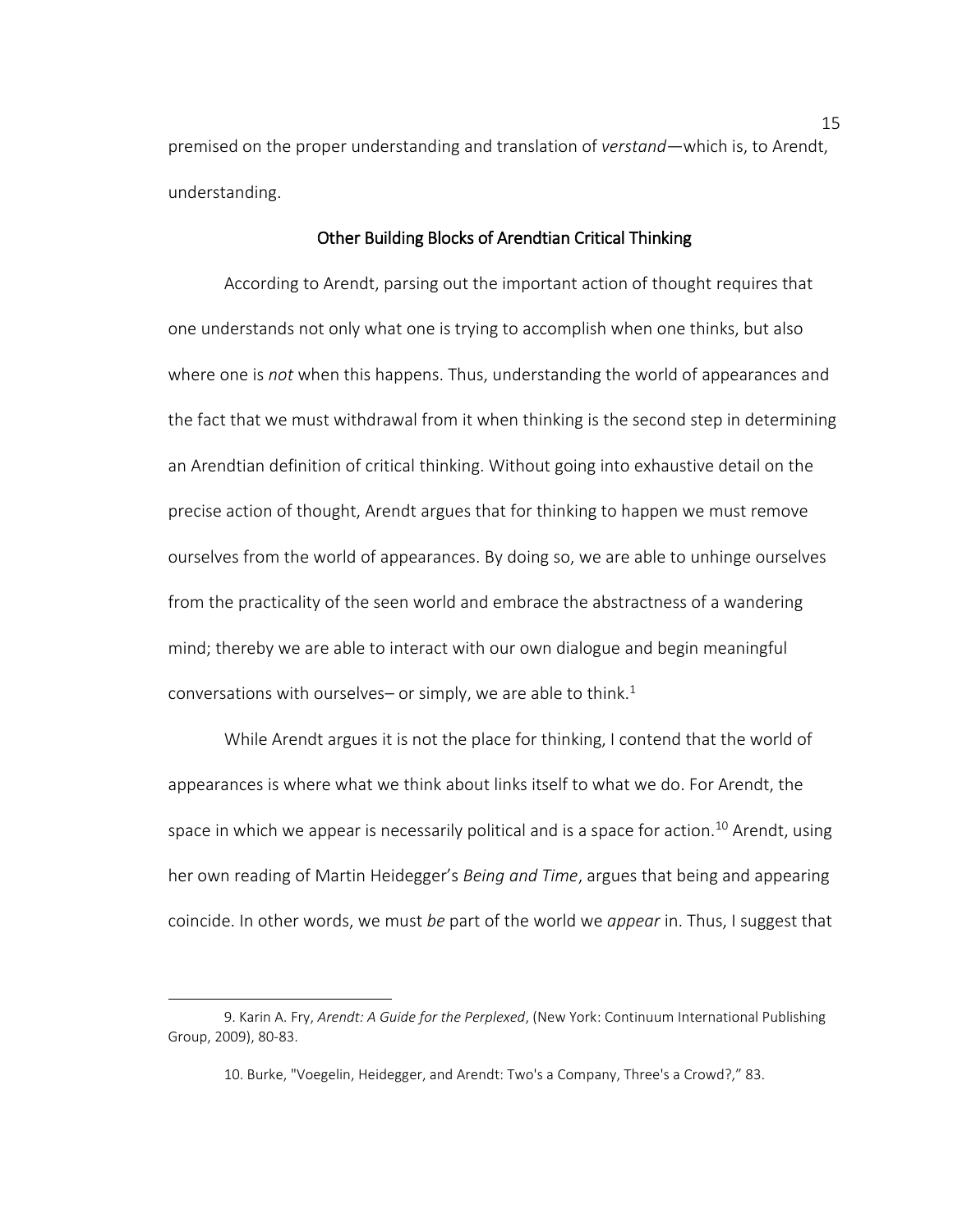premised on the proper understanding and translation of *verstand*—which is, to Arendt, understanding.

## Other Building Blocks of Arendtian Critical Thinking

According to Arendt, parsing out the important action of thought requires that one understands not only what one is trying to accomplish when one thinks, but also where one is *not* when this happens. Thus, understanding the world of appearances and the fact that we must withdrawal from it when thinking is the second step in determining an Arendtian definition of critical thinking. Without going into exhaustive detail on the precise action of thought, Arendt argues that for thinking to happen we must remove ourselves from the world of appearances. By doing so, we are able to unhinge ourselves from the practicality of the seen world and embrace the abstractness of a wandering mind; thereby we are able to interact with our own dialogue and begin meaningful conversations with ourselves– or simply, we are able to think.[1]

While Arendt argues it is not the place for thinking, I contend that the world of appearances is where what we think about links itself to what we do. For Arendt, the space in which we appear is necessarily political and is a space for action.[10] Arendt, using her own reading of Martin Heidegger's *Being and Time*, argues that being and appearing coincide. In other words, we must *be* part of the world we *appear* in. Thus, I suggest that

---

9. Karin A. Fry, *Arendt: A Guide for the Perplexed*, (New York: Continuum International Publishing Group, 2009), 80-83.

10. Burke, "Voegelin, Heidegger, and Arendt: Two's a Company, Three's a Crowd?," 83.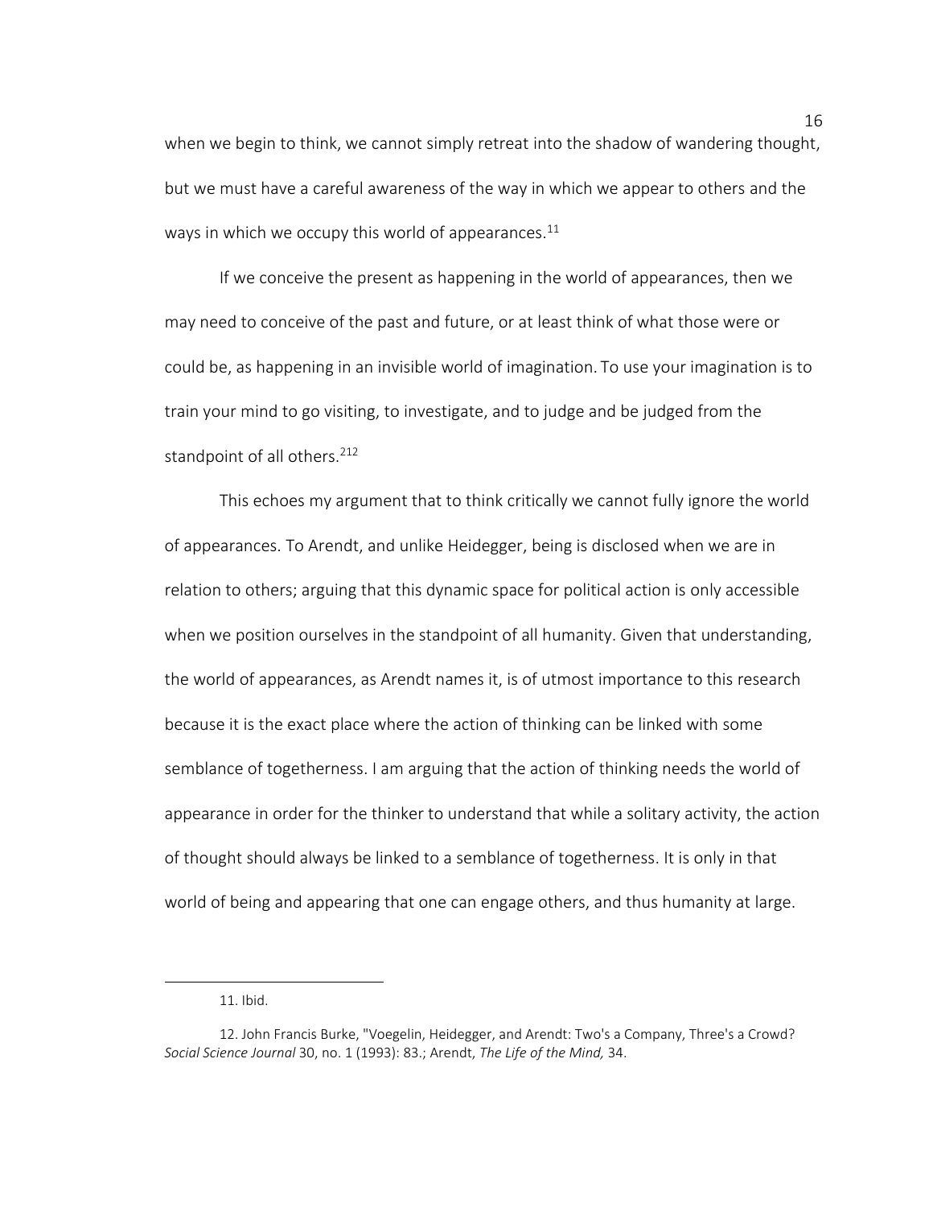when we begin to think, we cannot simply retreat into the shadow of wandering thought, but we must have a careful awareness of the way in which we appear to others and the ways in which we occupy this world of appearances.[11]

If we conceive the present as happening in the world of appearances, then we may need to conceive of the past and future, or at least think of what those were or could be, as happening in an invisible world of imagination. To use your imagination is to train your mind to go visiting, to investigate, and to judge and be judged from the standpoint of all others.[212]

This echoes my argument that to think critically we cannot fully ignore the world of appearances. To Arendt, and unlike Heidegger, being is disclosed when we are in relation to others; arguing that this dynamic space for political action is only accessible when we position ourselves in the standpoint of all humanity. Given that understanding, the world of appearances, as Arendt names it, is of utmost importance to this research because it is the exact place where the action of thinking can be linked with some semblance of togetherness. I am arguing that the action of thinking needs the world of appearance in order for the thinker to understand that while a solitary activity, the action of thought should always be linked to a semblance of togetherness. It is only in that world of being and appearing that one can engage others, and thus humanity at large.

---

11. Ibid.

12. John Francis Burke, "Voegelin, Heidegger, and Arendt: Two's a Company, Three's a Crowd? *Social Science Journal* 30, no. 1 (1993): 83.; Arendt, *The Life of the Mind,* 34.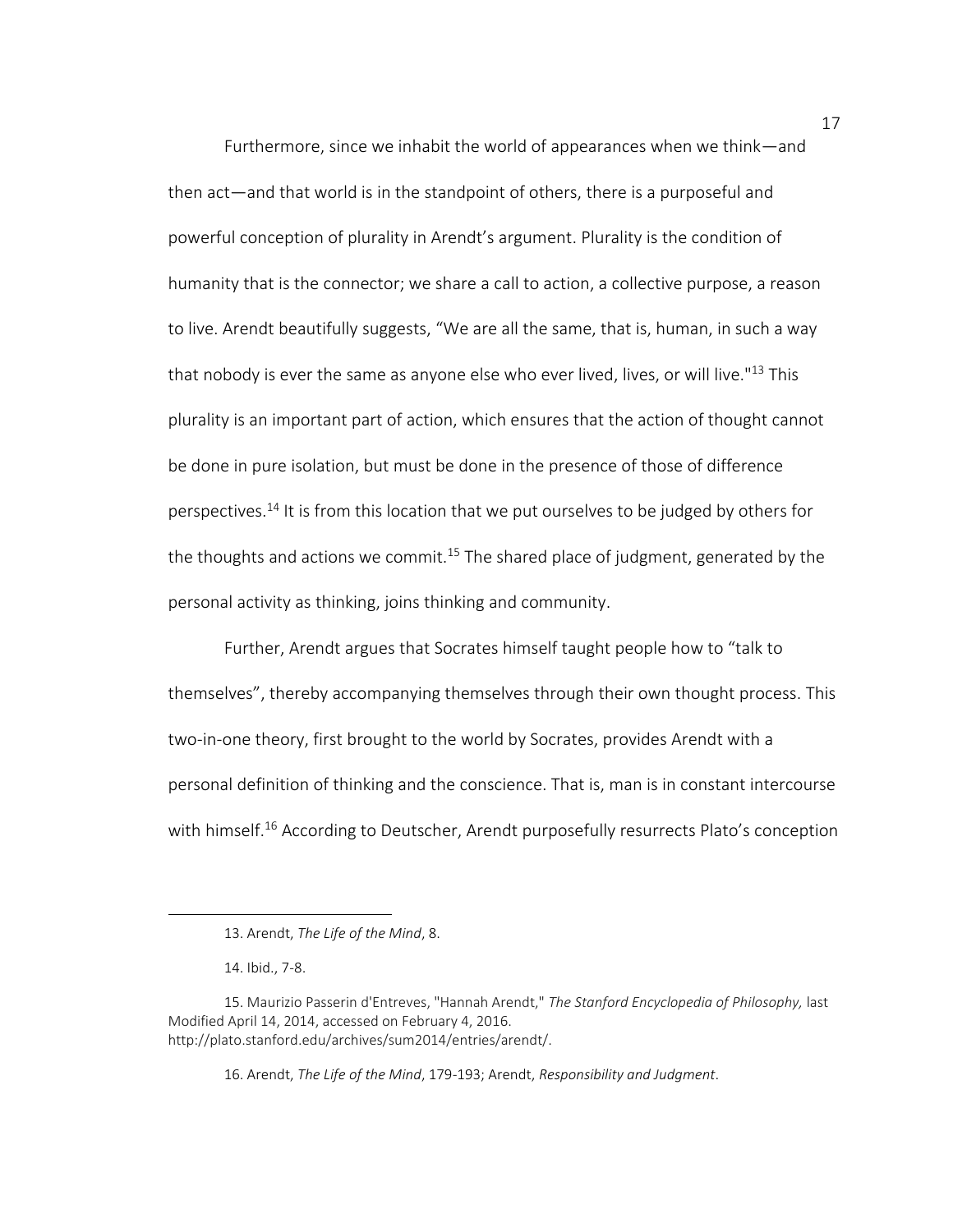Furthermore, since we inhabit the world of appearances when we think—and then act—and that world is in the standpoint of others, there is a purposeful and powerful conception of plurality in Arendt's argument. Plurality is the condition of humanity that is the connector; we share a call to action, a collective purpose, a reason to live. Arendt beautifully suggests, "We are all the same, that is, human, in such a way that nobody is ever the same as anyone else who ever lived, lives, or will live."[13] This plurality is an important part of action, which ensures that the action of thought cannot be done in pure isolation, but must be done in the presence of those of difference perspectives.[14] It is from this location that we put ourselves to be judged by others for the thoughts and actions we commit.[15] The shared place of judgment, generated by the personal activity as thinking, joins thinking and community.

Further, Arendt argues that Socrates himself taught people how to "talk to themselves", thereby accompanying themselves through their own thought process. This two-in-one theory, first brought to the world by Socrates, provides Arendt with a personal definition of thinking and the conscience. That is, man is in constant intercourse with himself.[16] According to Deutscher, Arendt purposefully resurrects Plato's conception

---

13. Arendt, *The Life of the Mind*, 8.

14. Ibid., 7-8.

15. Maurizio Passerin d'Entreves, "Hannah Arendt," *The Stanford Encyclopedia of Philosophy,* last Modified April 14, 2014, accessed on February 4, 2016. http://plato.stanford.edu/archives/sum2014/entries/arendt/.

16. Arendt, *The Life of the Mind*, 179-193; Arendt, *Responsibility and Judgment*.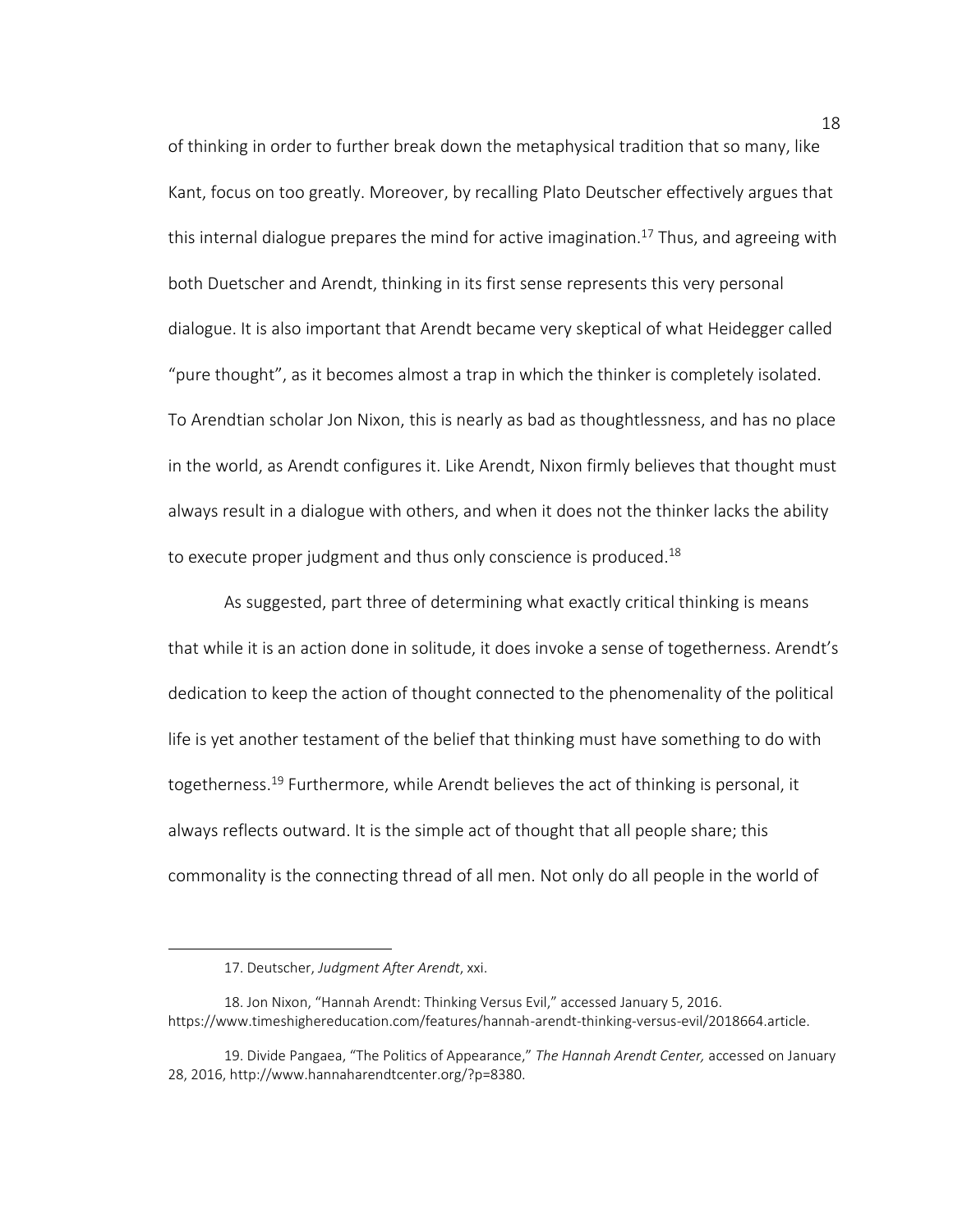of thinking in order to further break down the metaphysical tradition that so many, like Kant, focus on too greatly. Moreover, by recalling Plato Deutscher effectively argues that this internal dialogue prepares the mind for active imagination.[17] Thus, and agreeing with both Duetscher and Arendt, thinking in its first sense represents this very personal dialogue. It is also important that Arendt became very skeptical of what Heidegger called "pure thought", as it becomes almost a trap in which the thinker is completely isolated. To Arendtian scholar Jon Nixon, this is nearly as bad as thoughtlessness, and has no place in the world, as Arendt configures it. Like Arendt, Nixon firmly believes that thought must always result in a dialogue with others, and when it does not the thinker lacks the ability to execute proper judgment and thus only conscience is produced.[18]

As suggested, part three of determining what exactly critical thinking is means that while it is an action done in solitude, it does invoke a sense of togetherness. Arendt's dedication to keep the action of thought connected to the phenomenality of the political life is yet another testament of the belief that thinking must have something to do with togetherness.[19] Furthermore, while Arendt believes the act of thinking is personal, it always reflects outward. It is the simple act of thought that all people share; this commonality is the connecting thread of all men. Not only do all people in the world of

---

17. Deutscher, *Judgment After Arendt*, xxi.

18. Jon Nixon, "Hannah Arendt: Thinking Versus Evil," accessed January 5, 2016. https://www.timeshighereducation.com/features/hannah-arendt-thinking-versus-evil/2018664.article.

19. Divide Pangaea, "The Politics of Appearance," *The Hannah Arendt Center,* accessed on January 28, 2016, http://www.hannaharendtcenter.org/?p=8380.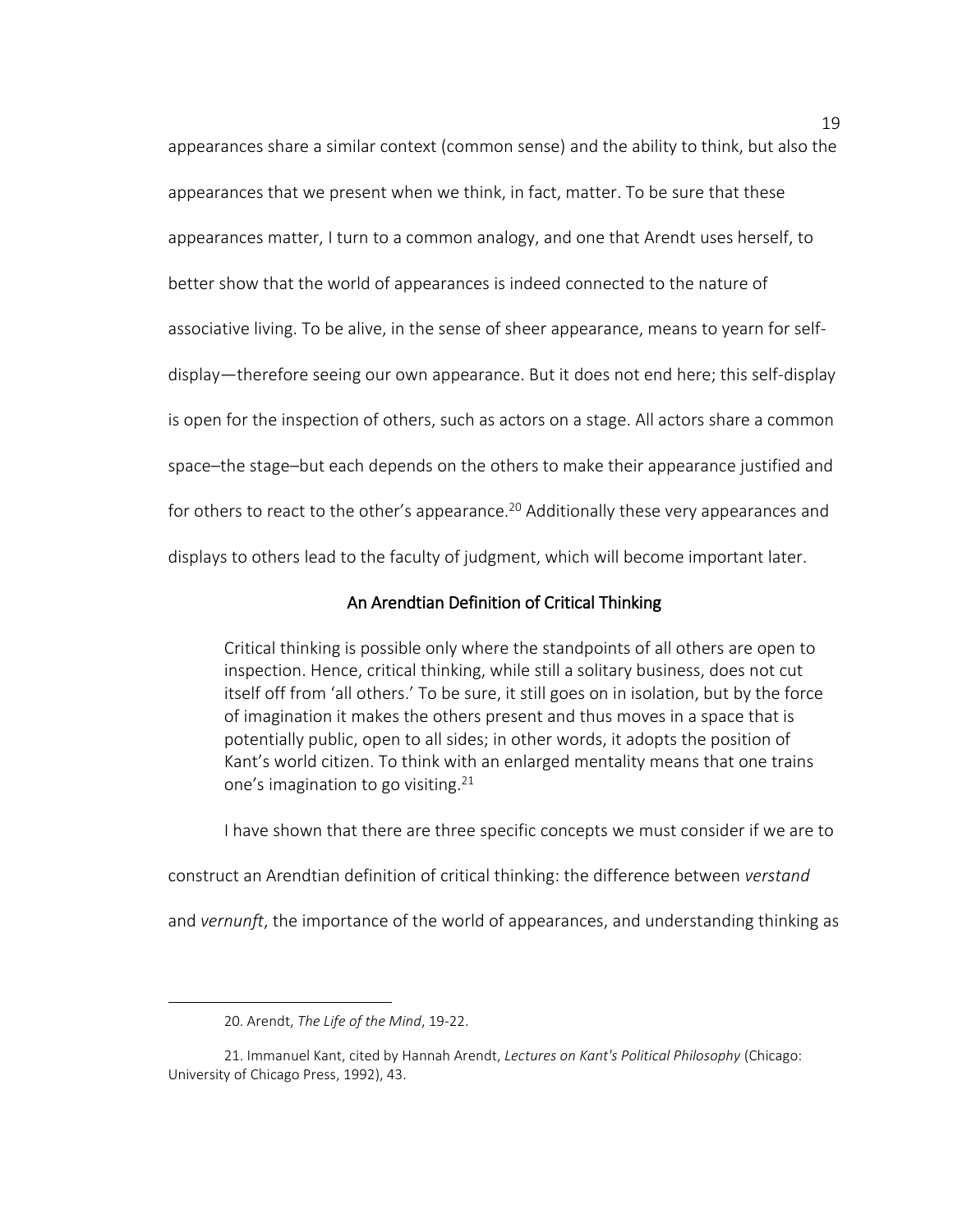appearances share a similar context (common sense) and the ability to think, but also the appearances that we present when we think, in fact, matter. To be sure that these appearances matter, I turn to a common analogy, and one that Arendt uses herself, to better show that the world of appearances is indeed connected to the nature of associative living. To be alive, in the sense of sheer appearance, means to yearn for self-display—therefore seeing our own appearance. But it does not end here; this self-display is open for the inspection of others, such as actors on a stage. All actors share a common space–the stage–but each depends on the others to make their appearance justified and for others to react to the other's appearance.[20] Additionally these very appearances and displays to others lead to the faculty of judgment, which will become important later.

## An Arendtian Definition of Critical Thinking

> Critical thinking is possible only where the standpoints of all others are open to inspection. Hence, critical thinking, while still a solitary business, does not cut itself off from 'all others.' To be sure, it still goes on in isolation, but by the force of imagination it makes the others present and thus moves in a space that is potentially public, open to all sides; in other words, it adopts the position of Kant's world citizen. To think with an enlarged mentality means that one trains one's imagination to go visiting.[21]

I have shown that there are three specific concepts we must consider if we are to construct an Arendtian definition of critical thinking: the difference between *verstand* and *vernunft*, the importance of the world of appearances, and understanding thinking as

---

20. Arendt, *The Life of the Mind*, 19-22.

21. Immanuel Kant, cited by Hannah Arendt, *Lectures on Kant's Political Philosophy* (Chicago: University of Chicago Press, 1992), 43.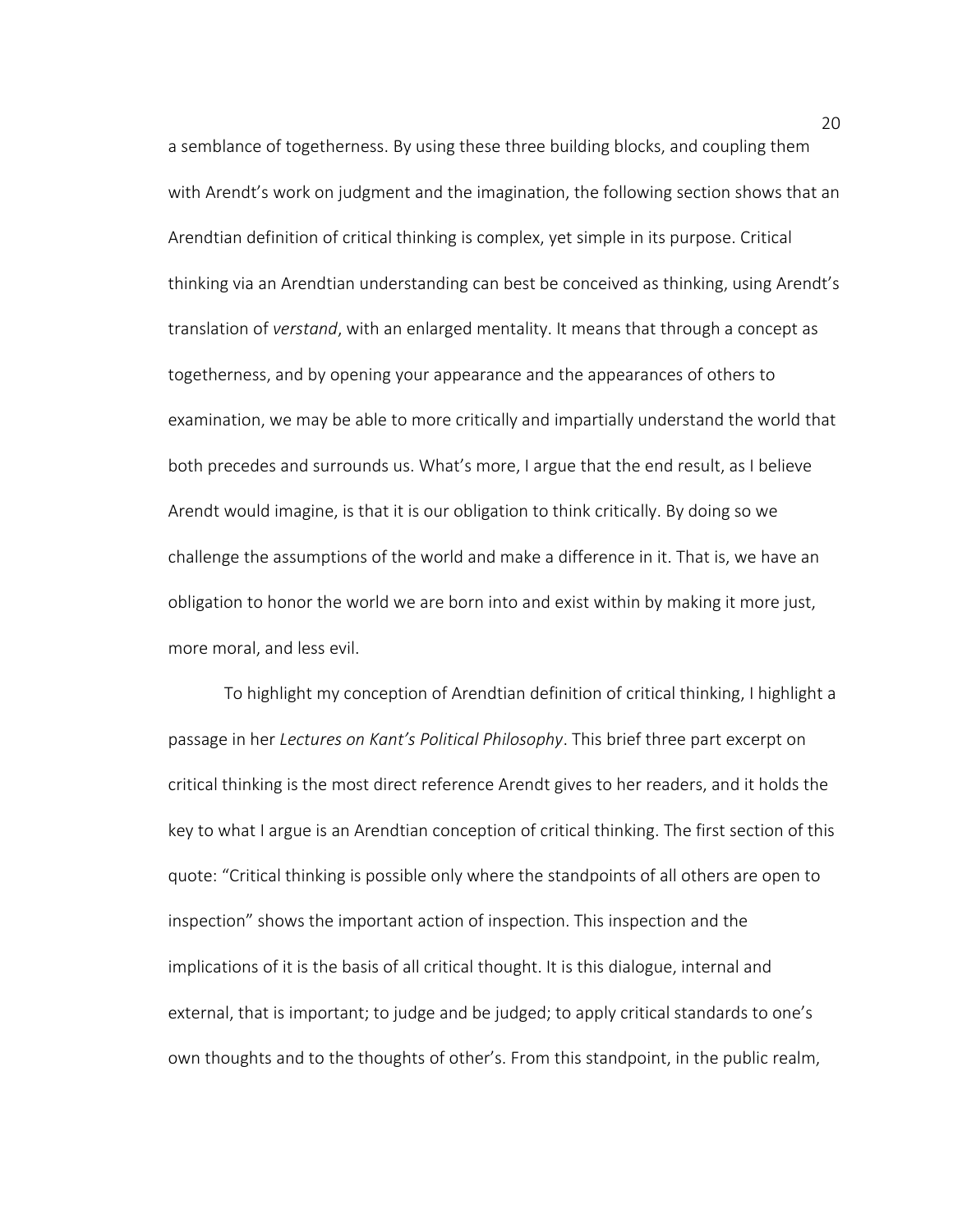a semblance of togetherness. By using these three building blocks, and coupling them with Arendt's work on judgment and the imagination, the following section shows that an Arendtian definition of critical thinking is complex, yet simple in its purpose. Critical thinking via an Arendtian understanding can best be conceived as thinking, using Arendt's translation of *verstand*, with an enlarged mentality. It means that through a concept as togetherness, and by opening your appearance and the appearances of others to examination, we may be able to more critically and impartially understand the world that both precedes and surrounds us. What's more, I argue that the end result, as I believe Arendt would imagine, is that it is our obligation to think critically. By doing so we challenge the assumptions of the world and make a difference in it. That is, we have an obligation to honor the world we are born into and exist within by making it more just, more moral, and less evil.

To highlight my conception of Arendtian definition of critical thinking, I highlight a passage in her *Lectures on Kant's Political Philosophy*. This brief three part excerpt on critical thinking is the most direct reference Arendt gives to her readers, and it holds the key to what I argue is an Arendtian conception of critical thinking. The first section of this quote: "Critical thinking is possible only where the standpoints of all others are open to inspection" shows the important action of inspection. This inspection and the implications of it is the basis of all critical thought. It is this dialogue, internal and external, that is important; to judge and be judged; to apply critical standards to one's own thoughts and to the thoughts of other's. From this standpoint, in the public realm,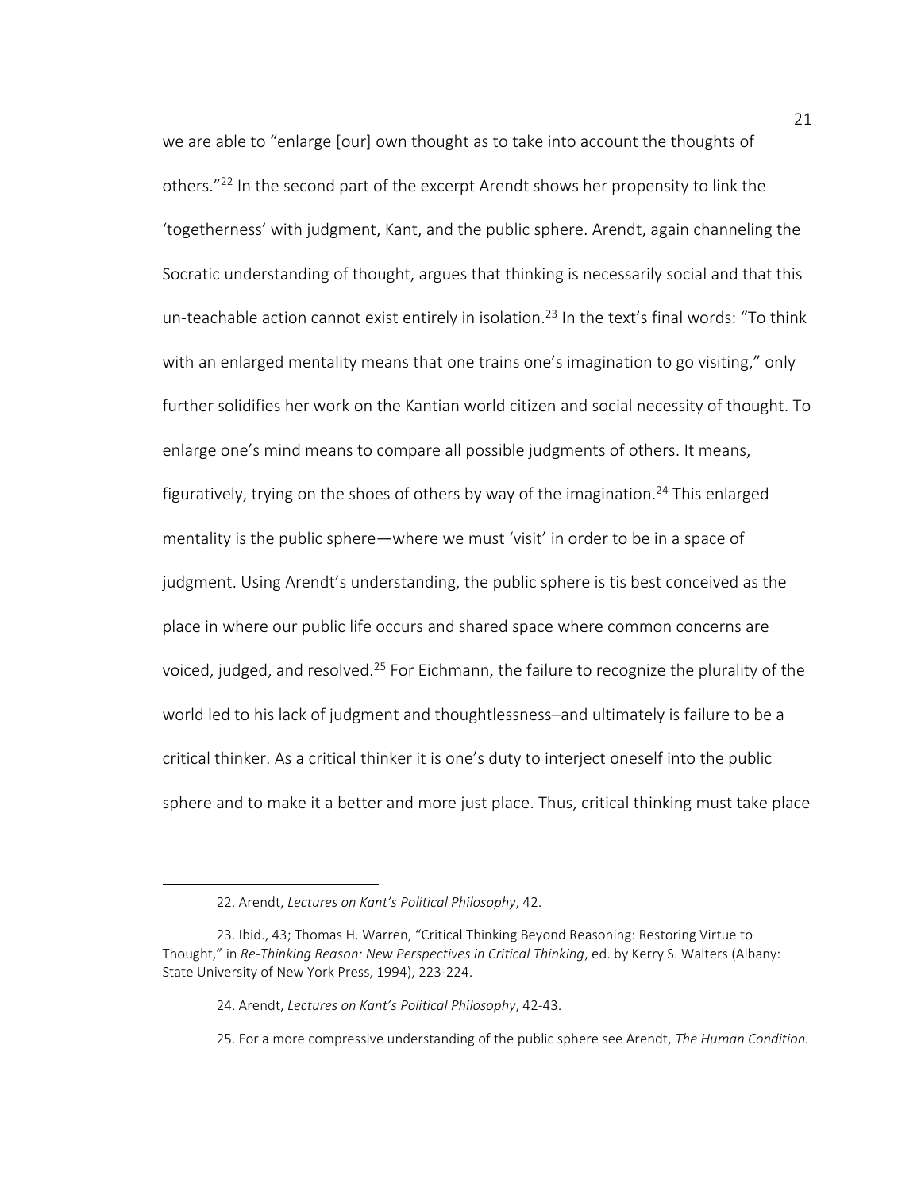we are able to "enlarge [our] own thought as to take into account the thoughts of others."[22] In the second part of the excerpt Arendt shows her propensity to link the 'togetherness' with judgment, Kant, and the public sphere. Arendt, again channeling the Socratic understanding of thought, argues that thinking is necessarily social and that this un-teachable action cannot exist entirely in isolation.[23] In the text's final words: "To think with an enlarged mentality means that one trains one's imagination to go visiting," only further solidifies her work on the Kantian world citizen and social necessity of thought. To enlarge one's mind means to compare all possible judgments of others. It means, figuratively, trying on the shoes of others by way of the imagination.[24] This enlarged mentality is the public sphere—where we must 'visit' in order to be in a space of judgment. Using Arendt's understanding, the public sphere is tis best conceived as the place in where our public life occurs and shared space where common concerns are voiced, judged, and resolved.[25] For Eichmann, the failure to recognize the plurality of the world led to his lack of judgment and thoughtlessness–and ultimately is failure to be a critical thinker. As a critical thinker it is one's duty to interject oneself into the public sphere and to make it a better and more just place. Thus, critical thinking must take place

---

22. Arendt, *Lectures on Kant's Political Philosophy*, 42.

23. Ibid., 43; Thomas H. Warren, "Critical Thinking Beyond Reasoning: Restoring Virtue to Thought," in *Re-Thinking Reason: New Perspectives in Critical Thinking*, ed. by Kerry S. Walters (Albany: State University of New York Press, 1994), 223-224.

24. Arendt, *Lectures on Kant's Political Philosophy*, 42-43.

25. For a more compressive understanding of the public sphere see Arendt, *The Human Condition.*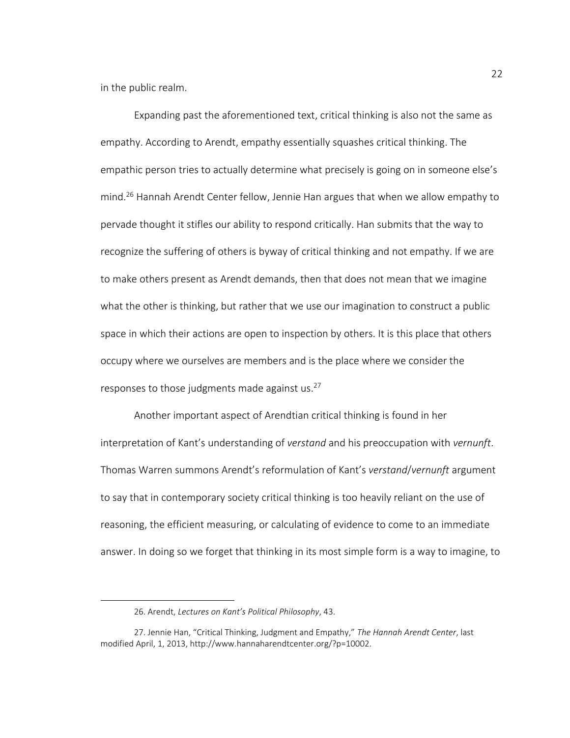in the public realm.

Expanding past the aforementioned text, critical thinking is also not the same as empathy. According to Arendt, empathy essentially squashes critical thinking. The empathic person tries to actually determine what precisely is going on in someone else's mind.[26] Hannah Arendt Center fellow, Jennie Han argues that when we allow empathy to pervade thought it stifles our ability to respond critically. Han submits that the way to recognize the suffering of others is byway of critical thinking and not empathy. If we are to make others present as Arendt demands, then that does not mean that we imagine what the other is thinking, but rather that we use our imagination to construct a public space in which their actions are open to inspection by others. It is this place that others occupy where we ourselves are members and is the place where we consider the responses to those judgments made against us.[27]

Another important aspect of Arendtian critical thinking is found in her interpretation of Kant's understanding of *verstand* and his preoccupation with *vernunft*. Thomas Warren summons Arendt's reformulation of Kant's *verstand*/*vernunft* argument to say that in contemporary society critical thinking is too heavily reliant on the use of reasoning, the efficient measuring, or calculating of evidence to come to an immediate answer. In doing so we forget that thinking in its most simple form is a way to imagine, to

---

26. Arendt, *Lectures on Kant's Political Philosophy*, 43.

27. Jennie Han, "Critical Thinking, Judgment and Empathy," *The Hannah Arendt Center*, last modified April, 1, 2013, http://www.hannaharendtcenter.org/?p=10002.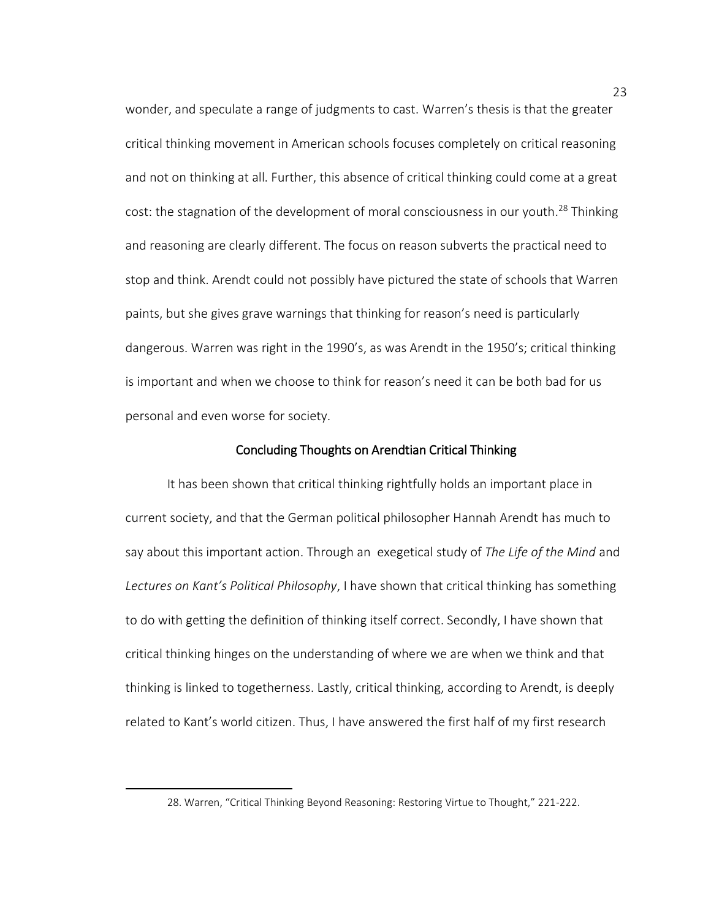wonder, and speculate a range of judgments to cast. Warren's thesis is that the greater critical thinking movement in American schools focuses completely on critical reasoning and not on thinking at all. Further, this absence of critical thinking could come at a great cost: the stagnation of the development of moral consciousness in our youth.[28] Thinking and reasoning are clearly different. The focus on reason subverts the practical need to stop and think. Arendt could not possibly have pictured the state of schools that Warren paints, but she gives grave warnings that thinking for reason's need is particularly dangerous. Warren was right in the 1990's, as was Arendt in the 1950's; critical thinking is important and when we choose to think for reason's need it can be both bad for us personal and even worse for society.

## Concluding Thoughts on Arendtian Critical Thinking

It has been shown that critical thinking rightfully holds an important place in current society, and that the German political philosopher Hannah Arendt has much to say about this important action. Through an exegetical study of *The Life of the Mind* and *Lectures on Kant's Political Philosophy*, I have shown that critical thinking has something to do with getting the definition of thinking itself correct. Secondly, I have shown that critical thinking hinges on the understanding of where we are when we think and that thinking is linked to togetherness. Lastly, critical thinking, according to Arendt, is deeply related to Kant's world citizen. Thus, I have answered the first half of my first research

---

28. Warren, "Critical Thinking Beyond Reasoning: Restoring Virtue to Thought," 221-222.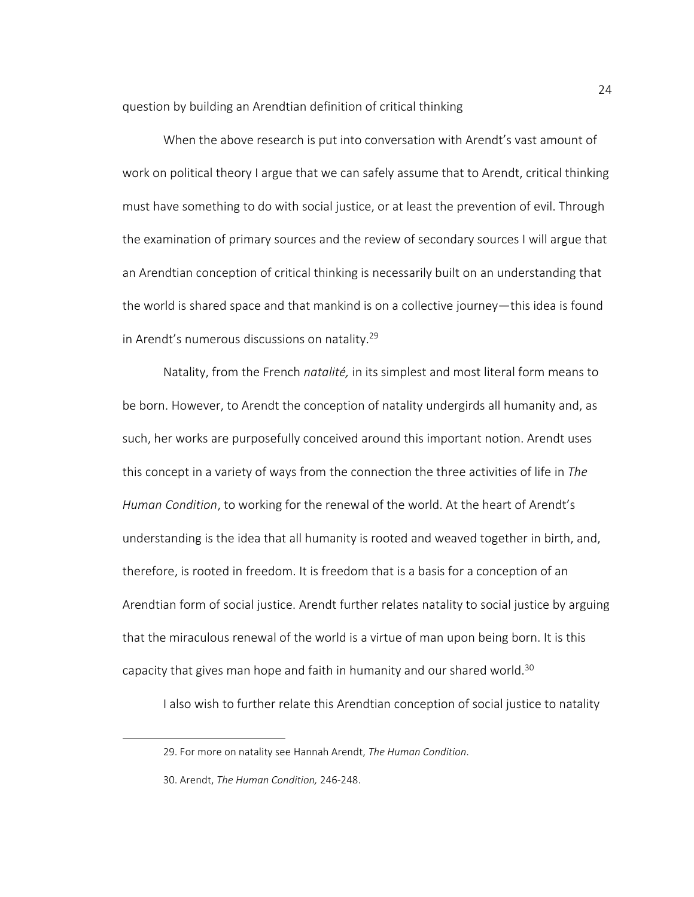question by building an Arendtian definition of critical thinking

When the above research is put into conversation with Arendt's vast amount of work on political theory I argue that we can safely assume that to Arendt, critical thinking must have something to do with social justice, or at least the prevention of evil. Through the examination of primary sources and the review of secondary sources I will argue that an Arendtian conception of critical thinking is necessarily built on an understanding that the world is shared space and that mankind is on a collective journey—this idea is found in Arendt's numerous discussions on natality.[29]

Natality, from the French *natalité,* in its simplest and most literal form means to be born. However, to Arendt the conception of natality undergirds all humanity and, as such, her works are purposefully conceived around this important notion. Arendt uses this concept in a variety of ways from the connection the three activities of life in *The Human Condition*, to working for the renewal of the world. At the heart of Arendt's understanding is the idea that all humanity is rooted and weaved together in birth, and, therefore, is rooted in freedom. It is freedom that is a basis for a conception of an Arendtian form of social justice. Arendt further relates natality to social justice by arguing that the miraculous renewal of the world is a virtue of man upon being born. It is this capacity that gives man hope and faith in humanity and our shared world.[30]

I also wish to further relate this Arendtian conception of social justice to natality

---

29. For more on natality see Hannah Arendt, *The Human Condition*.

30. Arendt, *The Human Condition,* 246-248.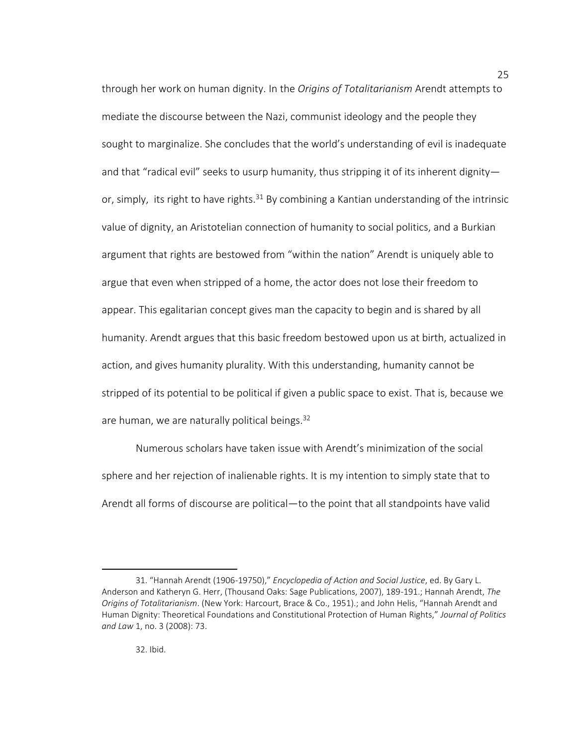through her work on human dignity. In the *Origins of Totalitarianism* Arendt attempts to mediate the discourse between the Nazi, communist ideology and the people they sought to marginalize. She concludes that the world's understanding of evil is inadequate and that "radical evil" seeks to usurp humanity, thus stripping it of its inherent dignity—or, simply, its right to have rights.[31] By combining a Kantian understanding of the intrinsic value of dignity, an Aristotelian connection of humanity to social politics, and a Burkian argument that rights are bestowed from "within the nation" Arendt is uniquely able to argue that even when stripped of a home, the actor does not lose their freedom to appear. This egalitarian concept gives man the capacity to begin and is shared by all humanity. Arendt argues that this basic freedom bestowed upon us at birth, actualized in action, and gives humanity plurality. With this understanding, humanity cannot be stripped of its potential to be political if given a public space to exist. That is, because we are human, we are naturally political beings.[32]

Numerous scholars have taken issue with Arendt's minimization of the social sphere and her rejection of inalienable rights. It is my intention to simply state that to Arendt all forms of discourse are political—to the point that all standpoints have valid

---

31. "Hannah Arendt (1906-19750)," *Encyclopedia of Action and Social Justice*, ed. By Gary L. Anderson and Katheryn G. Herr, (Thousand Oaks: Sage Publications, 2007), 189-191.; Hannah Arendt, *The Origins of Totalitarianism*. (New York: Harcourt, Brace & Co., 1951).; and John Helis, "Hannah Arendt and Human Dignity: Theoretical Foundations and Constitutional Protection of Human Rights," *Journal of Politics and Law* 1, no. 3 (2008): 73.

32. Ibid.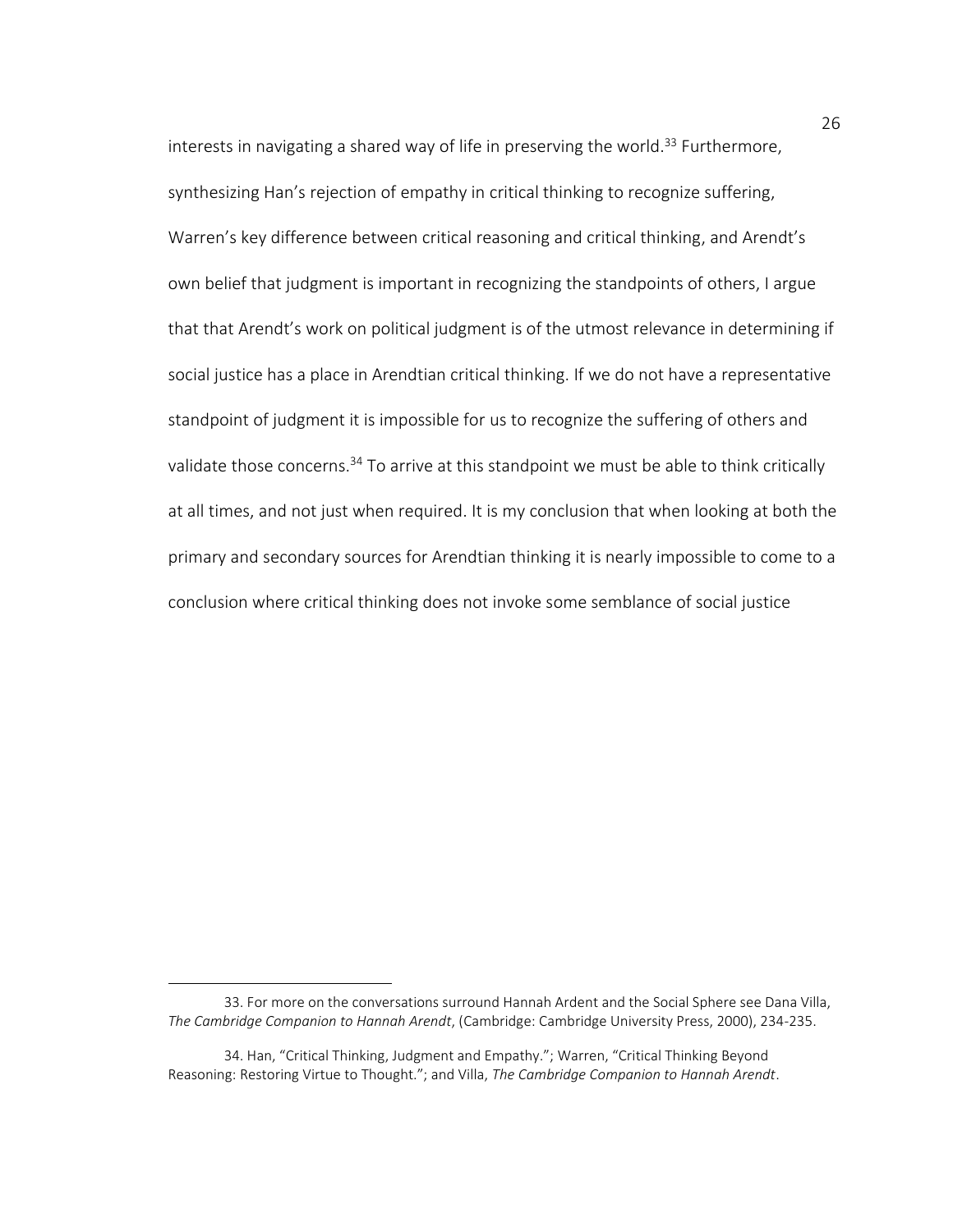interests in navigating a shared way of life in preserving the world.[33] Furthermore, synthesizing Han's rejection of empathy in critical thinking to recognize suffering, Warren's key difference between critical reasoning and critical thinking, and Arendt's own belief that judgment is important in recognizing the standpoints of others, I argue that that Arendt's work on political judgment is of the utmost relevance in determining if social justice has a place in Arendtian critical thinking. If we do not have a representative standpoint of judgment it is impossible for us to recognize the suffering of others and validate those concerns.[34] To arrive at this standpoint we must be able to think critically at all times, and not just when required. It is my conclusion that when looking at both the primary and secondary sources for Arendtian thinking it is nearly impossible to come to a conclusion where critical thinking does not invoke some semblance of social justice

---

33. For more on the conversations surround Hannah Ardent and the Social Sphere see Dana Villa, *The Cambridge Companion to Hannah Arendt*, (Cambridge: Cambridge University Press, 2000), 234-235.

34. Han, "Critical Thinking, Judgment and Empathy."; Warren, "Critical Thinking Beyond Reasoning: Restoring Virtue to Thought."; and Villa, *The Cambridge Companion to Hannah Arendt*.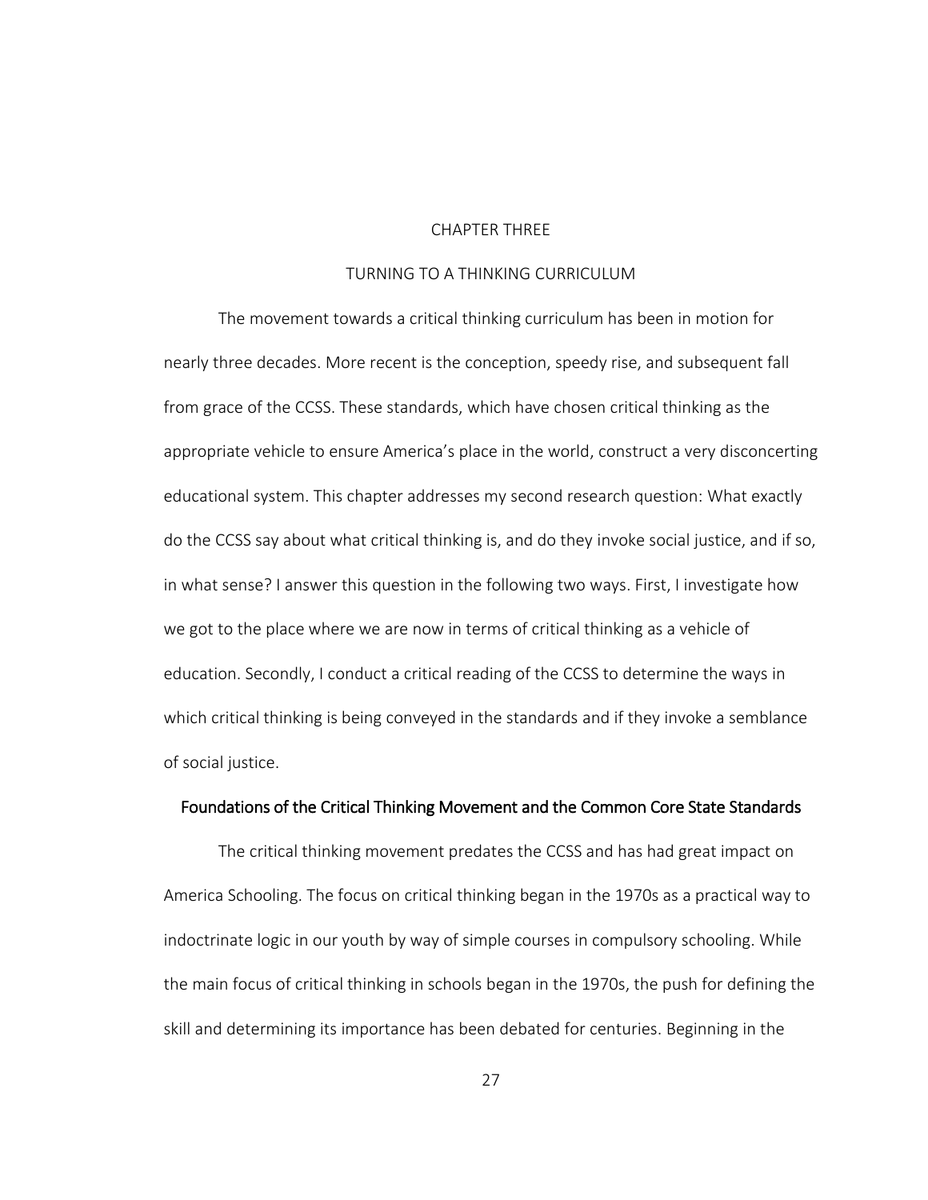# CHAPTER THREE

# TURNING TO A THINKING CURRICULUM

The movement towards a critical thinking curriculum has been in motion for nearly three decades. More recent is the conception, speedy rise, and subsequent fall from grace of the CCSS. These standards, which have chosen critical thinking as the appropriate vehicle to ensure America's place in the world, construct a very disconcerting educational system. This chapter addresses my second research question: What exactly do the CCSS say about what critical thinking is, and do they invoke social justice, and if so, in what sense? I answer this question in the following two ways. First, I investigate how we got to the place where we are now in terms of critical thinking as a vehicle of education. Secondly, I conduct a critical reading of the CCSS to determine the ways in which critical thinking is being conveyed in the standards and if they invoke a semblance of social justice.

## Foundations of the Critical Thinking Movement and the Common Core State Standards

The critical thinking movement predates the CCSS and has had great impact on America Schooling. The focus on critical thinking began in the 1970s as a practical way to indoctrinate logic in our youth by way of simple courses in compulsory schooling. While the main focus of critical thinking in schools began in the 1970s, the push for defining the skill and determining its importance has been debated for centuries. Beginning in the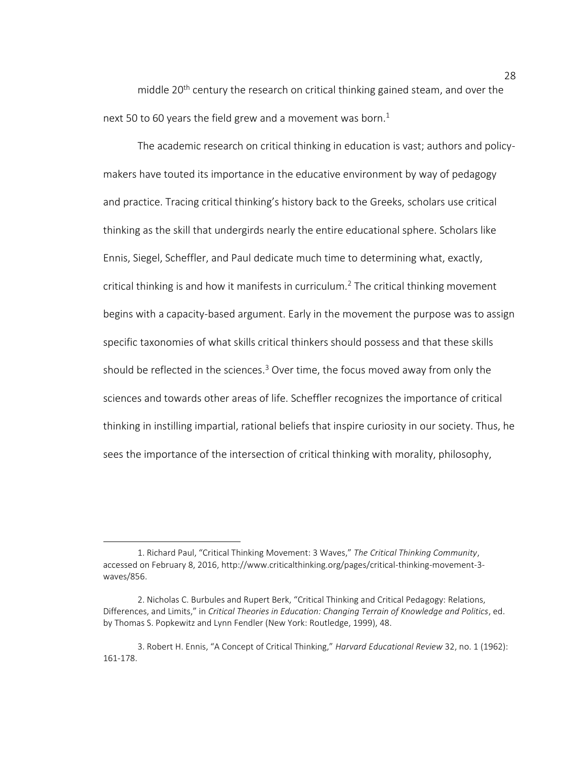middle 20th century the research on critical thinking gained steam, and over the next 50 to 60 years the field grew and a movement was born.[1]

The academic research on critical thinking in education is vast; authors and policy-makers have touted its importance in the educative environment by way of pedagogy and practice. Tracing critical thinking's history back to the Greeks, scholars use critical thinking as the skill that undergirds nearly the entire educational sphere. Scholars like Ennis, Siegel, Scheffler, and Paul dedicate much time to determining what, exactly, critical thinking is and how it manifests in curriculum.[2] The critical thinking movement begins with a capacity-based argument. Early in the movement the purpose was to assign specific taxonomies of what skills critical thinkers should possess and that these skills should be reflected in the sciences.[3] Over time, the focus moved away from only the sciences and towards other areas of life. Scheffler recognizes the importance of critical thinking in instilling impartial, rational beliefs that inspire curiosity in our society. Thus, he sees the importance of the intersection of critical thinking with morality, philosophy,

---

1. Richard Paul, "Critical Thinking Movement: 3 Waves," *The Critical Thinking Community*, accessed on February 8, 2016, http://www.criticalthinking.org/pages/critical-thinking-movement-3-waves/856.

2. Nicholas C. Burbules and Rupert Berk, "Critical Thinking and Critical Pedagogy: Relations, Differences, and Limits," in *Critical Theories in Education: Changing Terrain of Knowledge and Politics*, ed. by Thomas S. Popkewitz and Lynn Fendler (New York: Routledge, 1999), 48.

3. Robert H. Ennis, "A Concept of Critical Thinking," *Harvard Educational Review* 32, no. 1 (1962): 161-178.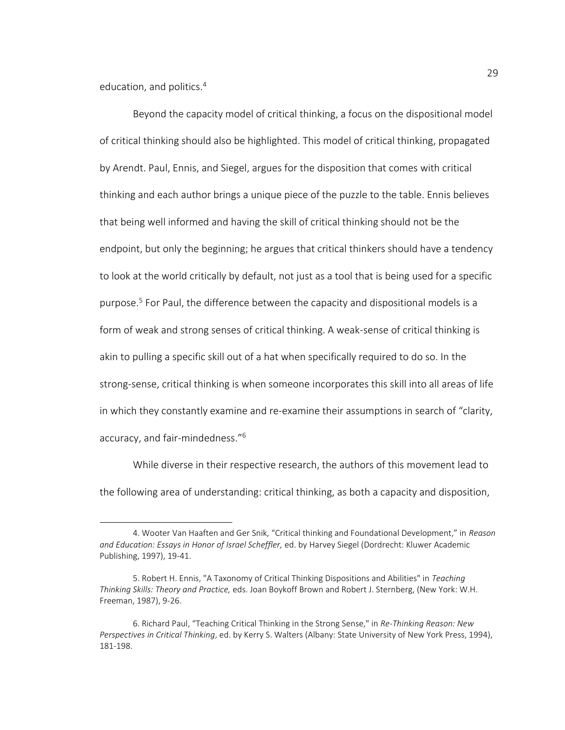education, and politics.[4]

Beyond the capacity model of critical thinking, a focus on the dispositional model of critical thinking should also be highlighted. This model of critical thinking, propagated by Arendt. Paul, Ennis, and Siegel, argues for the disposition that comes with critical thinking and each author brings a unique piece of the puzzle to the table. Ennis believes that being well informed and having the skill of critical thinking should not be the endpoint, but only the beginning; he argues that critical thinkers should have a tendency to look at the world critically by default, not just as a tool that is being used for a specific purpose.[5] For Paul, the difference between the capacity and dispositional models is a form of weak and strong senses of critical thinking. A weak-sense of critical thinking is akin to pulling a specific skill out of a hat when specifically required to do so. In the strong-sense, critical thinking is when someone incorporates this skill into all areas of life in which they constantly examine and re-examine their assumptions in search of "clarity, accuracy, and fair-mindedness."[6]

While diverse in their respective research, the authors of this movement lead to the following area of understanding: critical thinking, as both a capacity and disposition,

---

4. Wooter Van Haaften and Ger Snik, "Critical thinking and Foundational Development," in *Reason and Education: Essays in Honor of Israel Scheffler,* ed. by Harvey Siegel (Dordrecht: Kluwer Academic Publishing, 1997), 19-41.

5. Robert H. Ennis, "A Taxonomy of Critical Thinking Dispositions and Abilities" in *Teaching Thinking Skills: Theory and Practice,* eds. Joan Boykoff Brown and Robert J. Sternberg, (New York: W.H. Freeman, 1987), 9-26.

6. Richard Paul, "Teaching Critical Thinking in the Strong Sense," in *Re-Thinking Reason: New Perspectives in Critical Thinking*, ed. by Kerry S. Walters (Albany: State University of New York Press, 1994), 181-198.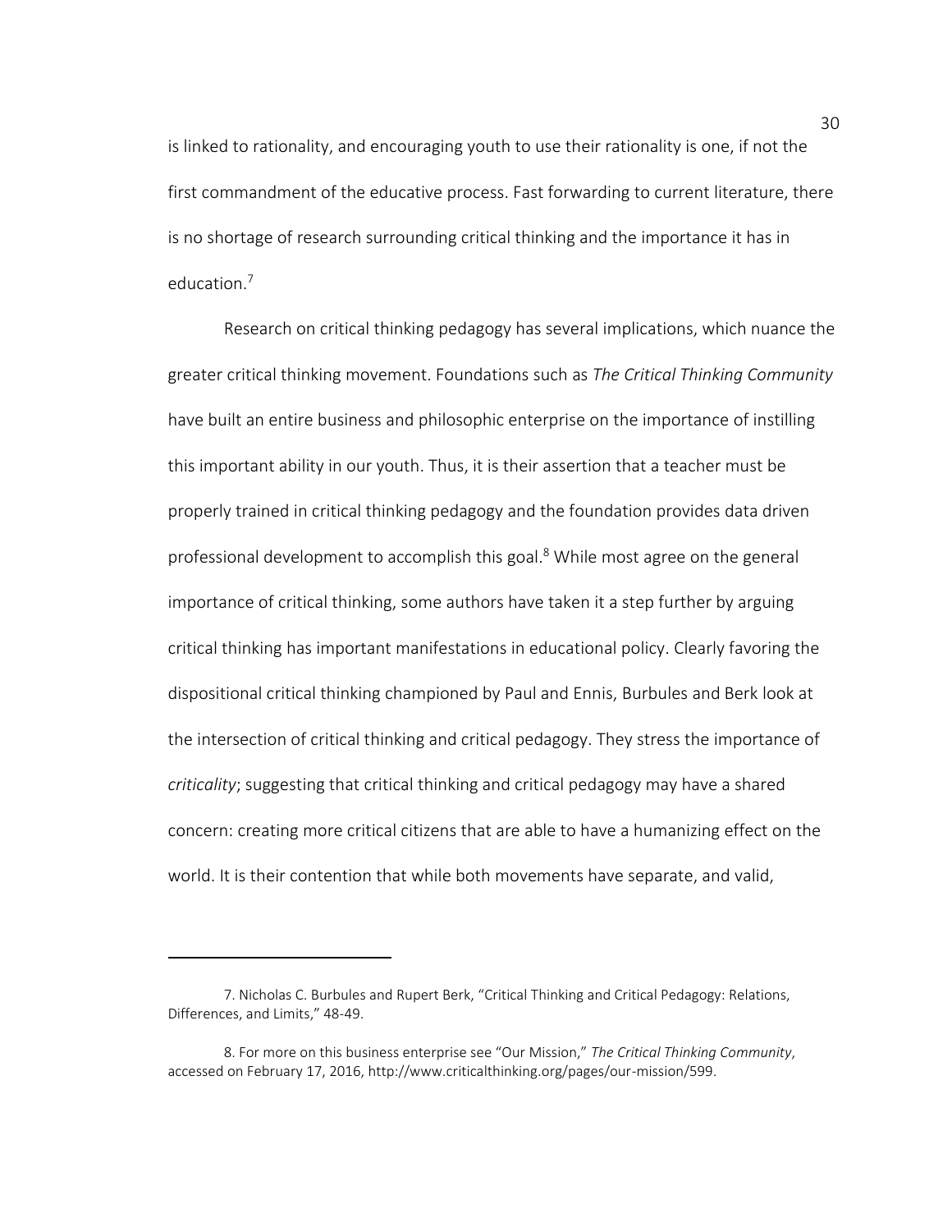is linked to rationality, and encouraging youth to use their rationality is one, if not the first commandment of the educative process. Fast forwarding to current literature, there is no shortage of research surrounding critical thinking and the importance it has in education.[7]

Research on critical thinking pedagogy has several implications, which nuance the greater critical thinking movement. Foundations such as *The Critical Thinking Community* have built an entire business and philosophic enterprise on the importance of instilling this important ability in our youth. Thus, it is their assertion that a teacher must be properly trained in critical thinking pedagogy and the foundation provides data driven professional development to accomplish this goal.[8] While most agree on the general importance of critical thinking, some authors have taken it a step further by arguing critical thinking has important manifestations in educational policy. Clearly favoring the dispositional critical thinking championed by Paul and Ennis, Burbules and Berk look at the intersection of critical thinking and critical pedagogy. They stress the importance of *criticality*; suggesting that critical thinking and critical pedagogy may have a shared concern: creating more critical citizens that are able to have a humanizing effect on the world. It is their contention that while both movements have separate, and valid,

---

7. Nicholas C. Burbules and Rupert Berk, "Critical Thinking and Critical Pedagogy: Relations, Differences, and Limits," 48-49.

8. For more on this business enterprise see "Our Mission," *The Critical Thinking Community*, accessed on February 17, 2016, http://www.criticalthinking.org/pages/our-mission/599.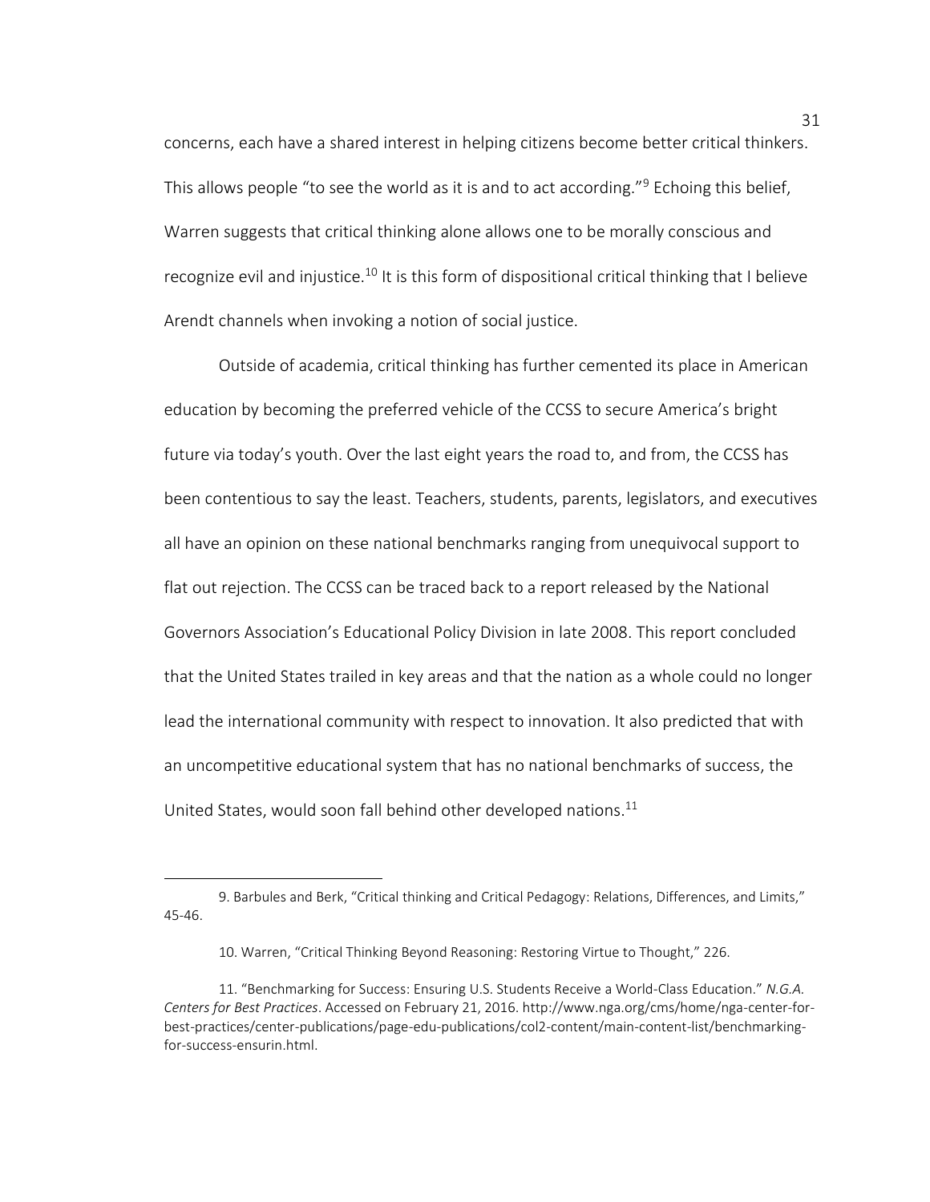concerns, each have a shared interest in helping citizens become better critical thinkers. This allows people "to see the world as it is and to act according."[9] Echoing this belief, Warren suggests that critical thinking alone allows one to be morally conscious and recognize evil and injustice.[10] It is this form of dispositional critical thinking that I believe Arendt channels when invoking a notion of social justice.

Outside of academia, critical thinking has further cemented its place in American education by becoming the preferred vehicle of the CCSS to secure America's bright future via today's youth. Over the last eight years the road to, and from, the CCSS has been contentious to say the least. Teachers, students, parents, legislators, and executives all have an opinion on these national benchmarks ranging from unequivocal support to flat out rejection. The CCSS can be traced back to a report released by the National Governors Association's Educational Policy Division in late 2008. This report concluded that the United States trailed in key areas and that the nation as a whole could no longer lead the international community with respect to innovation. It also predicted that with an uncompetitive educational system that has no national benchmarks of success, the United States, would soon fall behind other developed nations.[11]

---

9. Barbules and Berk, "Critical thinking and Critical Pedagogy: Relations, Differences, and Limits," 45-46.

10. Warren, "Critical Thinking Beyond Reasoning: Restoring Virtue to Thought," 226.

11. "Benchmarking for Success: Ensuring U.S. Students Receive a World-Class Education." *N.G.A. Centers for Best Practices*. Accessed on February 21, 2016. http://www.nga.org/cms/home/nga-center-for-best-practices/center-publications/page-edu-publications/col2-content/main-content-list/benchmarking-for-success-ensurin.html.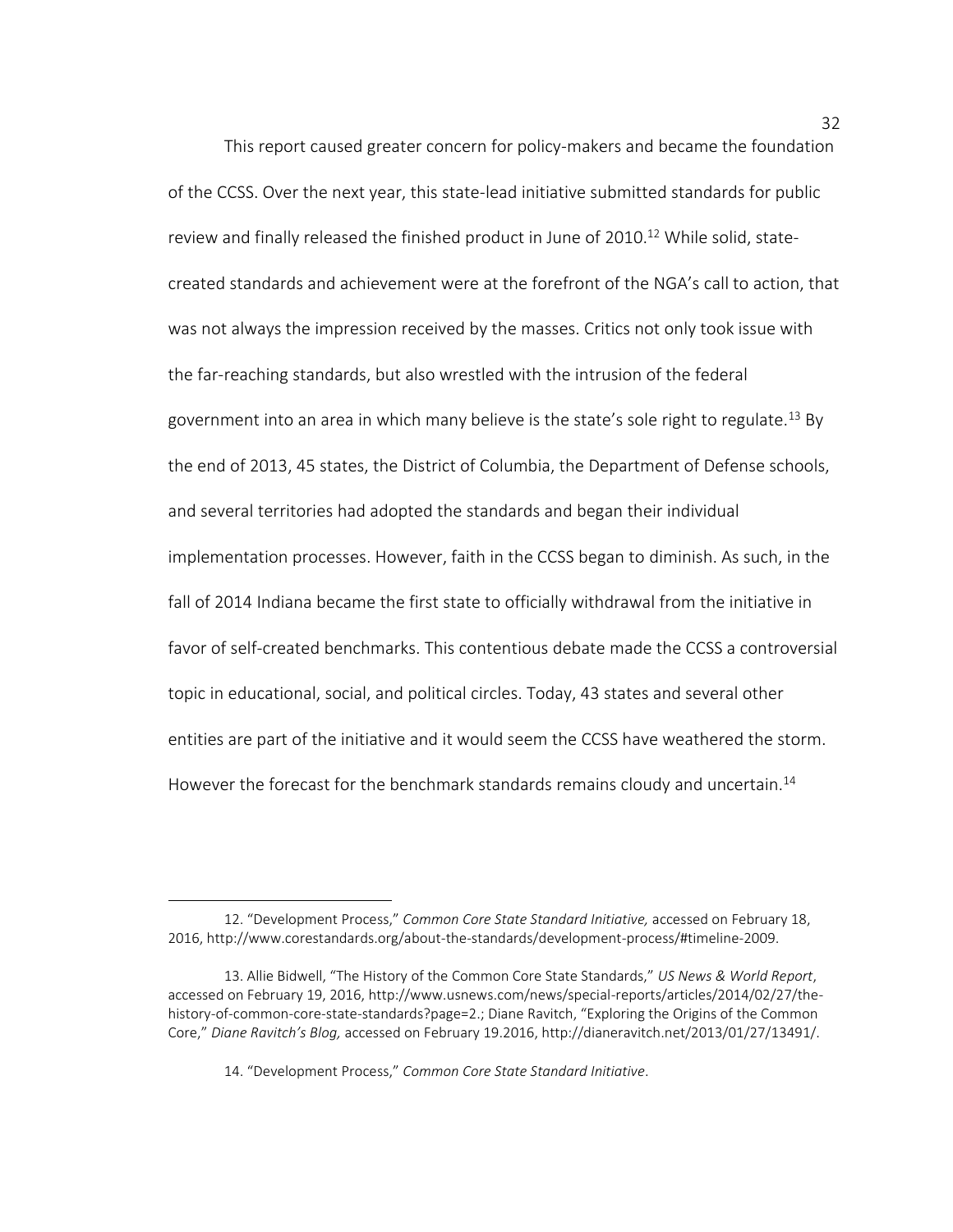This report caused greater concern for policy-makers and became the foundation of the CCSS. Over the next year, this state-lead initiative submitted standards for public review and finally released the finished product in June of 2010.[12] While solid, state-created standards and achievement were at the forefront of the NGA's call to action, that was not always the impression received by the masses. Critics not only took issue with the far-reaching standards, but also wrestled with the intrusion of the federal government into an area in which many believe is the state's sole right to regulate.[13] By the end of 2013, 45 states, the District of Columbia, the Department of Defense schools, and several territories had adopted the standards and began their individual implementation processes. However, faith in the CCSS began to diminish. As such, in the fall of 2014 Indiana became the first state to officially withdrawal from the initiative in favor of self-created benchmarks. This contentious debate made the CCSS a controversial topic in educational, social, and political circles. Today, 43 states and several other entities are part of the initiative and it would seem the CCSS have weathered the storm. However the forecast for the benchmark standards remains cloudy and uncertain.[14]

---

12. "Development Process," *Common Core State Standard Initiative,* accessed on February 18, 2016, http://www.corestandards.org/about-the-standards/development-process/#timeline-2009.

13. Allie Bidwell, "The History of the Common Core State Standards," *US News & World Report*, accessed on February 19, 2016, http://www.usnews.com/news/special-reports/articles/2014/02/27/the-history-of-common-core-state-standards?page=2.; Diane Ravitch, "Exploring the Origins of the Common Core," *Diane Ravitch's Blog,* accessed on February 19.2016, http://dianeravitch.net/2013/01/27/13491/.

14. "Development Process," *Common Core State Standard Initiative*.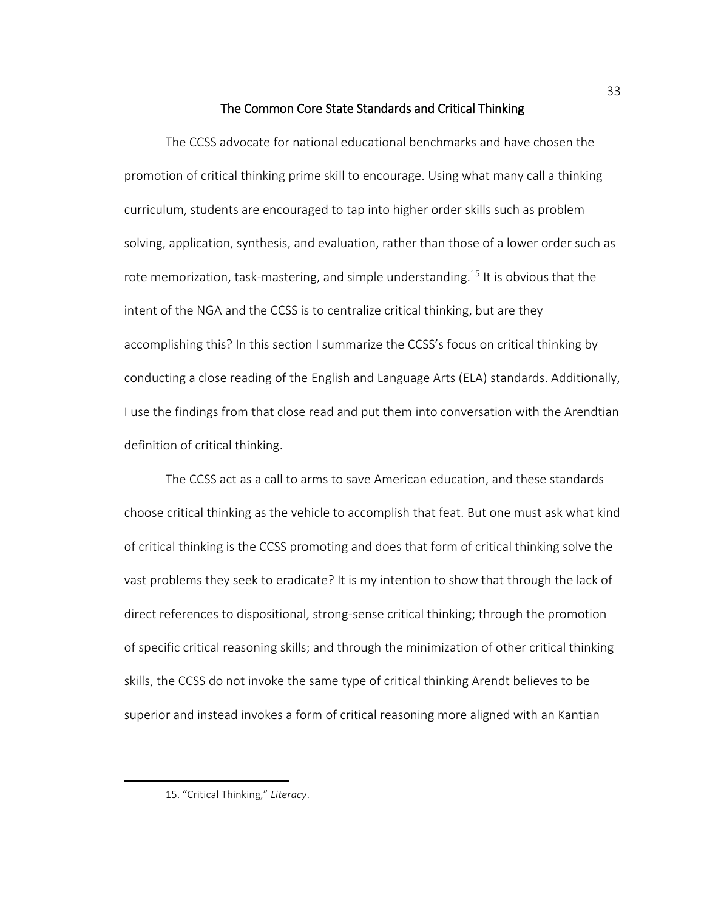## The Common Core State Standards and Critical Thinking

The CCSS advocate for national educational benchmarks and have chosen the promotion of critical thinking prime skill to encourage. Using what many call a thinking curriculum, students are encouraged to tap into higher order skills such as problem solving, application, synthesis, and evaluation, rather than those of a lower order such as rote memorization, task-mastering, and simple understanding.[15] It is obvious that the intent of the NGA and the CCSS is to centralize critical thinking, but are they accomplishing this? In this section I summarize the CCSS's focus on critical thinking by conducting a close reading of the English and Language Arts (ELA) standards. Additionally, I use the findings from that close read and put them into conversation with the Arendtian definition of critical thinking.

The CCSS act as a call to arms to save American education, and these standards choose critical thinking as the vehicle to accomplish that feat. But one must ask what kind of critical thinking is the CCSS promoting and does that form of critical thinking solve the vast problems they seek to eradicate? It is my intention to show that through the lack of direct references to dispositional, strong-sense critical thinking; through the promotion of specific critical reasoning skills; and through the minimization of other critical thinking skills, the CCSS do not invoke the same type of critical thinking Arendt believes to be superior and instead invokes a form of critical reasoning more aligned with an Kantian

---

15. "Critical Thinking," *Literacy*.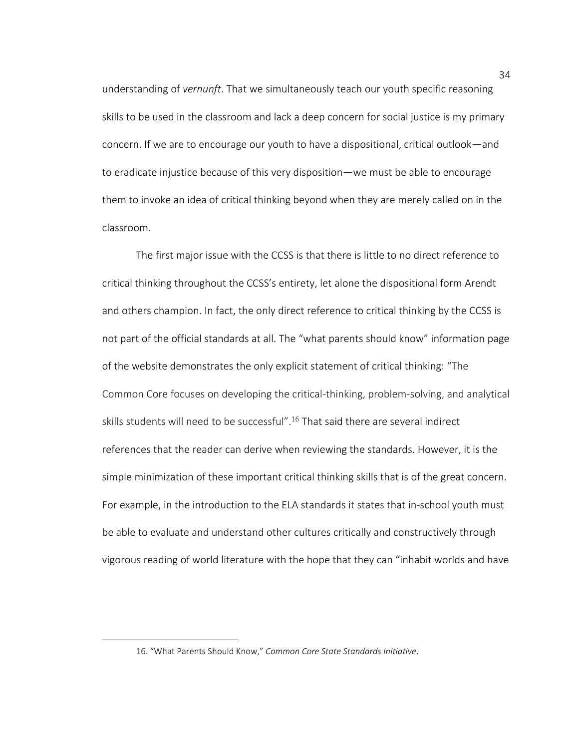understanding of *vernunft*. That we simultaneously teach our youth specific reasoning skills to be used in the classroom and lack a deep concern for social justice is my primary concern. If we are to encourage our youth to have a dispositional, critical outlook—and to eradicate injustice because of this very disposition—we must be able to encourage them to invoke an idea of critical thinking beyond when they are merely called on in the classroom.

The first major issue with the CCSS is that there is little to no direct reference to critical thinking throughout the CCSS's entirety, let alone the dispositional form Arendt and others champion. In fact, the only direct reference to critical thinking by the CCSS is not part of the official standards at all. The "what parents should know" information page of the website demonstrates the only explicit statement of critical thinking: "The Common Core focuses on developing the critical-thinking, problem-solving, and analytical skills students will need to be successful".[16] That said there are several indirect references that the reader can derive when reviewing the standards. However, it is the simple minimization of these important critical thinking skills that is of the great concern. For example, in the introduction to the ELA standards it states that in-school youth must be able to evaluate and understand other cultures critically and constructively through vigorous reading of world literature with the hope that they can "inhabit worlds and have

16. "What Parents Should Know," *Common Core State Standards Initiative*.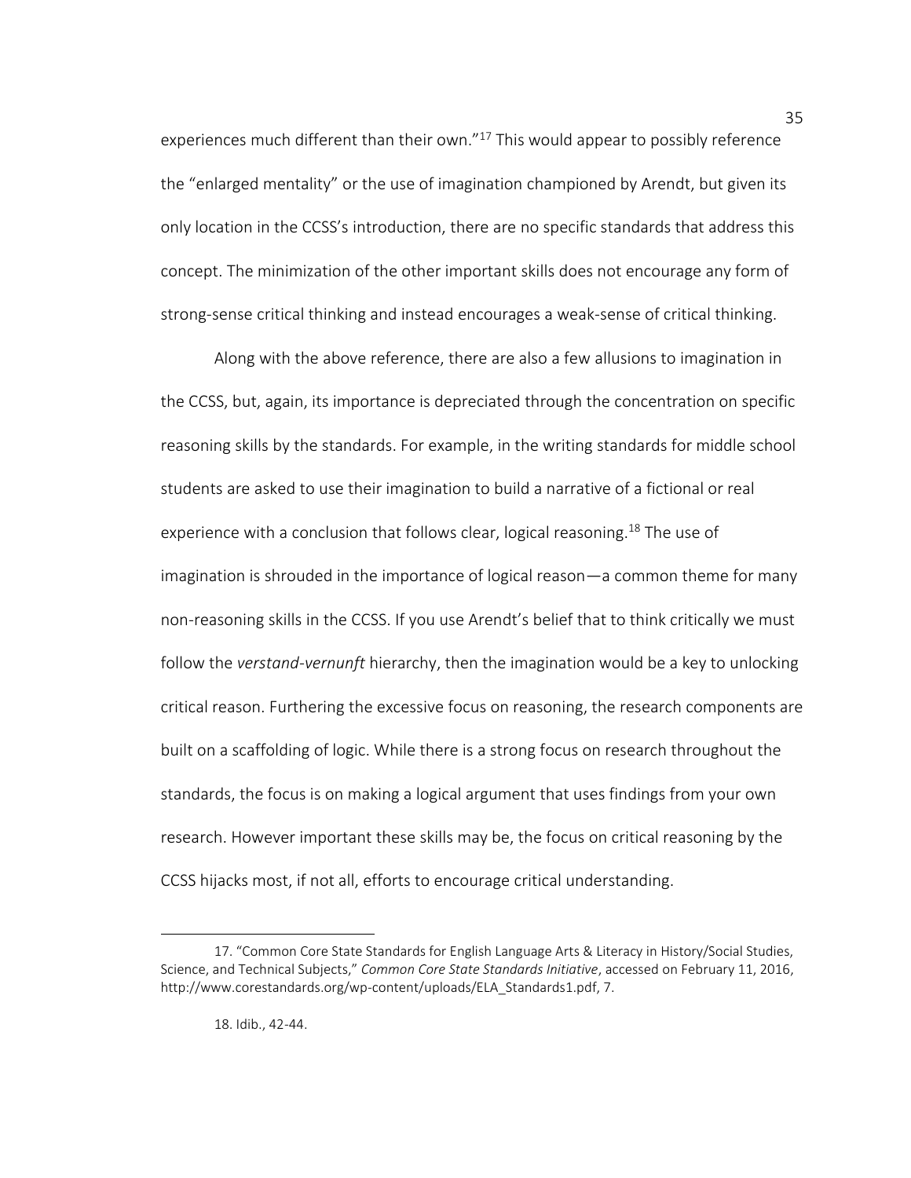experiences much different than their own."[17] This would appear to possibly reference the "enlarged mentality" or the use of imagination championed by Arendt, but given its only location in the CCSS's introduction, there are no specific standards that address this concept. The minimization of the other important skills does not encourage any form of strong-sense critical thinking and instead encourages a weak-sense of critical thinking.

Along with the above reference, there are also a few allusions to imagination in the CCSS, but, again, its importance is depreciated through the concentration on specific reasoning skills by the standards. For example, in the writing standards for middle school students are asked to use their imagination to build a narrative of a fictional or real experience with a conclusion that follows clear, logical reasoning.[18] The use of imagination is shrouded in the importance of logical reason—a common theme for many non-reasoning skills in the CCSS. If you use Arendt's belief that to think critically we must follow the *verstand-vernunft* hierarchy, then the imagination would be a key to unlocking critical reason. Furthering the excessive focus on reasoning, the research components are built on a scaffolding of logic. While there is a strong focus on research throughout the standards, the focus is on making a logical argument that uses findings from your own research. However important these skills may be, the focus on critical reasoning by the CCSS hijacks most, if not all, efforts to encourage critical understanding.

---

17. "Common Core State Standards for English Language Arts & Literacy in History/Social Studies, Science, and Technical Subjects," *Common Core State Standards Initiative*, accessed on February 11, 2016, http://www.corestandards.org/wp-content/uploads/ELA_Standards1.pdf, 7.

18. Idib., 42-44.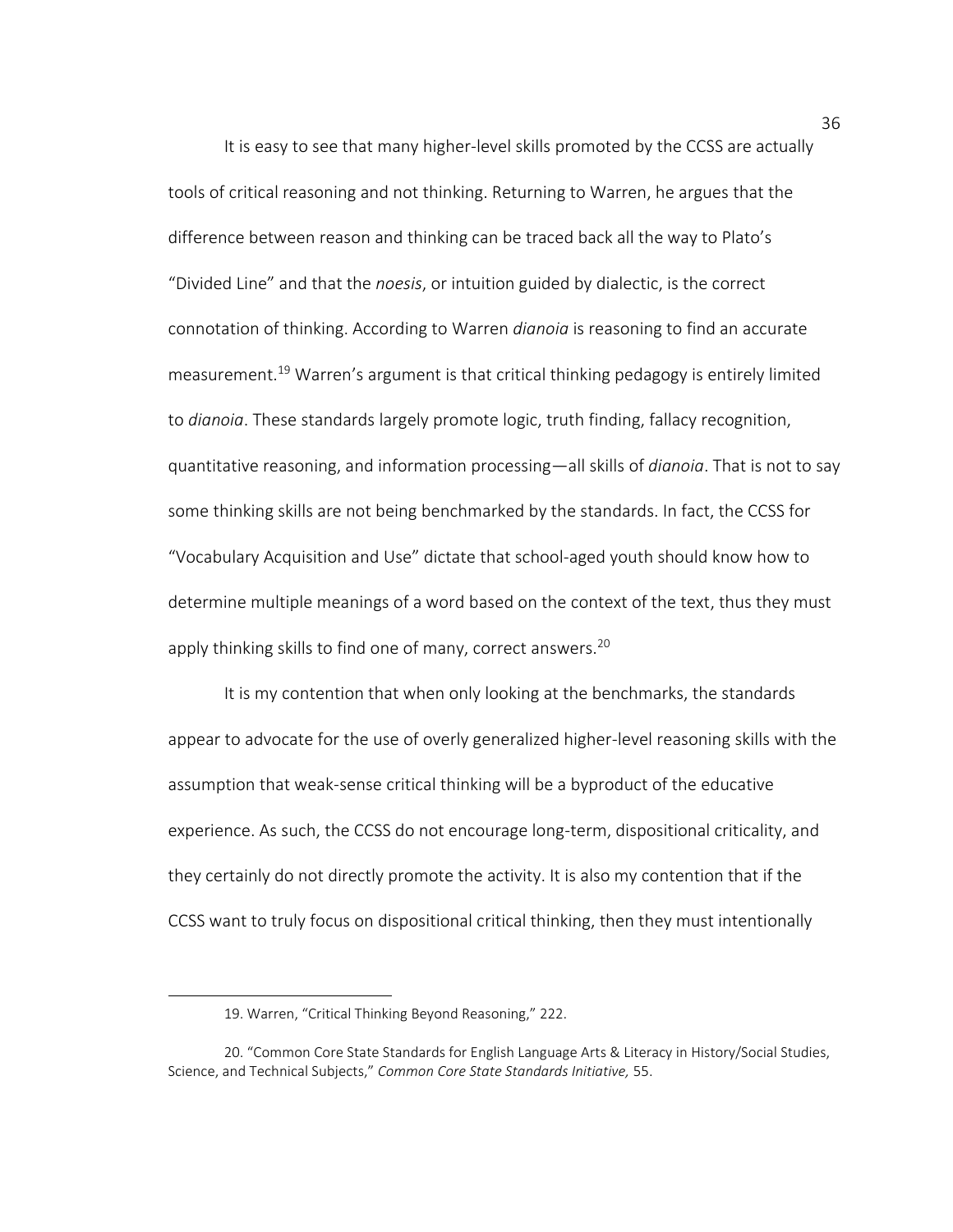It is easy to see that many higher-level skills promoted by the CCSS are actually tools of critical reasoning and not thinking. Returning to Warren, he argues that the difference between reason and thinking can be traced back all the way to Plato's "Divided Line" and that the *noesis*, or intuition guided by dialectic, is the correct connotation of thinking. According to Warren *dianoia* is reasoning to find an accurate measurement.[19] Warren's argument is that critical thinking pedagogy is entirely limited to *dianoia*. These standards largely promote logic, truth finding, fallacy recognition, quantitative reasoning, and information processing—all skills of *dianoia*. That is not to say some thinking skills are not being benchmarked by the standards. In fact, the CCSS for "Vocabulary Acquisition and Use" dictate that school-aged youth should know how to determine multiple meanings of a word based on the context of the text, thus they must apply thinking skills to find one of many, correct answers.[20]

It is my contention that when only looking at the benchmarks, the standards appear to advocate for the use of overly generalized higher-level reasoning skills with the assumption that weak-sense critical thinking will be a byproduct of the educative experience. As such, the CCSS do not encourage long-term, dispositional criticality, and they certainly do not directly promote the activity. It is also my contention that if the CCSS want to truly focus on dispositional critical thinking, then they must intentionally

---

19. Warren, "Critical Thinking Beyond Reasoning," 222.

20. "Common Core State Standards for English Language Arts & Literacy in History/Social Studies, Science, and Technical Subjects," *Common Core State Standards Initiative,* 55.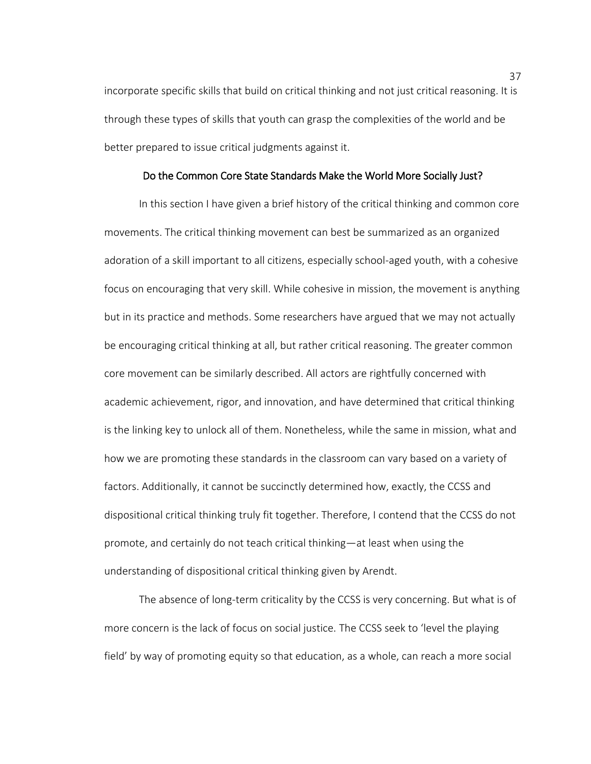incorporate specific skills that build on critical thinking and not just critical reasoning. It is through these types of skills that youth can grasp the complexities of the world and be better prepared to issue critical judgments against it.

## Do the Common Core State Standards Make the World More Socially Just?

In this section I have given a brief history of the critical thinking and common core movements. The critical thinking movement can best be summarized as an organized adoration of a skill important to all citizens, especially school-aged youth, with a cohesive focus on encouraging that very skill. While cohesive in mission, the movement is anything but in its practice and methods. Some researchers have argued that we may not actually be encouraging critical thinking at all, but rather critical reasoning. The greater common core movement can be similarly described. All actors are rightfully concerned with academic achievement, rigor, and innovation, and have determined that critical thinking is the linking key to unlock all of them. Nonetheless, while the same in mission, what and how we are promoting these standards in the classroom can vary based on a variety of factors. Additionally, it cannot be succinctly determined how, exactly, the CCSS and dispositional critical thinking truly fit together. Therefore, I contend that the CCSS do not promote, and certainly do not teach critical thinking—at least when using the understanding of dispositional critical thinking given by Arendt.

The absence of long-term criticality by the CCSS is very concerning. But what is of more concern is the lack of focus on social justice. The CCSS seek to 'level the playing field' by way of promoting equity so that education, as a whole, can reach a more social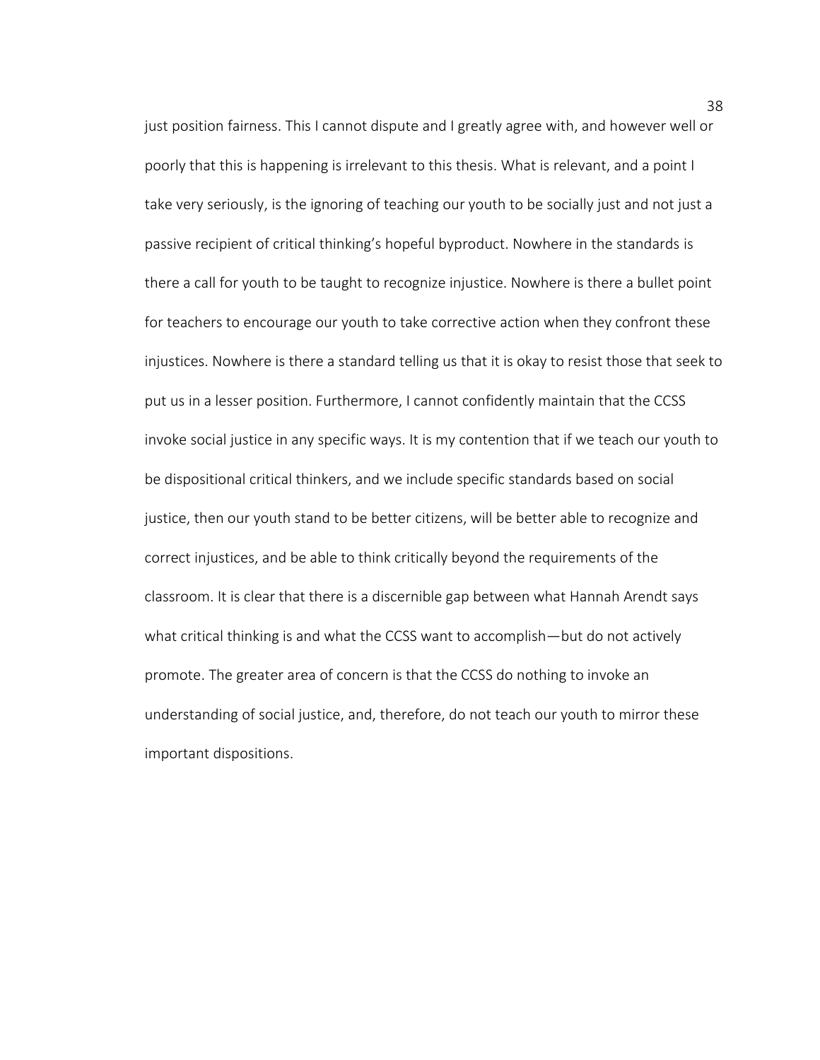just position fairness. This I cannot dispute and I greatly agree with, and however well or poorly that this is happening is irrelevant to this thesis. What is relevant, and a point I take very seriously, is the ignoring of teaching our youth to be socially just and not just a passive recipient of critical thinking's hopeful byproduct. Nowhere in the standards is there a call for youth to be taught to recognize injustice. Nowhere is there a bullet point for teachers to encourage our youth to take corrective action when they confront these injustices. Nowhere is there a standard telling us that it is okay to resist those that seek to put us in a lesser position. Furthermore, I cannot confidently maintain that the CCSS invoke social justice in any specific ways. It is my contention that if we teach our youth to be dispositional critical thinkers, and we include specific standards based on social justice, then our youth stand to be better citizens, will be better able to recognize and correct injustices, and be able to think critically beyond the requirements of the classroom. It is clear that there is a discernible gap between what Hannah Arendt says what critical thinking is and what the CCSS want to accomplish—but do not actively promote. The greater area of concern is that the CCSS do nothing to invoke an understanding of social justice, and, therefore, do not teach our youth to mirror these important dispositions.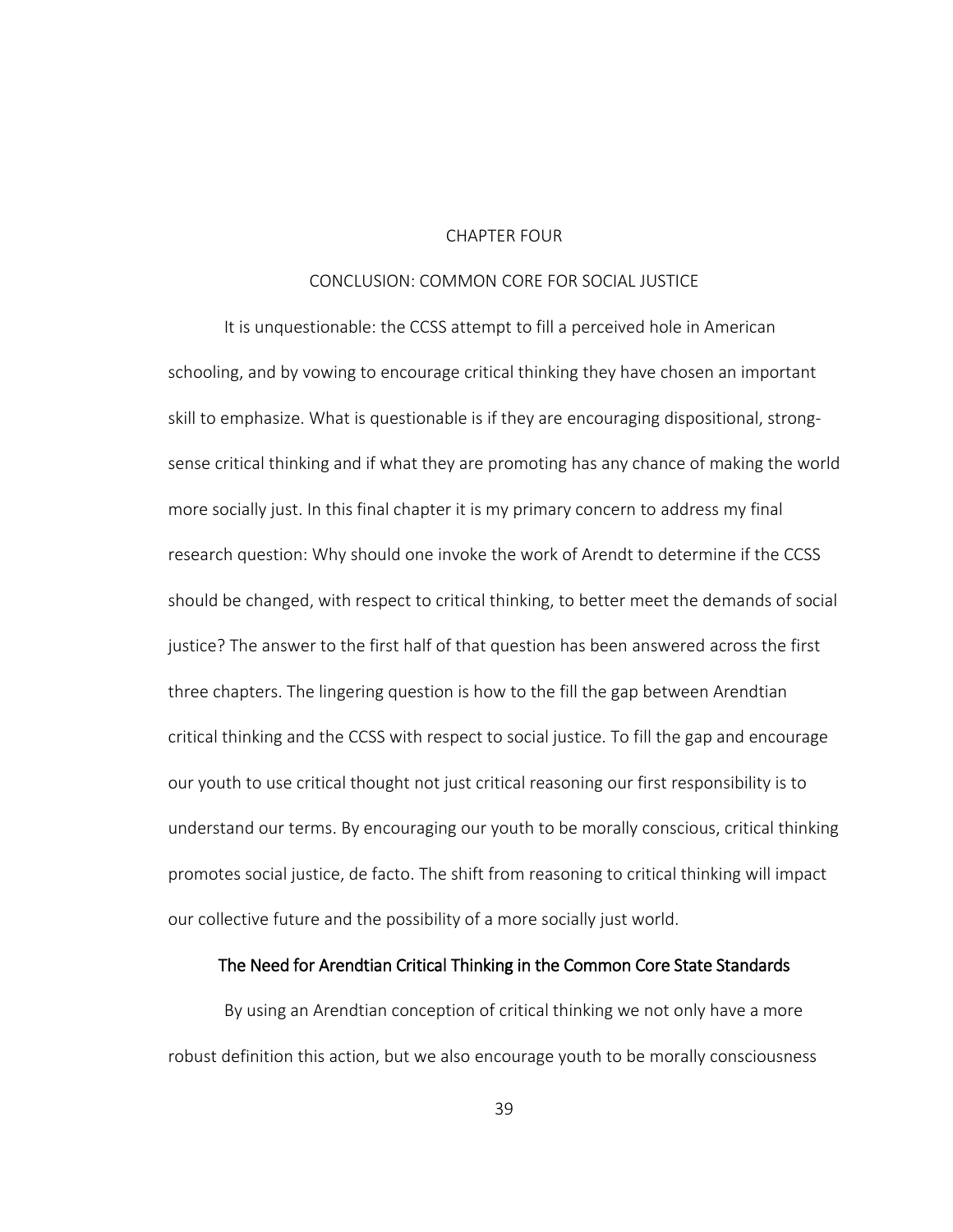# CHAPTER FOUR

# CONCLUSION: COMMON CORE FOR SOCIAL JUSTICE

It is unquestionable: the CCSS attempt to fill a perceived hole in American schooling, and by vowing to encourage critical thinking they have chosen an important skill to emphasize. What is questionable is if they are encouraging dispositional, strong-sense critical thinking and if what they are promoting has any chance of making the world more socially just. In this final chapter it is my primary concern to address my final research question: Why should one invoke the work of Arendt to determine if the CCSS should be changed, with respect to critical thinking, to better meet the demands of social justice? The answer to the first half of that question has been answered across the first three chapters. The lingering question is how to the fill the gap between Arendtian critical thinking and the CCSS with respect to social justice. To fill the gap and encourage our youth to use critical thought not just critical reasoning our first responsibility is to understand our terms. By encouraging our youth to be morally conscious, critical thinking promotes social justice, de facto. The shift from reasoning to critical thinking will impact our collective future and the possibility of a more socially just world.

## The Need for Arendtian Critical Thinking in the Common Core State Standards

By using an Arendtian conception of critical thinking we not only have a more robust definition this action, but we also encourage youth to be morally consciousness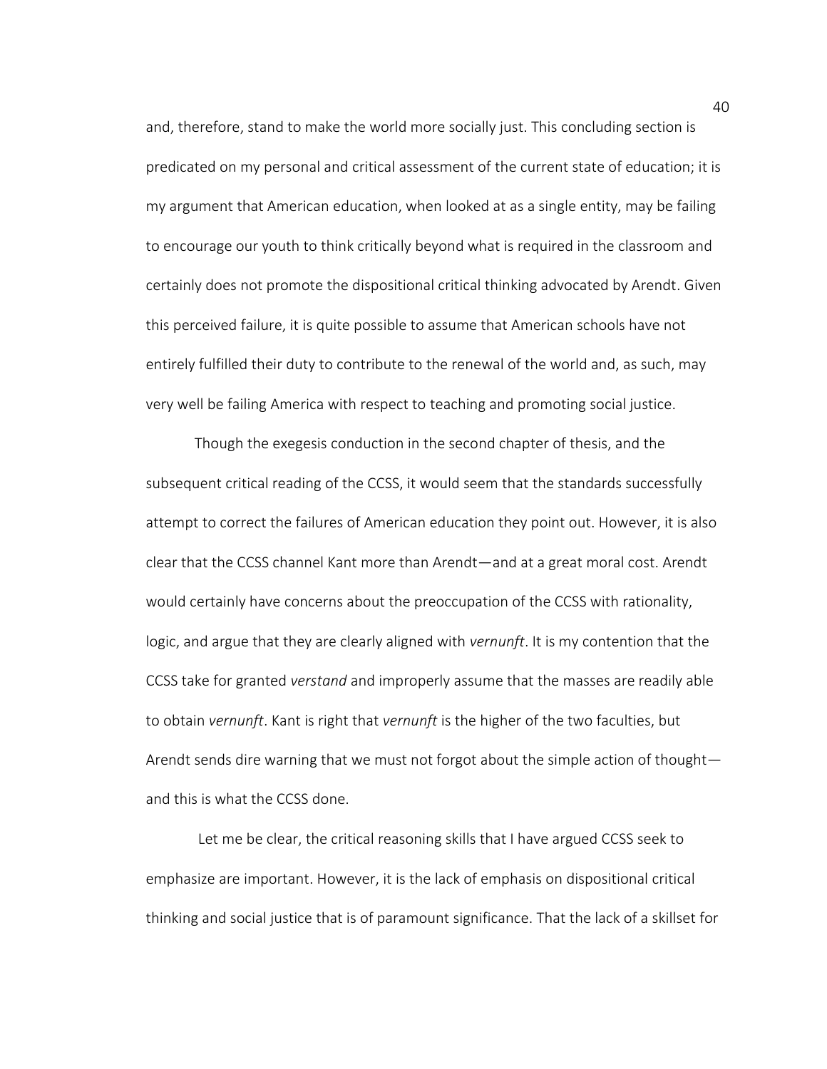and, therefore, stand to make the world more socially just. This concluding section is predicated on my personal and critical assessment of the current state of education; it is my argument that American education, when looked at as a single entity, may be failing to encourage our youth to think critically beyond what is required in the classroom and certainly does not promote the dispositional critical thinking advocated by Arendt. Given this perceived failure, it is quite possible to assume that American schools have not entirely fulfilled their duty to contribute to the renewal of the world and, as such, may very well be failing America with respect to teaching and promoting social justice.

Though the exegesis conduction in the second chapter of thesis, and the subsequent critical reading of the CCSS, it would seem that the standards successfully attempt to correct the failures of American education they point out. However, it is also clear that the CCSS channel Kant more than Arendt—and at a great moral cost. Arendt would certainly have concerns about the preoccupation of the CCSS with rationality, logic, and argue that they are clearly aligned with *vernunft*. It is my contention that the CCSS take for granted *verstand* and improperly assume that the masses are readily able to obtain *vernunft*. Kant is right that *vernunft* is the higher of the two faculties, but Arendt sends dire warning that we must not forgot about the simple action of thought—and this is what the CCSS done.

Let me be clear, the critical reasoning skills that I have argued CCSS seek to emphasize are important. However, it is the lack of emphasis on dispositional critical thinking and social justice that is of paramount significance. That the lack of a skillset for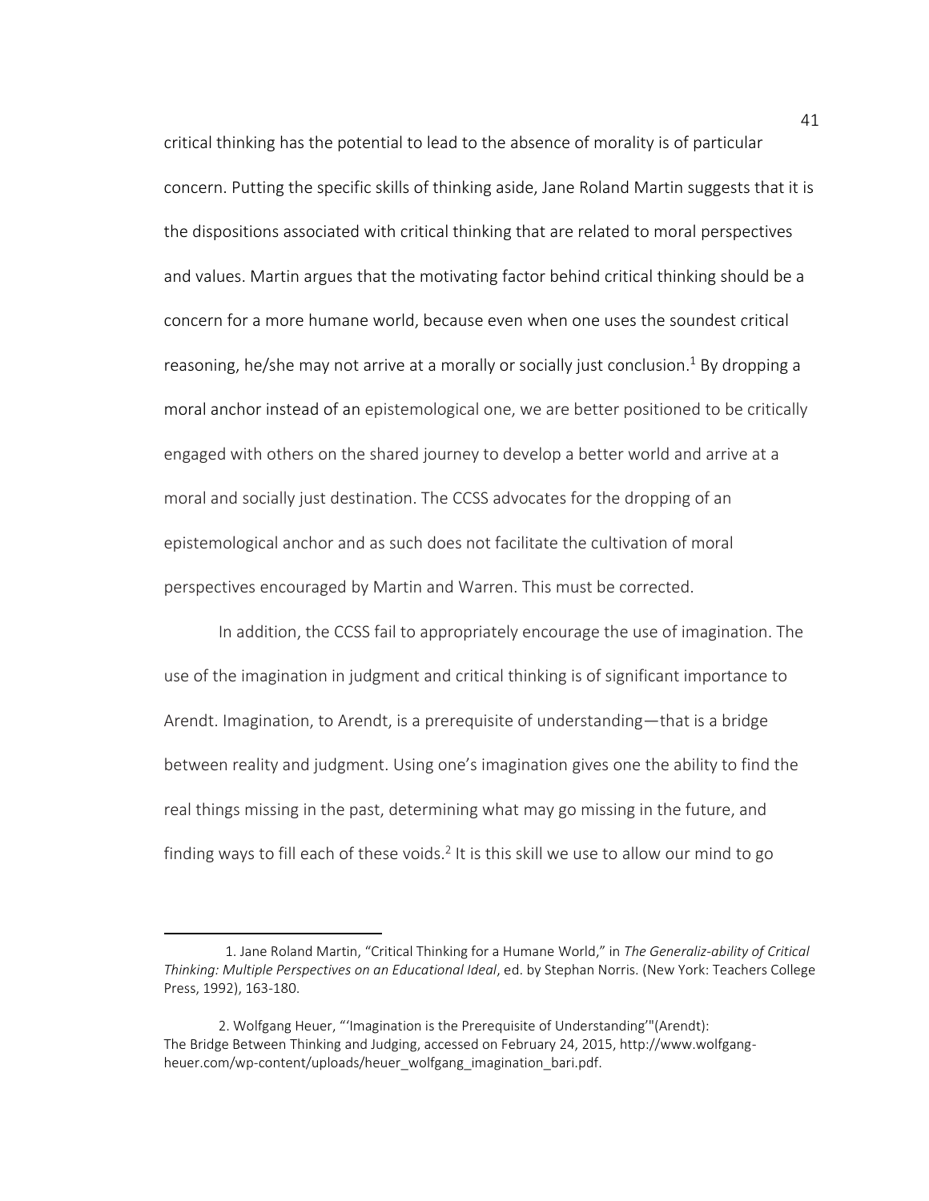critical thinking has the potential to lead to the absence of morality is of particular concern. Putting the specific skills of thinking aside, Jane Roland Martin suggests that it is the dispositions associated with critical thinking that are related to moral perspectives and values. Martin argues that the motivating factor behind critical thinking should be a concern for a more humane world, because even when one uses the soundest critical reasoning, he/she may not arrive at a morally or socially just conclusion.[1] By dropping a moral anchor instead of an epistemological one, we are better positioned to be critically engaged with others on the shared journey to develop a better world and arrive at a moral and socially just destination. The CCSS advocates for the dropping of an epistemological anchor and as such does not facilitate the cultivation of moral perspectives encouraged by Martin and Warren. This must be corrected.

In addition, the CCSS fail to appropriately encourage the use of imagination. The use of the imagination in judgment and critical thinking is of significant importance to Arendt. Imagination, to Arendt, is a prerequisite of understanding—that is a bridge between reality and judgment. Using one's imagination gives one the ability to find the real things missing in the past, determining what may go missing in the future, and finding ways to fill each of these voids.[2] It is this skill we use to allow our mind to go

---

1. Jane Roland Martin, "Critical Thinking for a Humane World," in *The Generaliz-ability of Critical Thinking: Multiple Perspectives on an Educational Ideal*, ed. by Stephan Norris. (New York: Teachers College Press, 1992), 163-180.

2. Wolfgang Heuer, "'Imagination is the Prerequisite of Understanding'"(Arendt): The Bridge Between Thinking and Judging, accessed on February 24, 2015, http://www.wolfgang-heuer.com/wp-content/uploads/heuer_wolfgang_imagination_bari.pdf.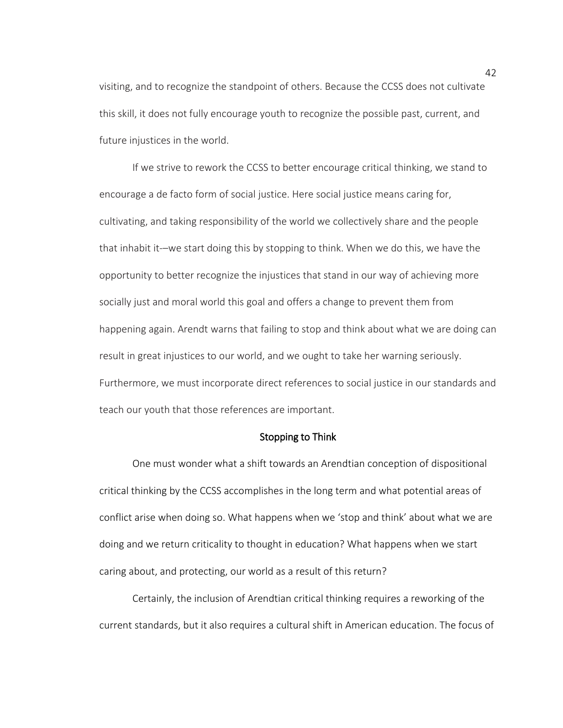visiting, and to recognize the standpoint of others. Because the CCSS does not cultivate this skill, it does not fully encourage youth to recognize the possible past, current, and future injustices in the world.

If we strive to rework the CCSS to better encourage critical thinking, we stand to encourage a de facto form of social justice. Here social justice means caring for, cultivating, and taking responsibility of the world we collectively share and the people that inhabit it–—we start doing this by stopping to think. When we do this, we have the opportunity to better recognize the injustices that stand in our way of achieving more socially just and moral world this goal and offers a change to prevent them from happening again. Arendt warns that failing to stop and think about what we are doing can result in great injustices to our world, and we ought to take her warning seriously. Furthermore, we must incorporate direct references to social justice in our standards and teach our youth that those references are important.

## Stopping to Think

One must wonder what a shift towards an Arendtian conception of dispositional critical thinking by the CCSS accomplishes in the long term and what potential areas of conflict arise when doing so. What happens when we 'stop and think' about what we are doing and we return criticality to thought in education? What happens when we start caring about, and protecting, our world as a result of this return?

Certainly, the inclusion of Arendtian critical thinking requires a reworking of the current standards, but it also requires a cultural shift in American education. The focus of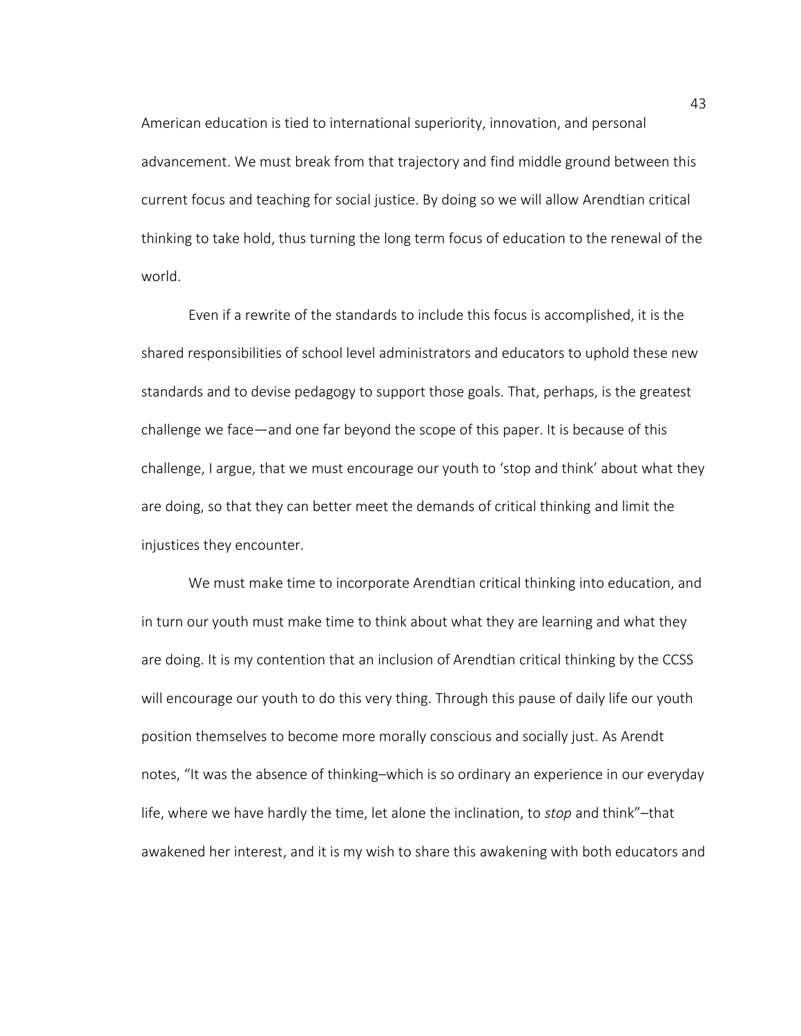American education is tied to international superiority, innovation, and personal advancement. We must break from that trajectory and find middle ground between this current focus and teaching for social justice. By doing so we will allow Arendtian critical thinking to take hold, thus turning the long term focus of education to the renewal of the world.

Even if a rewrite of the standards to include this focus is accomplished, it is the shared responsibilities of school level administrators and educators to uphold these new standards and to devise pedagogy to support those goals. That, perhaps, is the greatest challenge we face—and one far beyond the scope of this paper. It is because of this challenge, I argue, that we must encourage our youth to 'stop and think' about what they are doing, so that they can better meet the demands of critical thinking and limit the injustices they encounter.

We must make time to incorporate Arendtian critical thinking into education, and in turn our youth must make time to think about what they are learning and what they are doing. It is my contention that an inclusion of Arendtian critical thinking by the CCSS will encourage our youth to do this very thing. Through this pause of daily life our youth position themselves to become more morally conscious and socially just. As Arendt notes, "It was the absence of thinking–which is so ordinary an experience in our everyday life, where we have hardly the time, let alone the inclination, to *stop* and think"–that awakened her interest, and it is my wish to share this awakening with both educators and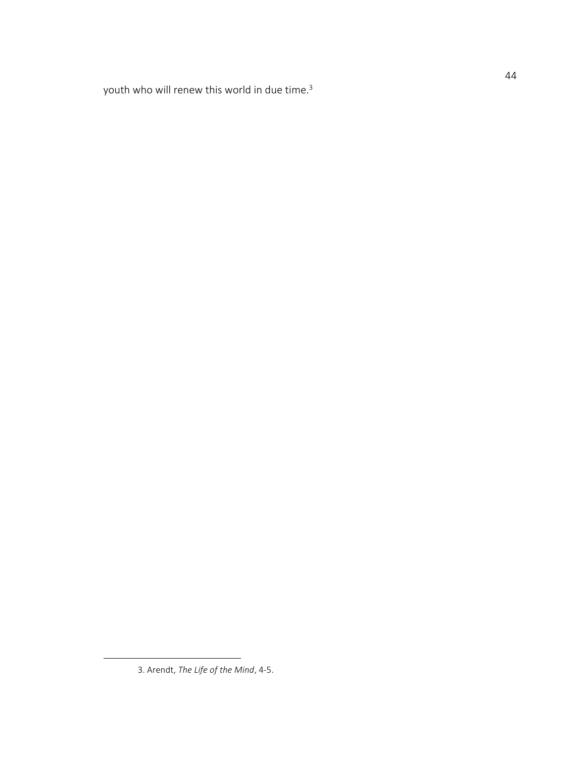youth who will renew this world in due time.[3]

---

3. Arendt, *The Life of the Mind*, 4-5.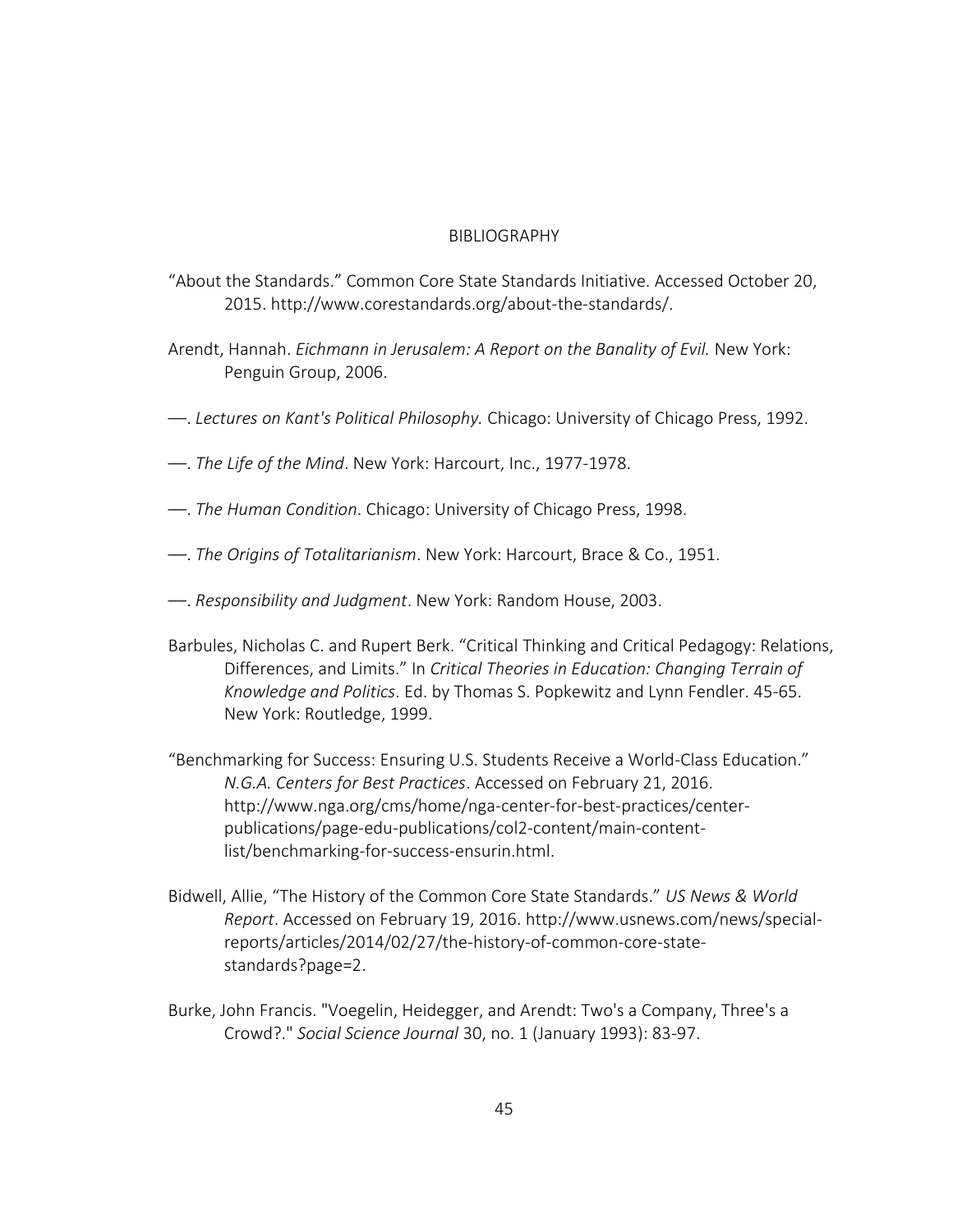# BIBLIOGRAPHY

"About the Standards." Common Core State Standards Initiative. Accessed October 20, 2015. http://www.corestandards.org/about-the-standards/.

Arendt, Hannah. *Eichmann in Jerusalem: A Report on the Banality of Evil.* New York: Penguin Group, 2006.

—. *Lectures on Kant's Political Philosophy.* Chicago: University of Chicago Press, 1992.

—. *The Life of the Mind*. New York: Harcourt, Inc., 1977-1978.

—. *The Human Condition*. Chicago: University of Chicago Press, 1998.

—. *The Origins of Totalitarianism*. New York: Harcourt, Brace & Co., 1951.

—. *Responsibility and Judgment*. New York: Random House, 2003.

Barbules, Nicholas C. and Rupert Berk. "Critical Thinking and Critical Pedagogy: Relations, Differences, and Limits." In *Critical Theories in Education: Changing Terrain of Knowledge and Politics*. Ed. by Thomas S. Popkewitz and Lynn Fendler. 45-65. New York: Routledge, 1999.

"Benchmarking for Success: Ensuring U.S. Students Receive a World-Class Education." *N.G.A. Centers for Best Practices*. Accessed on February 21, 2016. http://www.nga.org/cms/home/nga-center-for-best-practices/center-publications/page-edu-publications/col2-content/main-content-list/benchmarking-for-success-ensurin.html.

Bidwell, Allie, "The History of the Common Core State Standards." *US News & World Report*. Accessed on February 19, 2016. http://www.usnews.com/news/special-reports/articles/2014/02/27/the-history-of-common-core-state-standards?page=2.

Burke, John Francis. "Voegelin, Heidegger, and Arendt: Two's a Company, Three's a Crowd?." *Social Science Journal* 30, no. 1 (January 1993): 83-97.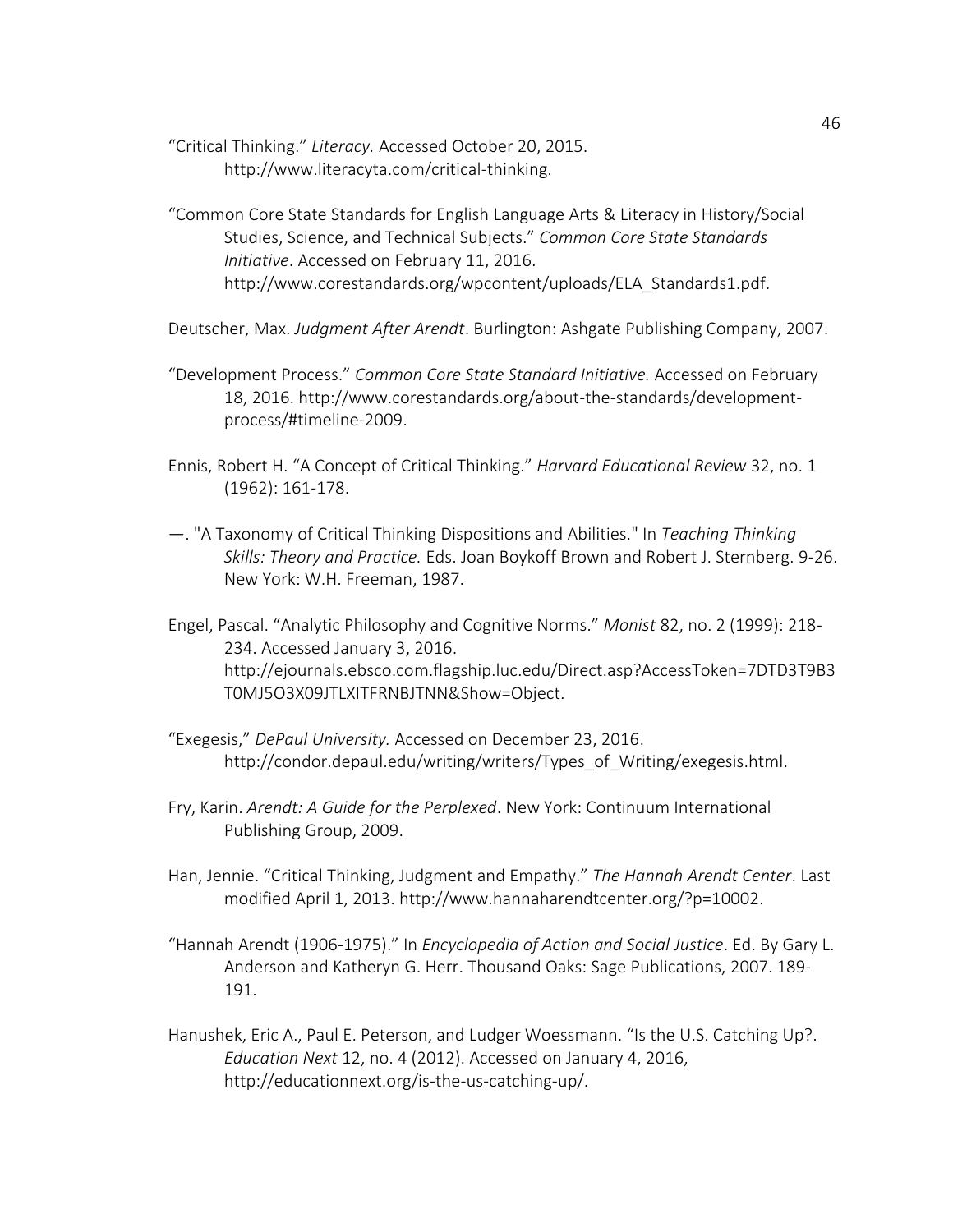“Critical Thinking.” *Literacy.* Accessed October 20, 2015. http://www.literacyta.com/critical-thinking.

“Common Core State Standards for English Language Arts & Literacy in History/Social Studies, Science, and Technical Subjects.” *Common Core State Standards Initiative*. Accessed on February 11, 2016. http://www.corestandards.org/wpcontent/uploads/ELA_Standards1.pdf.

Deutscher, Max. *Judgment After Arendt*. Burlington: Ashgate Publishing Company, 2007.

“Development Process.” *Common Core State Standard Initiative.* Accessed on February 18, 2016. http://www.corestandards.org/about-the-standards/development-process/#timeline-2009.

Ennis, Robert H. “A Concept of Critical Thinking.” *Harvard Educational Review* 32, no. 1 (1962): 161-178.

—. "A Taxonomy of Critical Thinking Dispositions and Abilities." In *Teaching Thinking Skills: Theory and Practice.* Eds. Joan Boykoff Brown and Robert J. Sternberg. 9-26. New York: W.H. Freeman, 1987.

Engel, Pascal. “Analytic Philosophy and Cognitive Norms.” *Monist* 82, no. 2 (1999): 218-234. Accessed January 3, 2016. http://ejournals.ebsco.com.flagship.luc.edu/Direct.asp?AccessToken=7DTD3T9B3T0MJ5O3X09JTLXITFRNBJTNN&Show=Object.

“Exegesis,” *DePaul University.* Accessed on December 23, 2016. http://condor.depaul.edu/writing/writers/Types_of_Writing/exegesis.html.

Fry, Karin. *Arendt: A Guide for the Perplexed*. New York: Continuum International Publishing Group, 2009.

Han, Jennie. “Critical Thinking, Judgment and Empathy.” *The Hannah Arendt Center*. Last modified April 1, 2013. http://www.hannaharendtcenter.org/?p=10002.

“Hannah Arendt (1906-1975).” In *Encyclopedia of Action and Social Justice*. Ed. By Gary L. Anderson and Katheryn G. Herr. Thousand Oaks: Sage Publications, 2007. 189-191.

Hanushek, Eric A., Paul E. Peterson, and Ludger Woessmann. “Is the U.S. Catching Up?. *Education Next* 12, no. 4 (2012). Accessed on January 4, 2016, http://educationnext.org/is-the-us-catching-up/.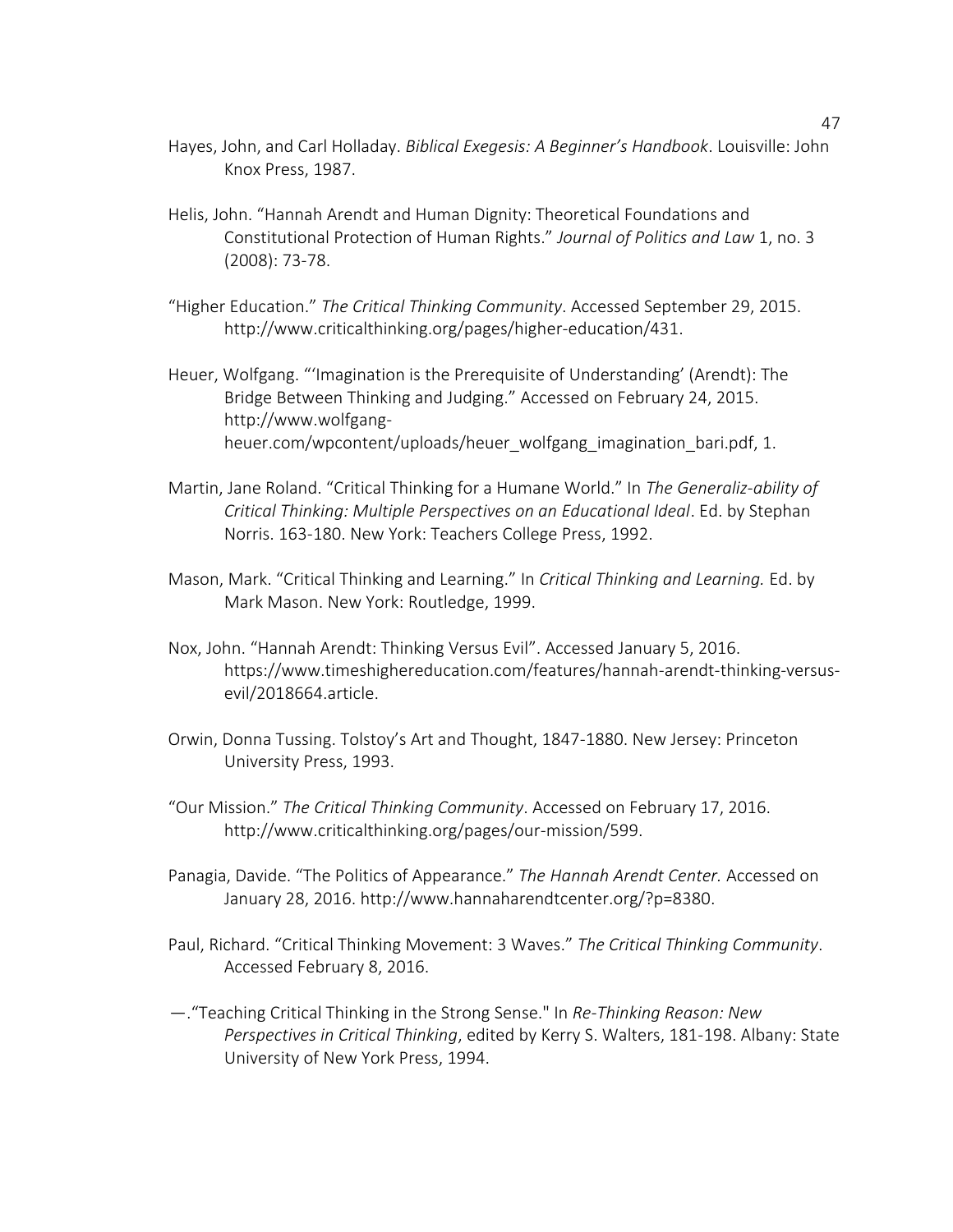Hayes, John, and Carl Holladay. *Biblical Exegesis: A Beginner's Handbook*. Louisville: John Knox Press, 1987.

Helis, John. "Hannah Arendt and Human Dignity: Theoretical Foundations and Constitutional Protection of Human Rights." *Journal of Politics and Law* 1, no. 3 (2008): 73-78.

"Higher Education." *The Critical Thinking Community*. Accessed September 29, 2015. http://www.criticalthinking.org/pages/higher-education/431.

Heuer, Wolfgang. "'Imagination is the Prerequisite of Understanding' (Arendt): The Bridge Between Thinking and Judging." Accessed on February 24, 2015. http://www.wolfgang-heuer.com/wpcontent/uploads/heuer_wolfgang_imagination_bari.pdf, 1.

Martin, Jane Roland. "Critical Thinking for a Humane World." In *The Generaliz-ability of Critical Thinking: Multiple Perspectives on an Educational Ideal*. Ed. by Stephan Norris. 163-180. New York: Teachers College Press, 1992.

Mason, Mark. "Critical Thinking and Learning." In *Critical Thinking and Learning.* Ed. by Mark Mason. New York: Routledge, 1999.

Nox, John. "Hannah Arendt: Thinking Versus Evil". Accessed January 5, 2016. https://www.timeshighereducation.com/features/hannah-arendt-thinking-versus-evil/2018664.article.

Orwin, Donna Tussing. Tolstoy's Art and Thought, 1847-1880. New Jersey: Princeton University Press, 1993.

"Our Mission." *The Critical Thinking Community*. Accessed on February 17, 2016. http://www.criticalthinking.org/pages/our-mission/599.

Panagia, Davide. "The Politics of Appearance." *The Hannah Arendt Center.* Accessed on January 28, 2016. http://www.hannaharendtcenter.org/?p=8380.

Paul, Richard. "Critical Thinking Movement: 3 Waves." *The Critical Thinking Community*. Accessed February 8, 2016.

—."Teaching Critical Thinking in the Strong Sense." In *Re-Thinking Reason: New Perspectives in Critical Thinking*, edited by Kerry S. Walters, 181-198. Albany: State University of New York Press, 1994.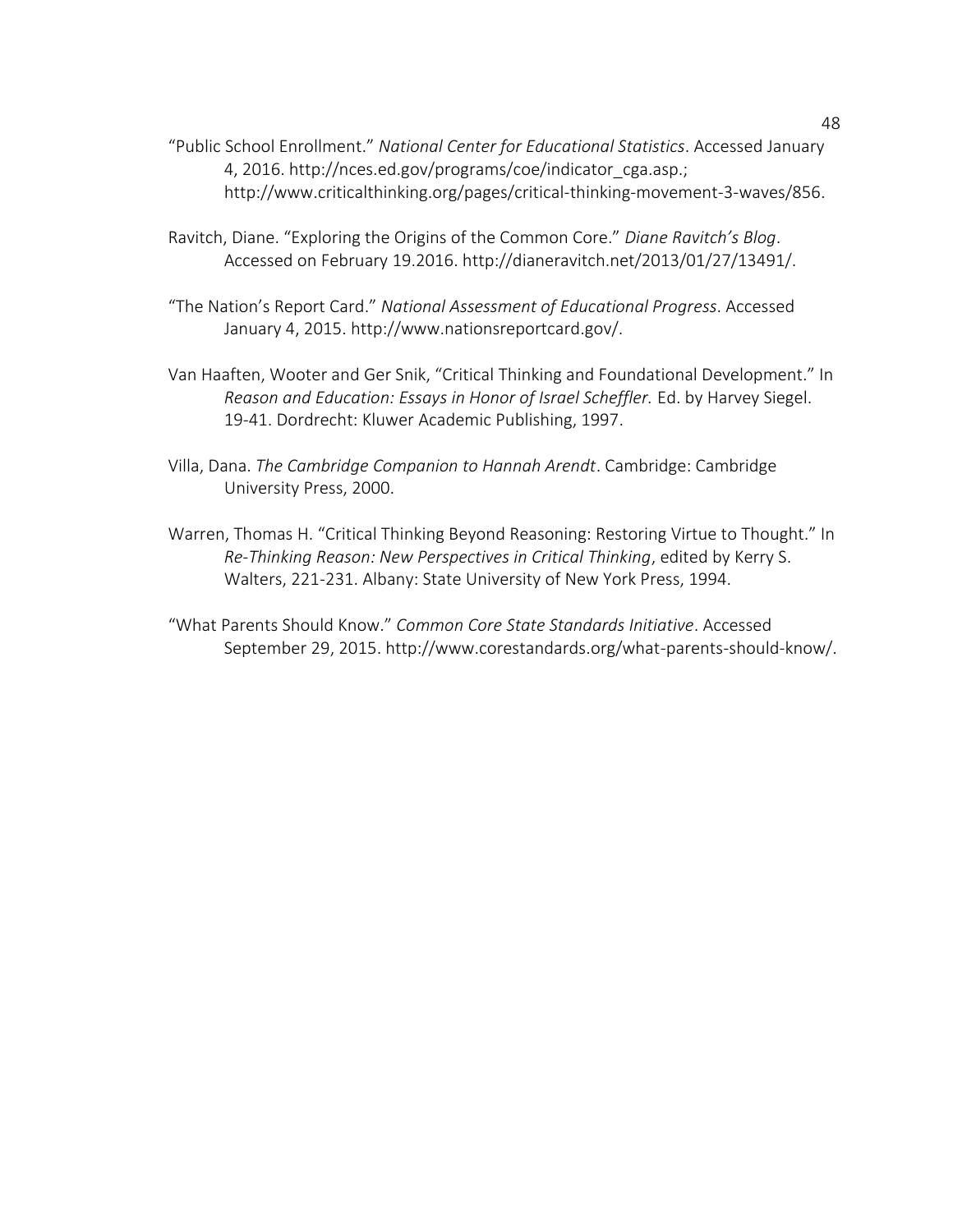"Public School Enrollment." *National Center for Educational Statistics*. Accessed January 4, 2016. http://nces.ed.gov/programs/coe/indicator_cga.asp.; http://www.criticalthinking.org/pages/critical-thinking-movement-3-waves/856.

Ravitch, Diane. "Exploring the Origins of the Common Core." *Diane Ravitch's Blog*. Accessed on February 19.2016. http://dianeravitch.net/2013/01/27/13491/.

"The Nation's Report Card." *National Assessment of Educational Progress*. Accessed January 4, 2015. http://www.nationsreportcard.gov/.

Van Haaften, Wooter and Ger Snik, "Critical Thinking and Foundational Development." In *Reason and Education: Essays in Honor of Israel Scheffler.* Ed. by Harvey Siegel. 19-41. Dordrecht: Kluwer Academic Publishing, 1997.

Villa, Dana. *The Cambridge Companion to Hannah Arendt*. Cambridge: Cambridge University Press, 2000.

Warren, Thomas H. "Critical Thinking Beyond Reasoning: Restoring Virtue to Thought." In *Re-Thinking Reason: New Perspectives in Critical Thinking*, edited by Kerry S. Walters, 221-231. Albany: State University of New York Press, 1994.

"What Parents Should Know." *Common Core State Standards Initiative*. Accessed September 29, 2015. http://www.corestandards.org/what-parents-should-know/.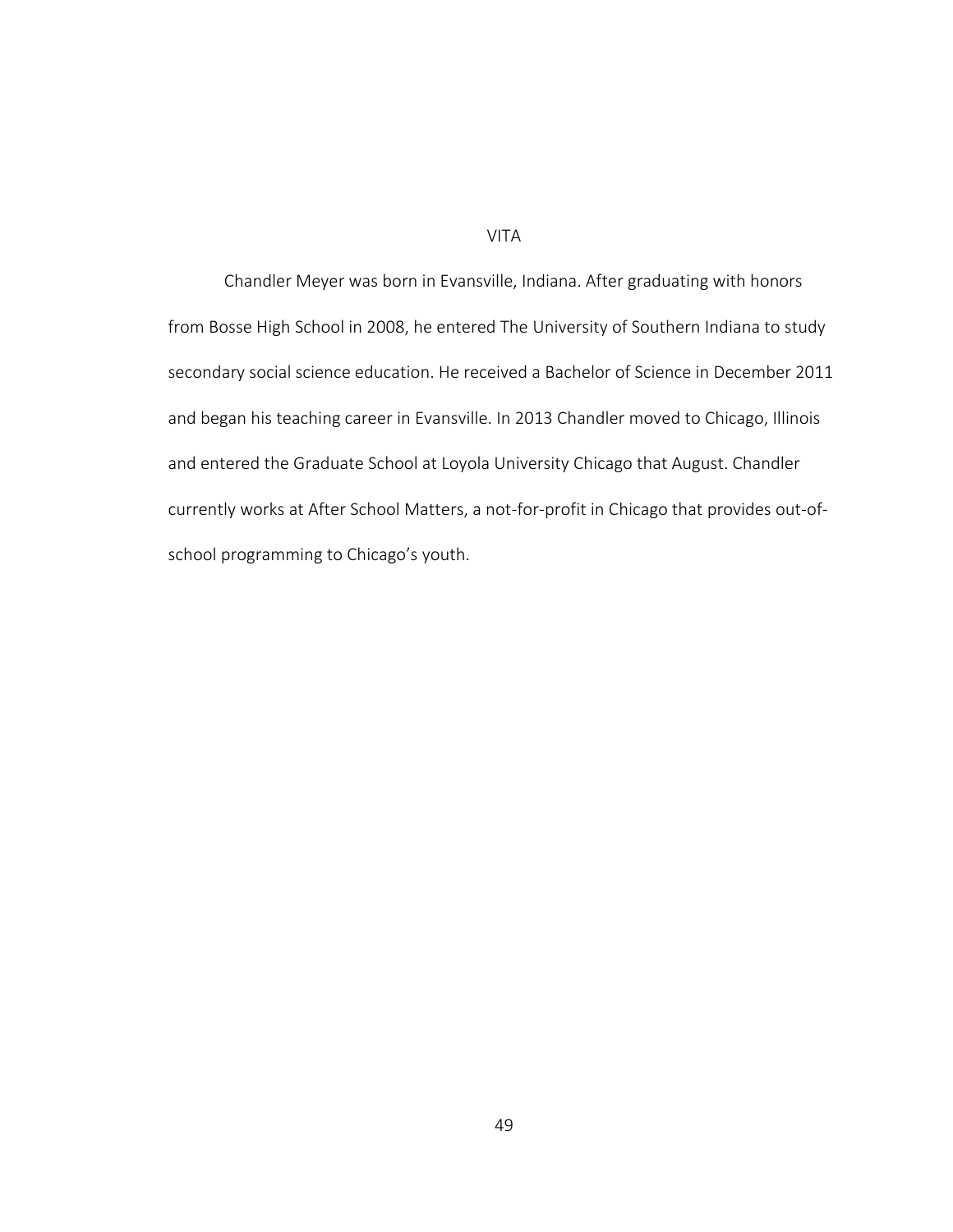# VITA

Chandler Meyer was born in Evansville, Indiana. After graduating with honors from Bosse High School in 2008, he entered The University of Southern Indiana to study secondary social science education. He received a Bachelor of Science in December 2011 and began his teaching career in Evansville. In 2013 Chandler moved to Chicago, Illinois and entered the Graduate School at Loyola University Chicago that August. Chandler currently works at After School Matters, a not-for-profit in Chicago that provides out-of-school programming to Chicago's youth.